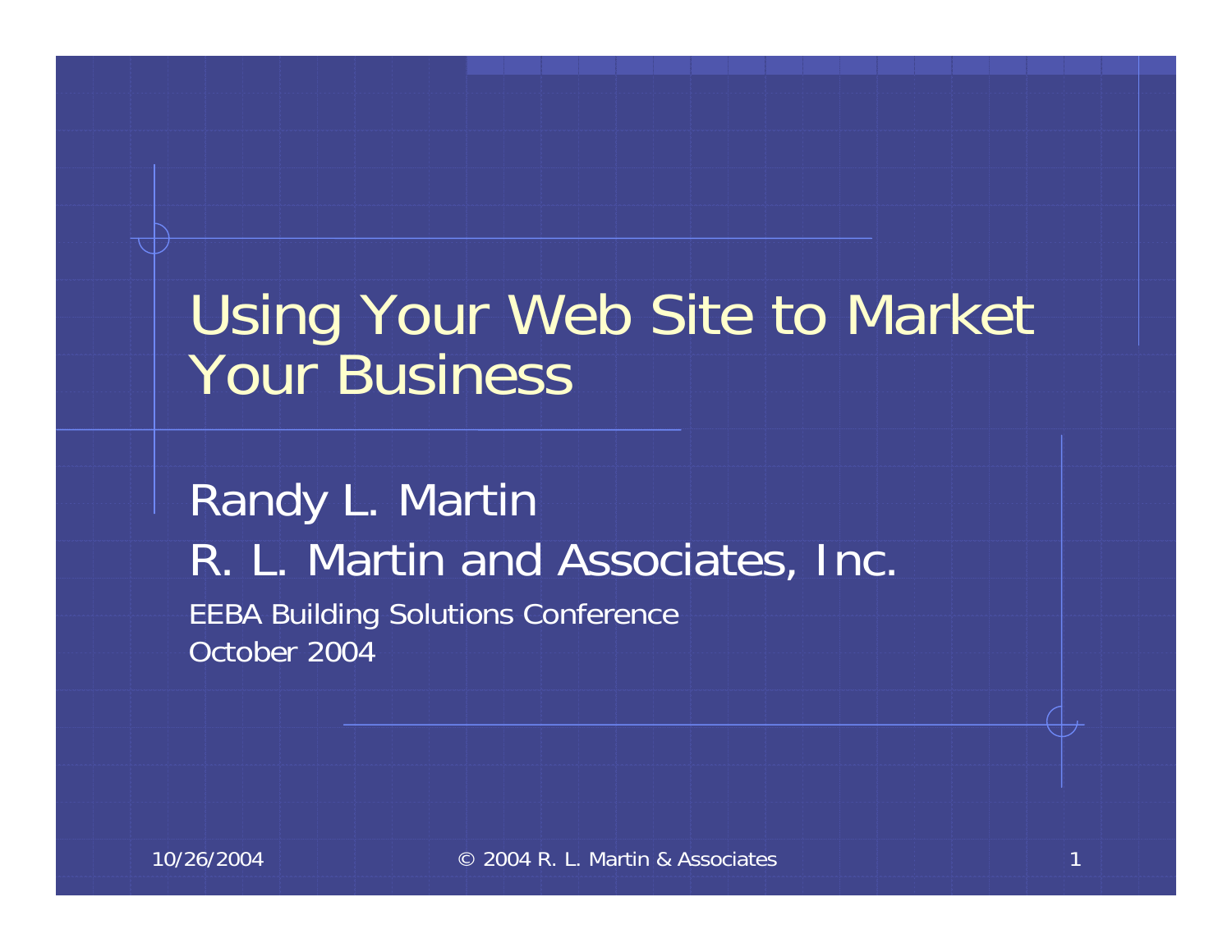# Using Your Web Site to Market Your Business

Randy L. Martin

R. L. Martin and Associates, Inc.

EEBA Building Solutions Conference

October 2004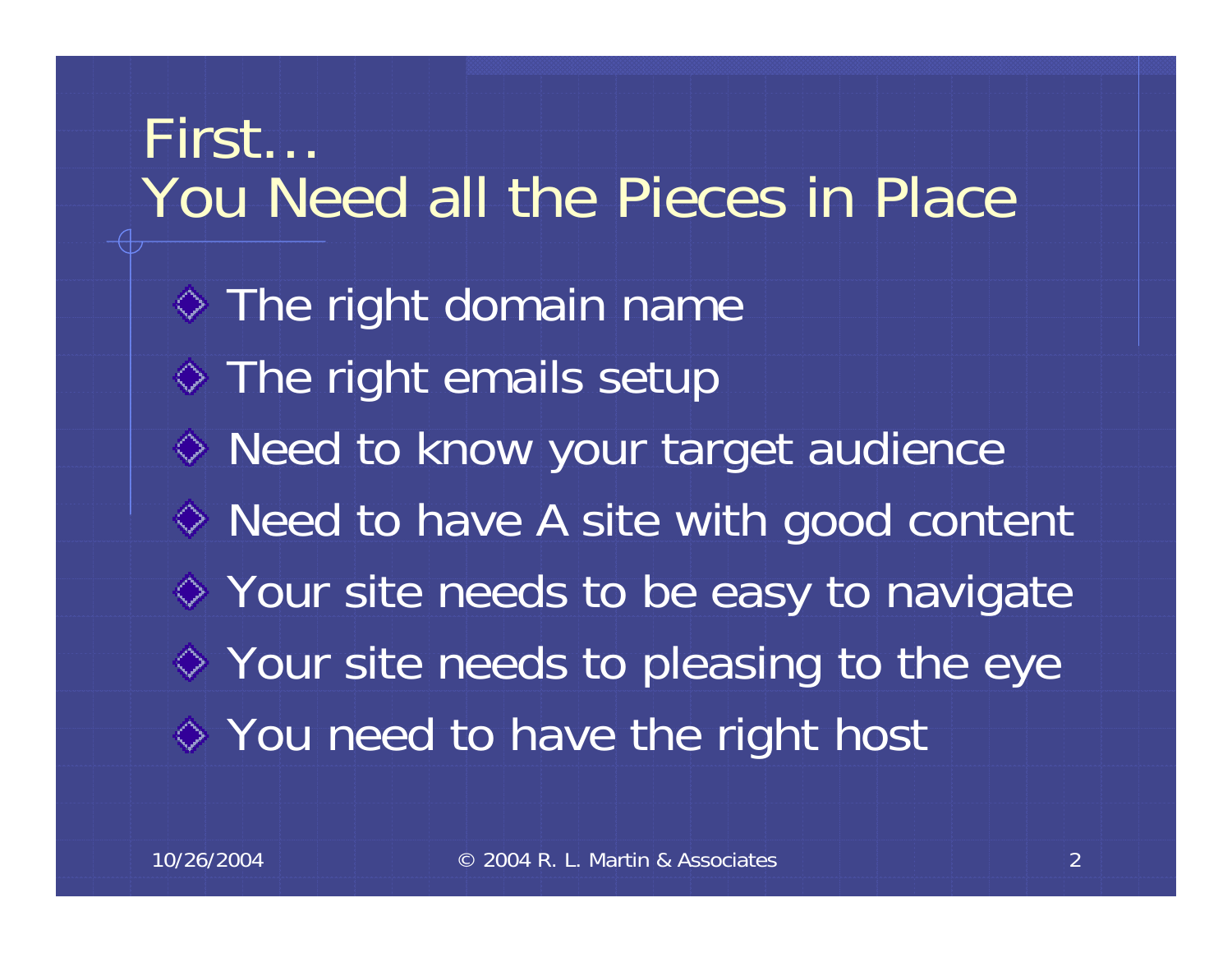# First…
# You Need all the Pieces in Place

- The right domain name
- The right emails setup
- Need to know your target audience
- Need to have A site with good content
- Your site needs to be easy to navigate
- Your site needs to pleasing to the eye
- You need to have the right host

10/26/2004 © 2004 R. L. Martin & Associates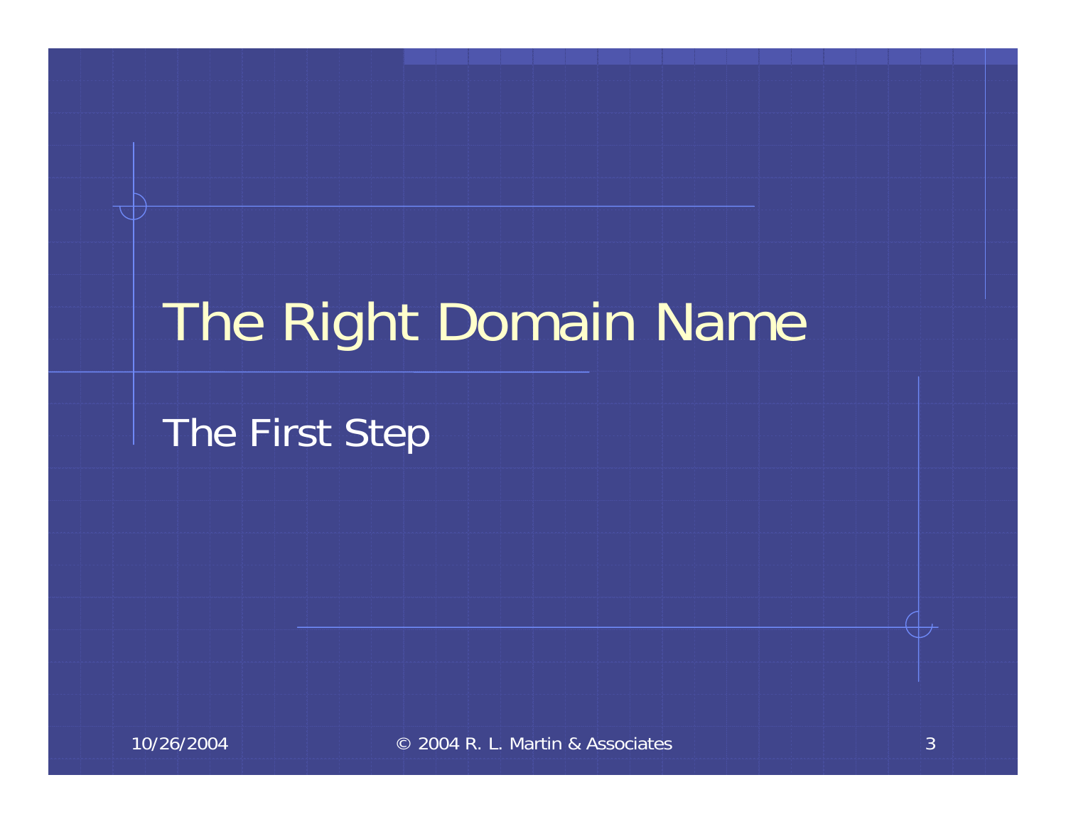# The Right Domain Name

The First Step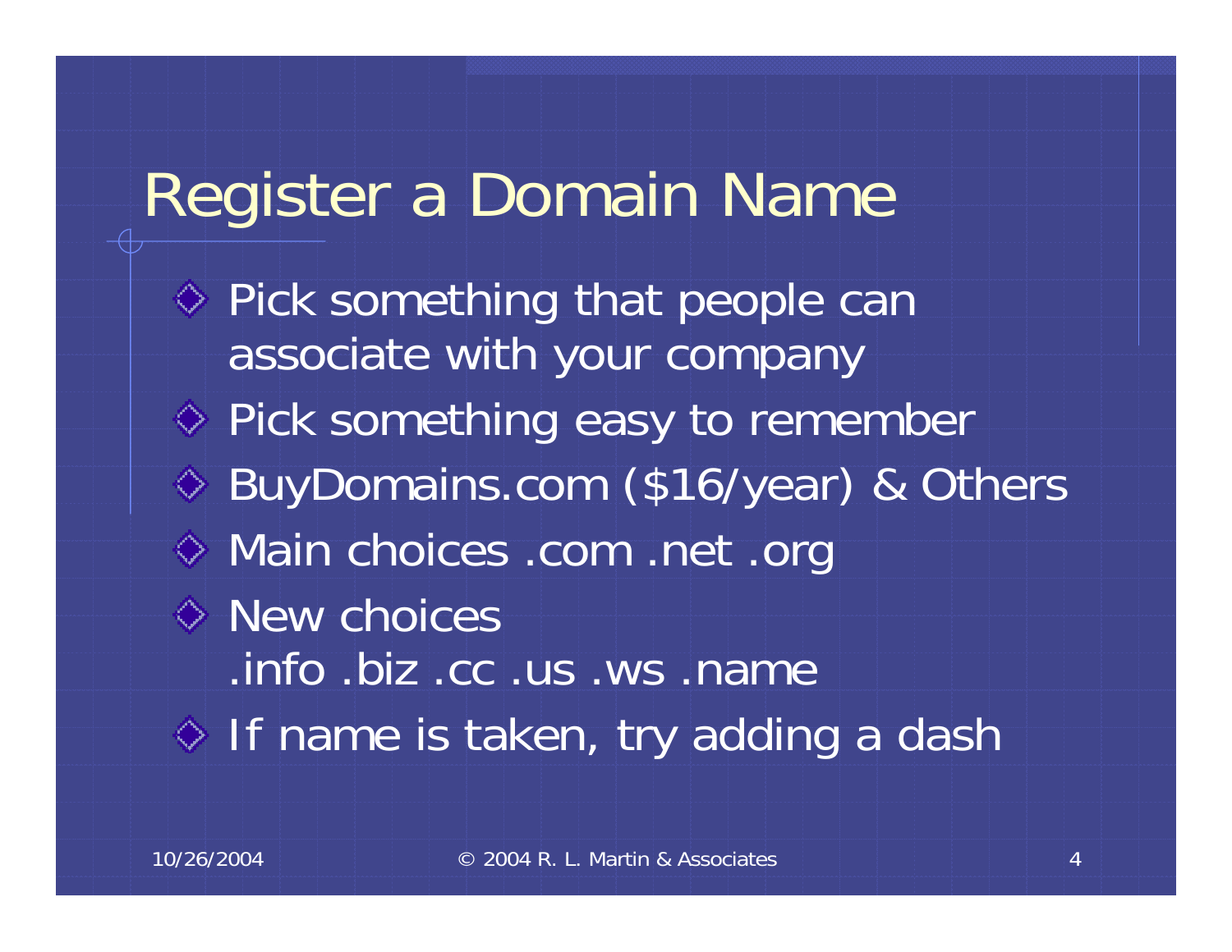# Register a Domain Name

- Pick something that people can associate with your company
- Pick something easy to remember
- BuyDomains.com ($16/year) & Others
- Main choices .com .net .org
- New choices .info .biz .cc .us .ws .name
- If name is taken, try adding a dash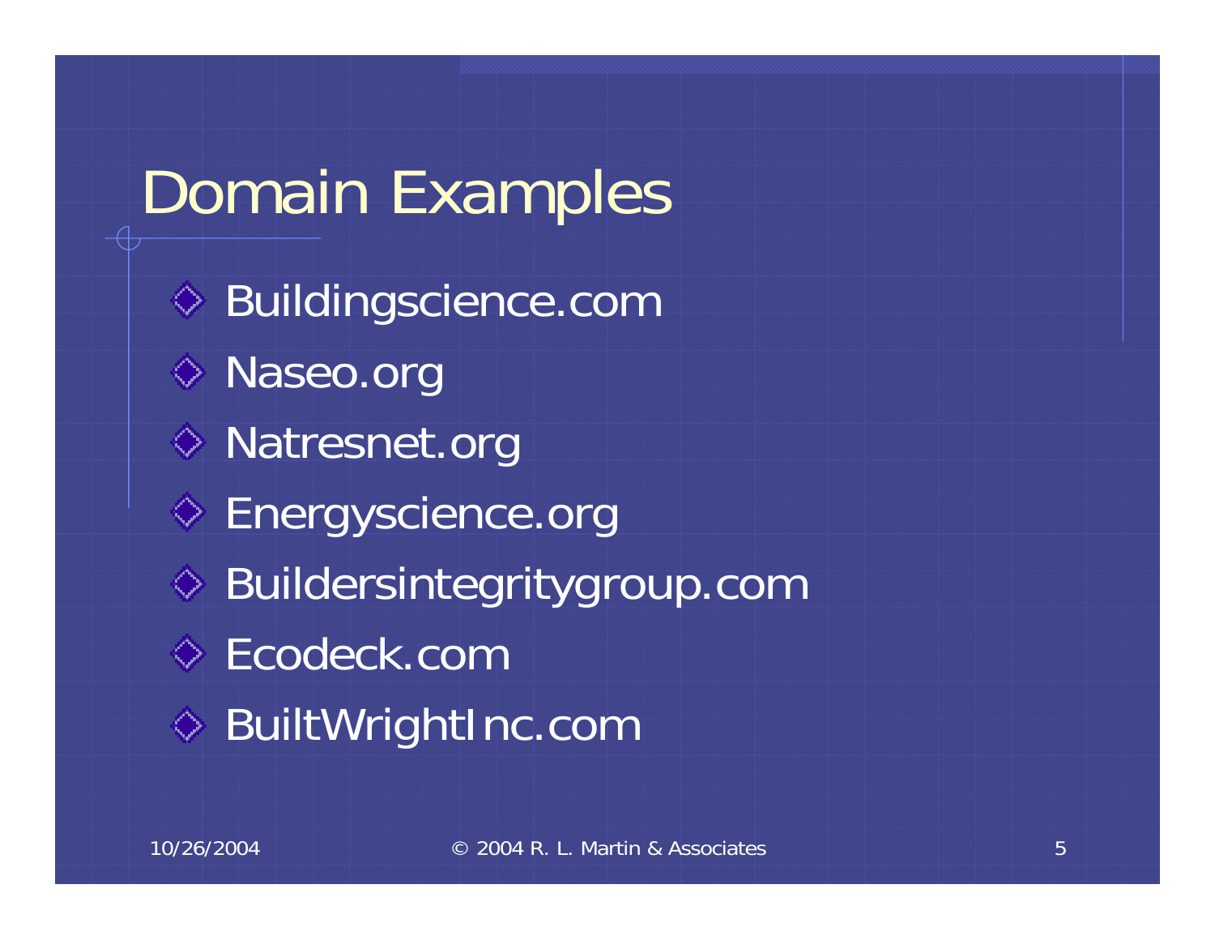# Domain Examples

- Buildingscience.com
- Naseo.org
- Natresnet.org
- Energyscience.org
- Buildersintegritygroup.com
- Ecodeck.com
- BuiltWrightInc.com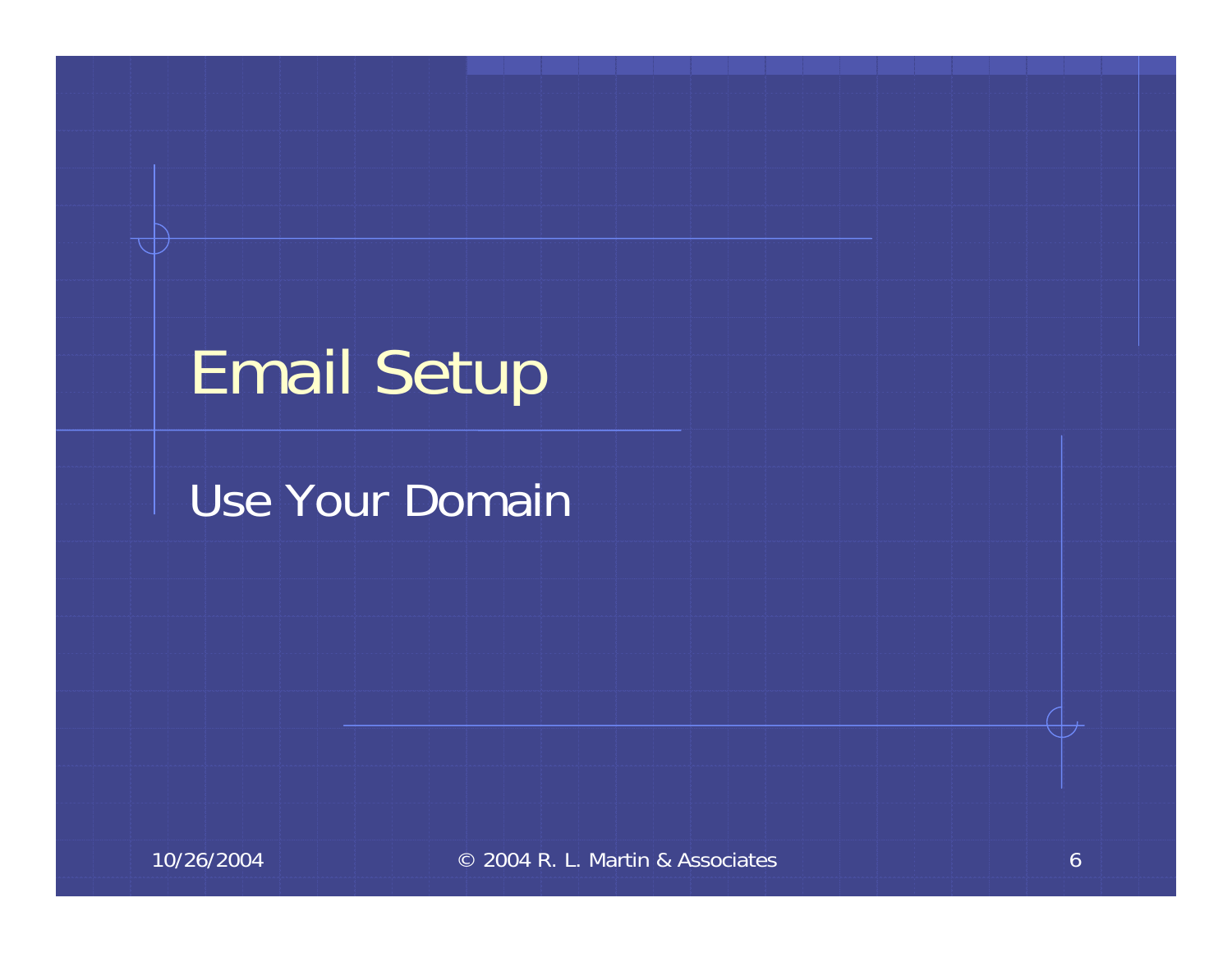# Email Setup

Use Your Domain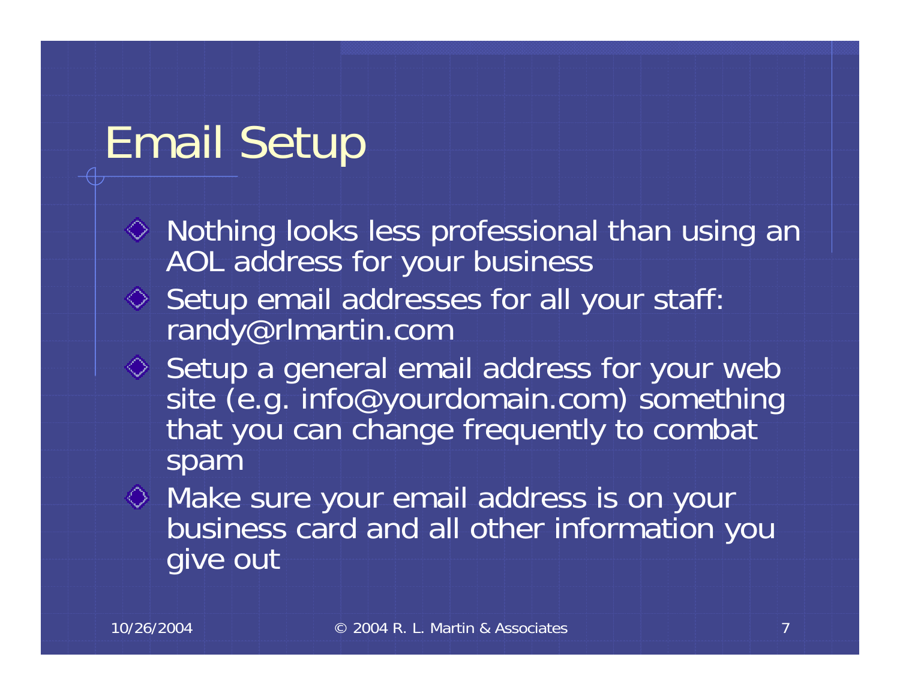# Email Setup

- Nothing looks less professional than using an AOL address for your business
- Setup email addresses for all your staff: randy@rlmartin.com
- Setup a general email address for your web site (e.g. info@yourdomain.com) something that you can change frequently to combat spam
- Make sure your email address is on your business card and all other information you give out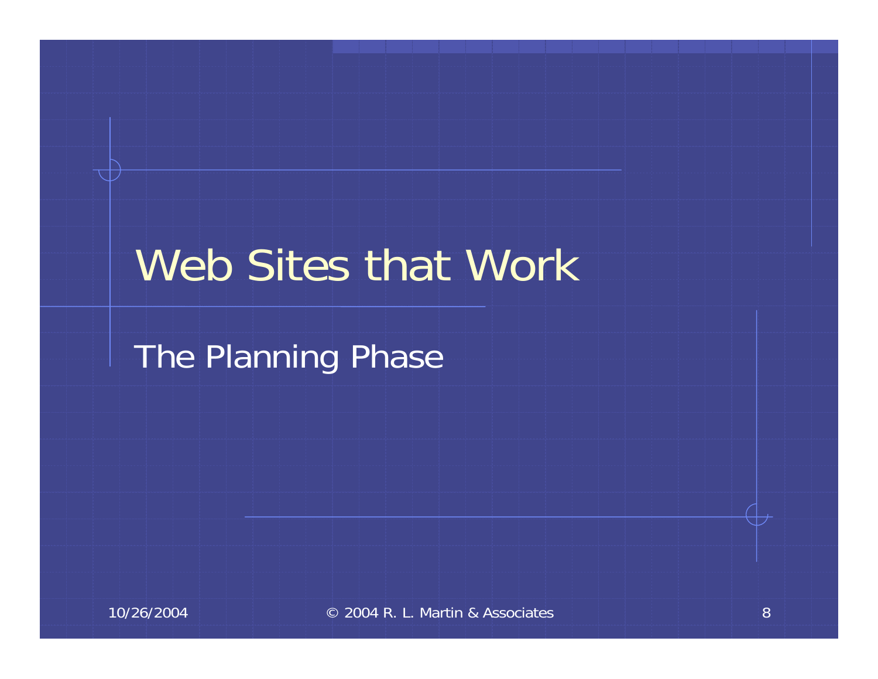# Web Sites that Work

The Planning Phase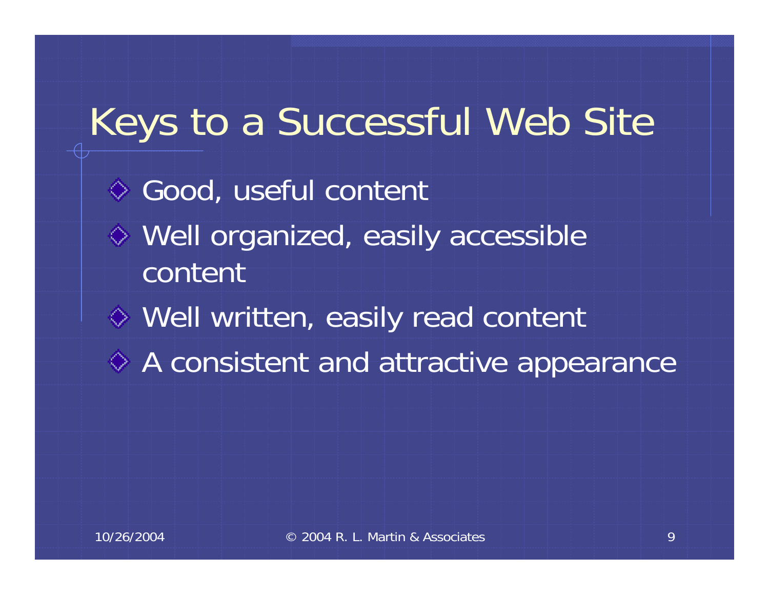# Keys to a Successful Web Site

- Good, useful content
- Well organized, easily accessible content
- Well written, easily read content
- A consistent and attractive appearance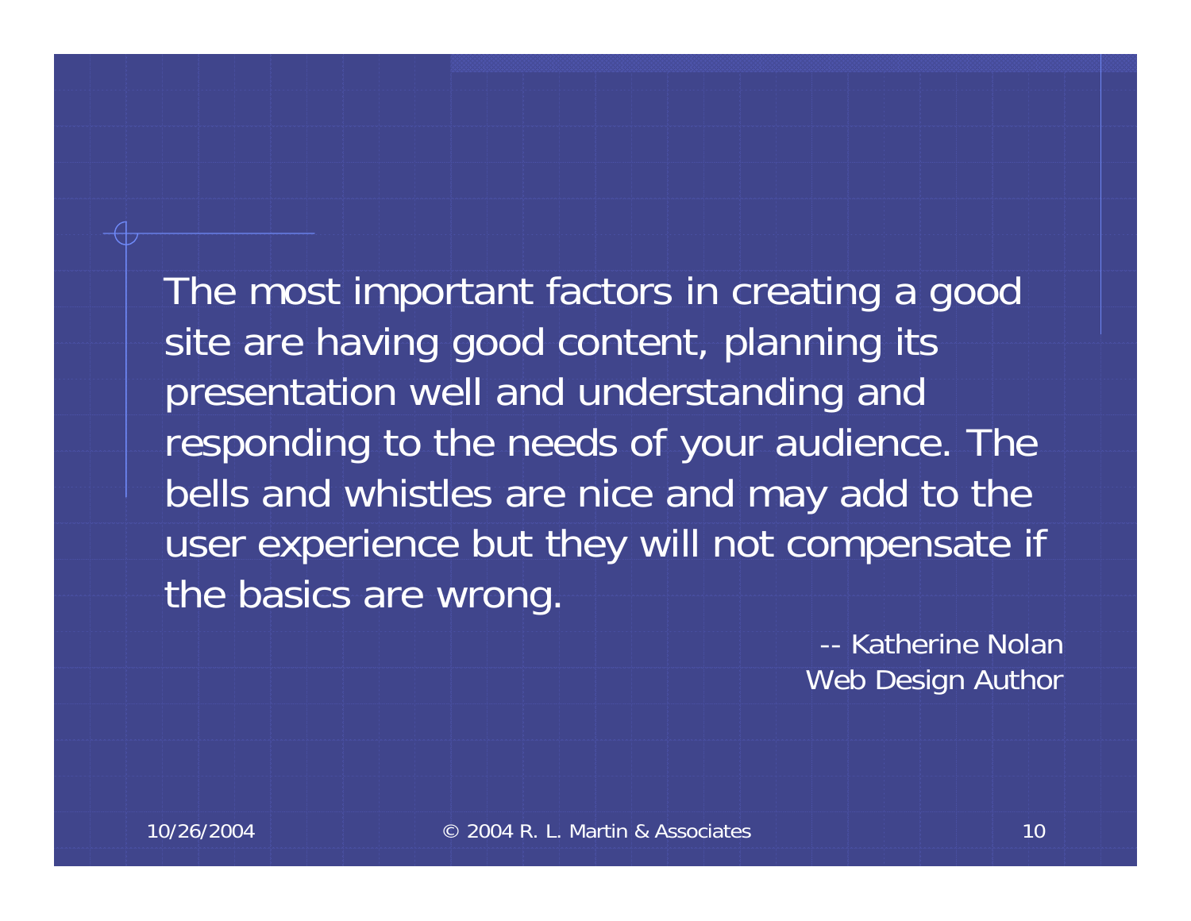The most important factors in creating a good site are having good content, planning its presentation well and understanding and responding to the needs of your audience. The bells and whistles are nice and may add to the user experience but they will not compensate if the basics are wrong.

-- Katherine Nolan
Web Design Author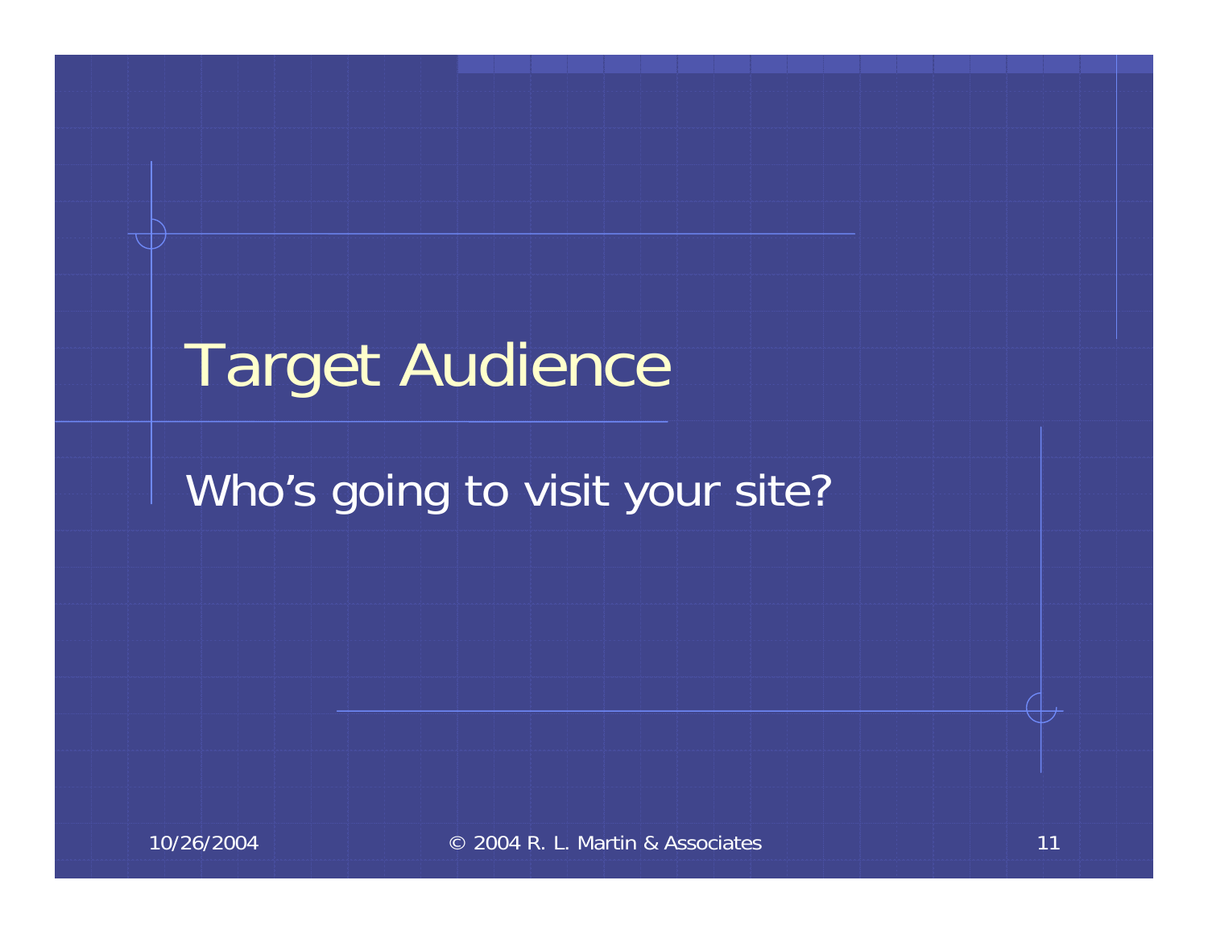# Target Audience

Who's going to visit your site?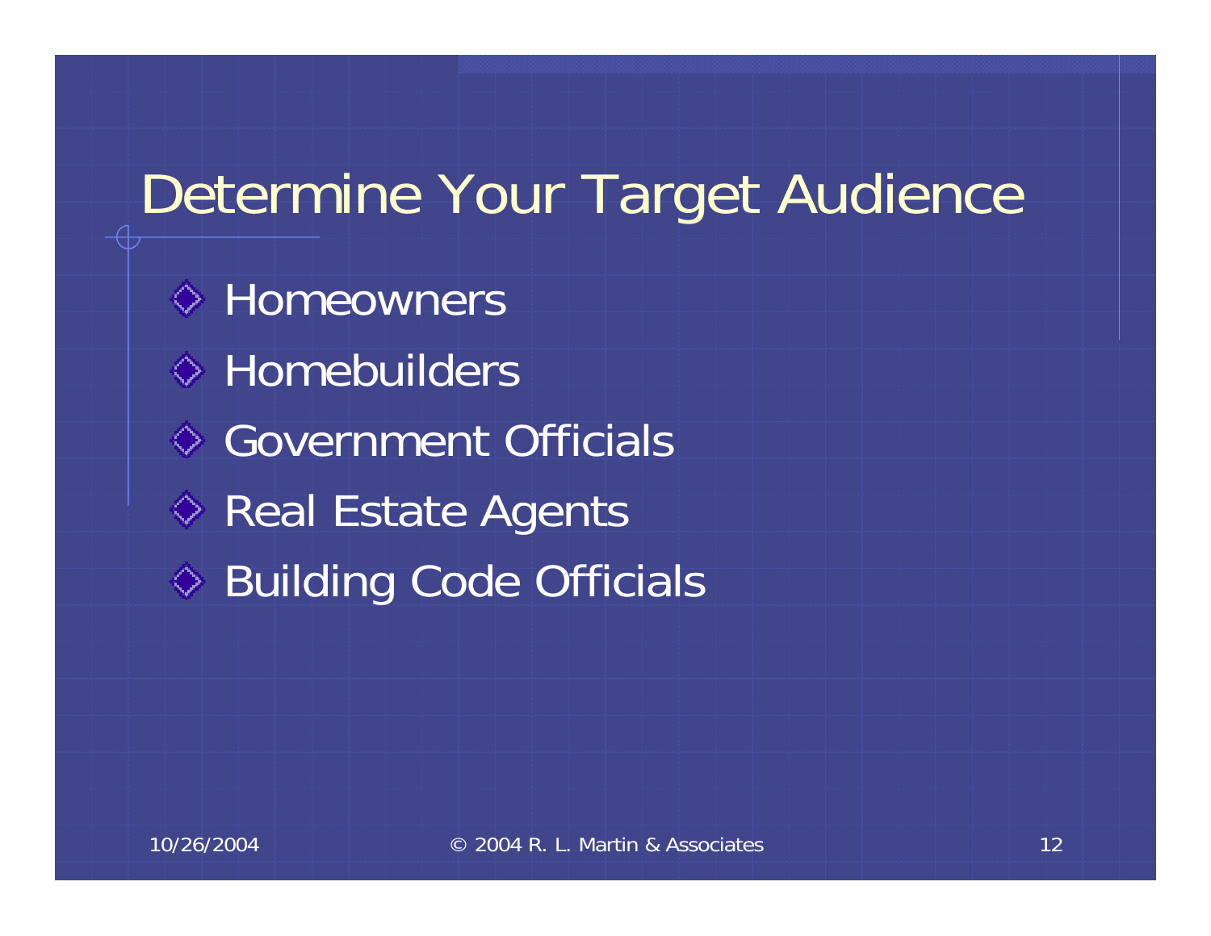# Determine Your Target Audience

- Homeowners
- Homebuilders
- Government Officials
- Real Estate Agents
- Building Code Officials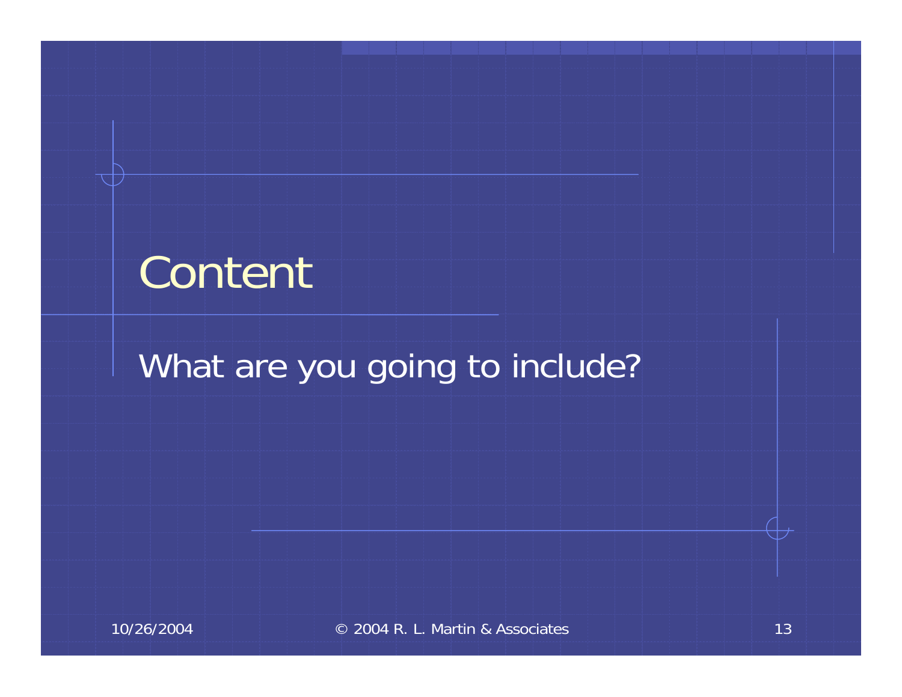# Content

What are you going to include?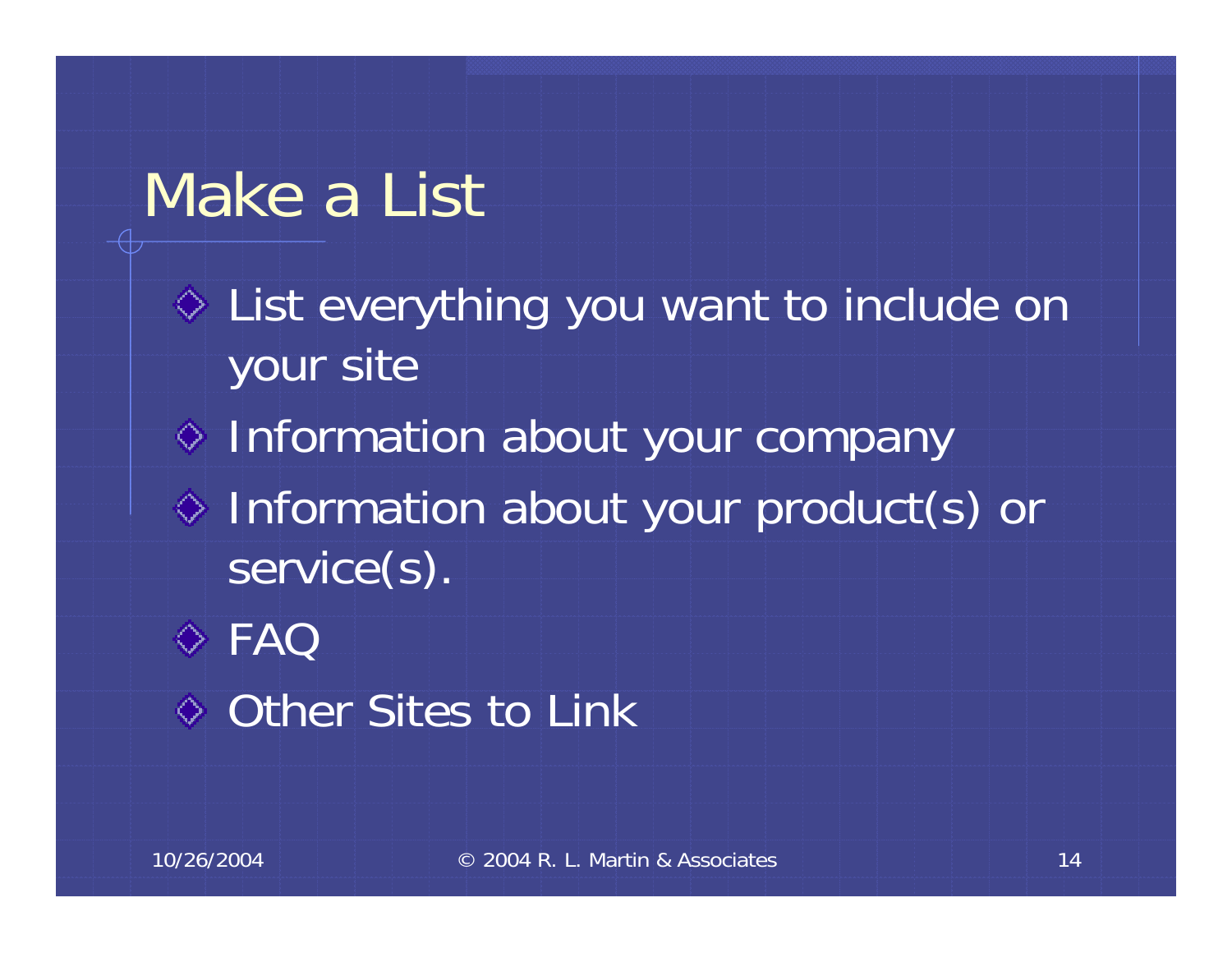# Make a List

- List everything you want to include on your site
- Information about your company
- Information about your product(s) or service(s).
- FAQ
- Other Sites to Link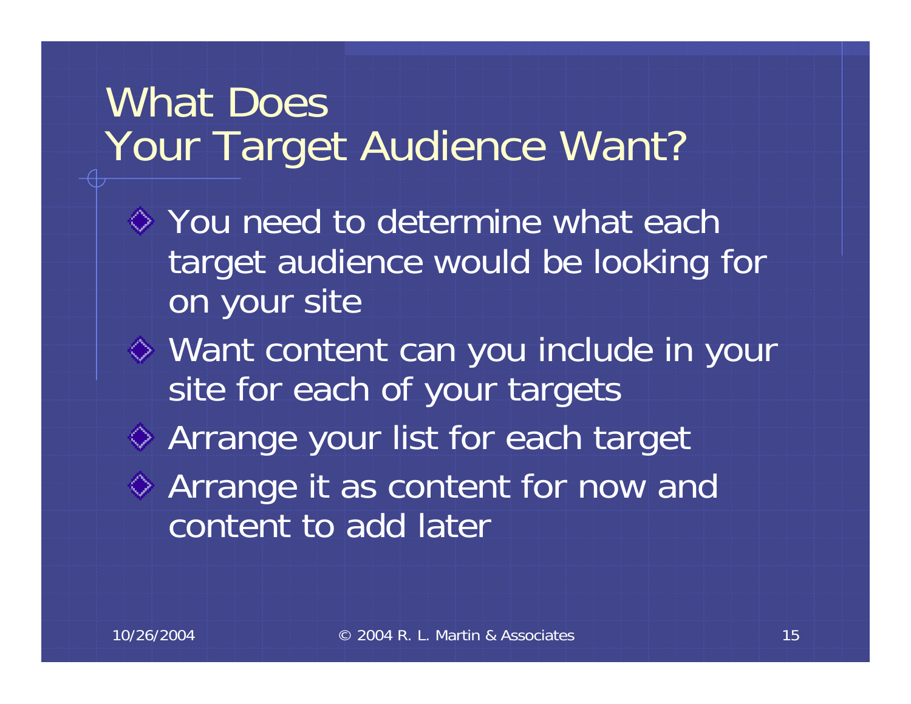# What Does Your Target Audience Want?

- You need to determine what each target audience would be looking for on your site
- Want content can you include in your site for each of your targets
- Arrange your list for each target
- Arrange it as content for now and content to add later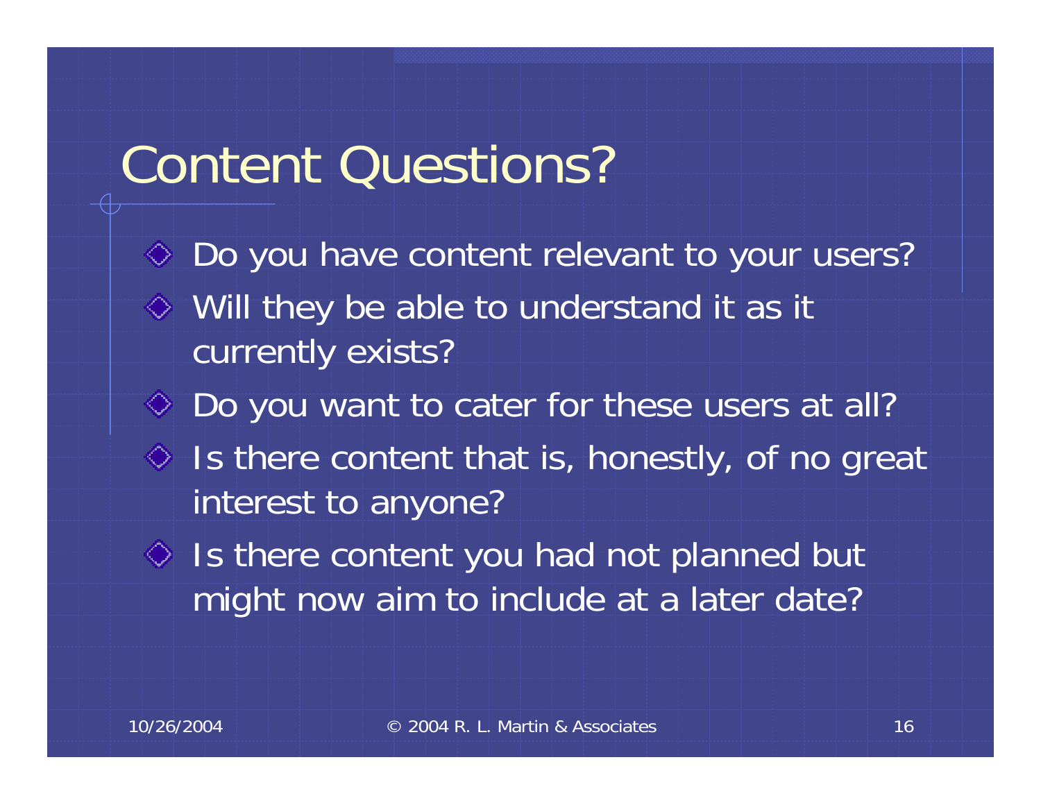# Content Questions?

- Do you have content relevant to your users?
- Will they be able to understand it as it currently exists?
- Do you want to cater for these users at all?
- Is there content that is, honestly, of no great interest to anyone?
- Is there content you had not planned but might now aim to include at a later date?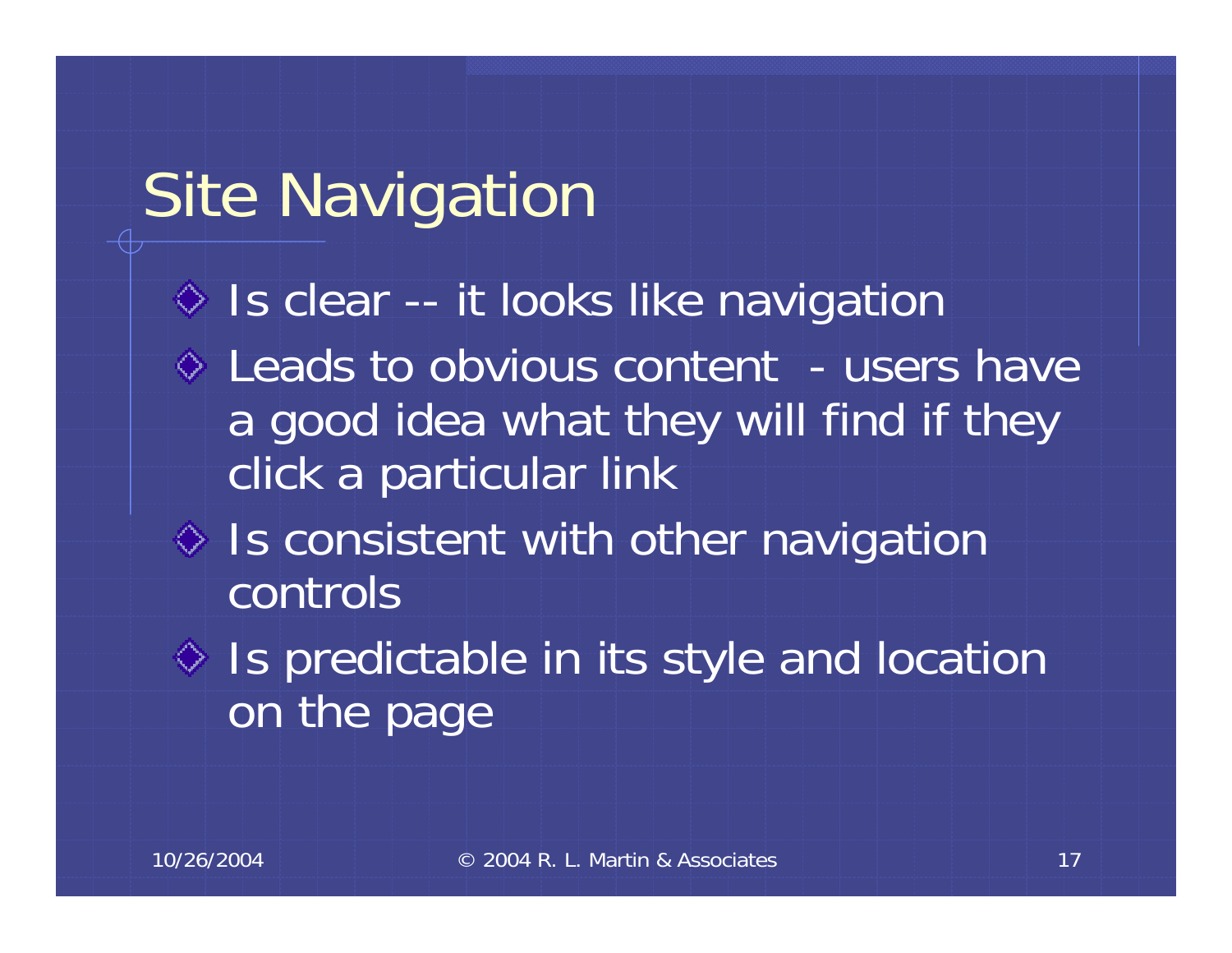# Site Navigation

- Is clear -- it looks like navigation
- Leads to obvious content - users have a good idea what they will find if they click a particular link
- Is consistent with other navigation controls
- Is predictable in its style and location on the page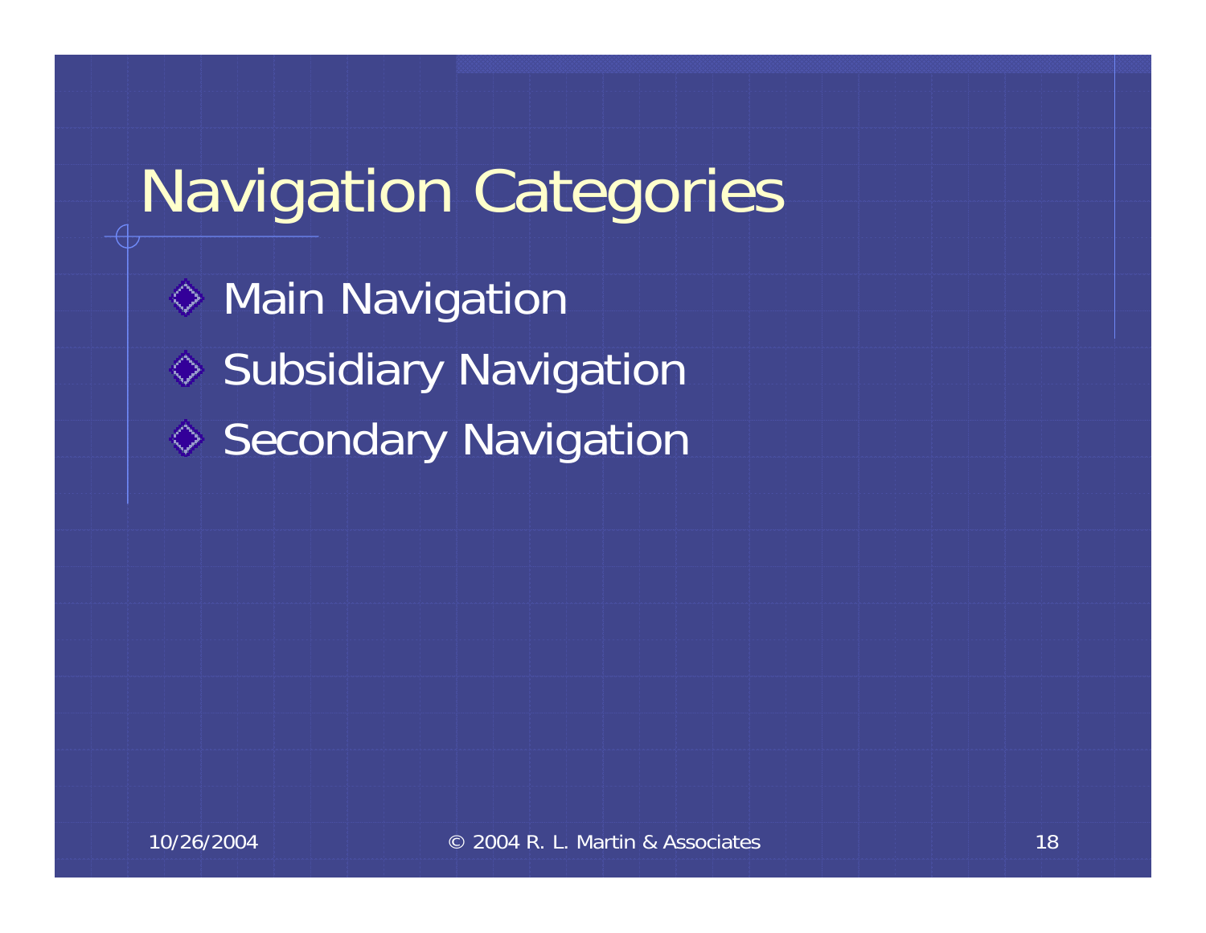# Navigation Categories

- Main Navigation
- Subsidiary Navigation
- Secondary Navigation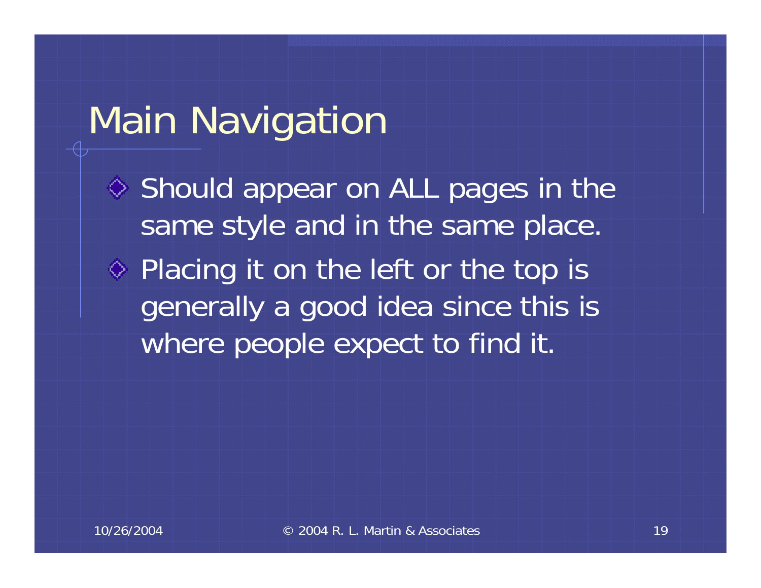# Main Navigation

- Should appear on ALL pages in the same style and in the same place.
- Placing it on the left or the top is generally a good idea since this is where people expect to find it.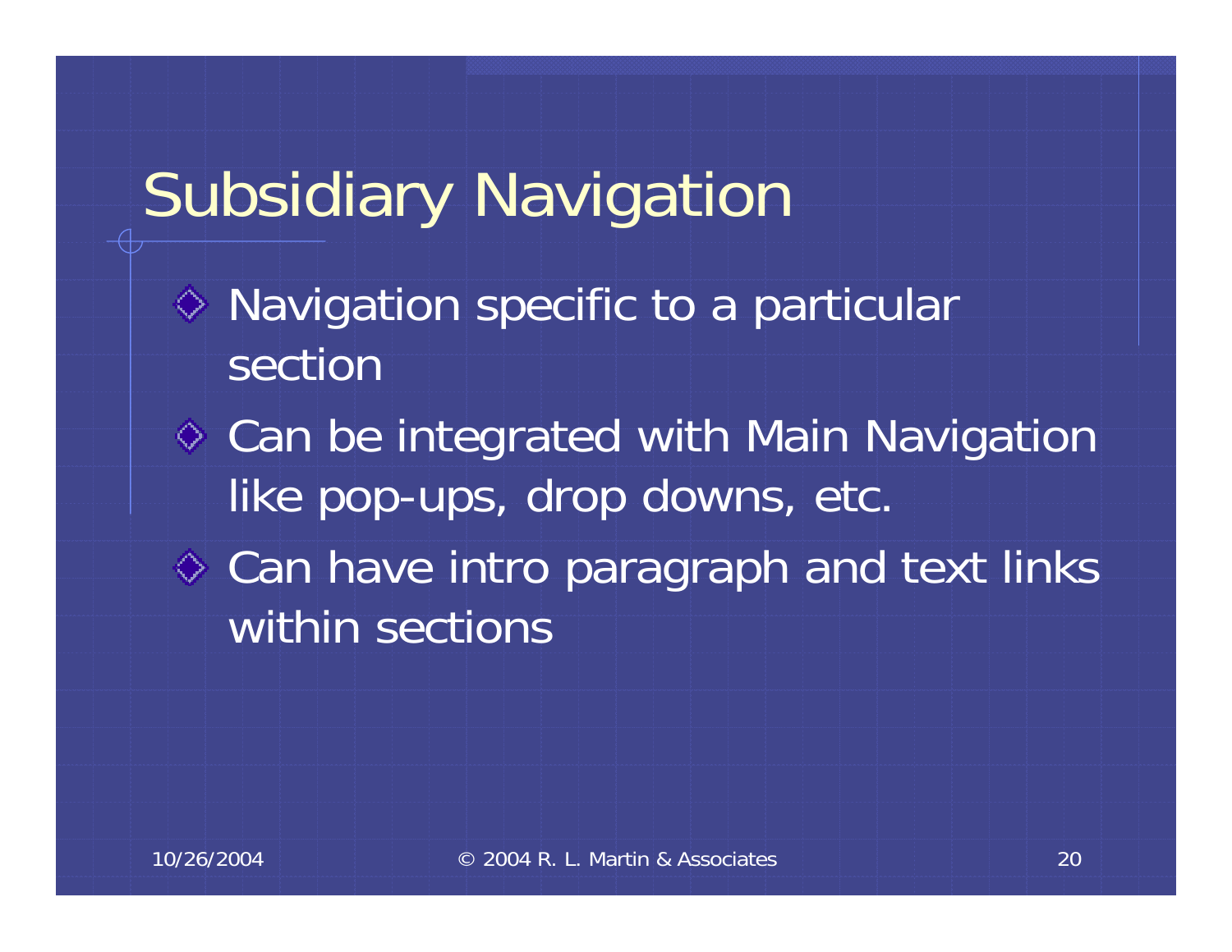# Subsidiary Navigation

- Navigation specific to a particular section
- Can be integrated with Main Navigation like pop-ups, drop downs, etc.
- Can have intro paragraph and text links within sections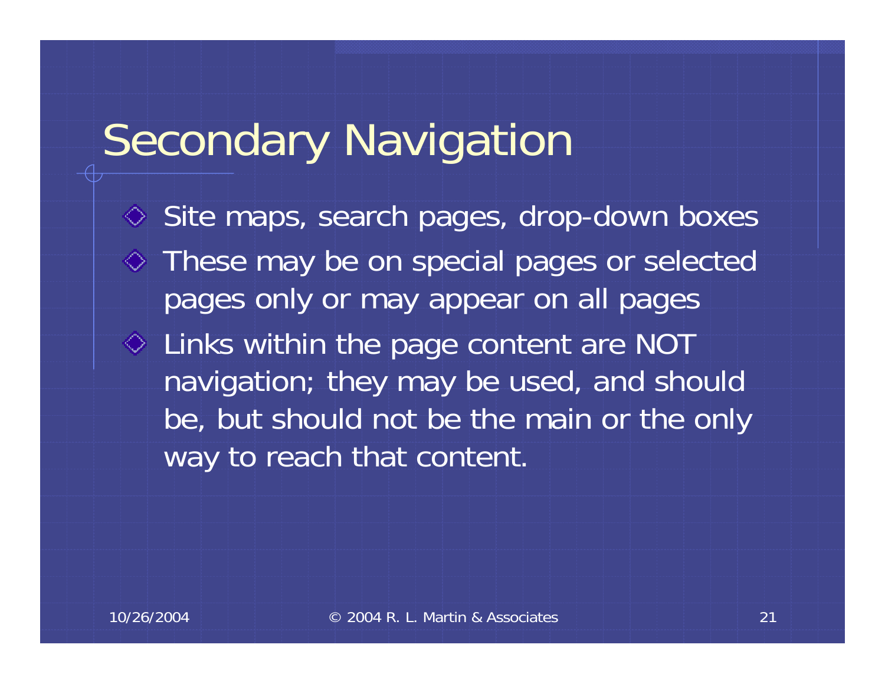# Secondary Navigation

- Site maps, search pages, drop-down boxes
- These may be on special pages or selected pages only or may appear on all pages
- Links within the page content are NOT navigation; they may be used, and should be, but should not be the main or the only way to reach that content.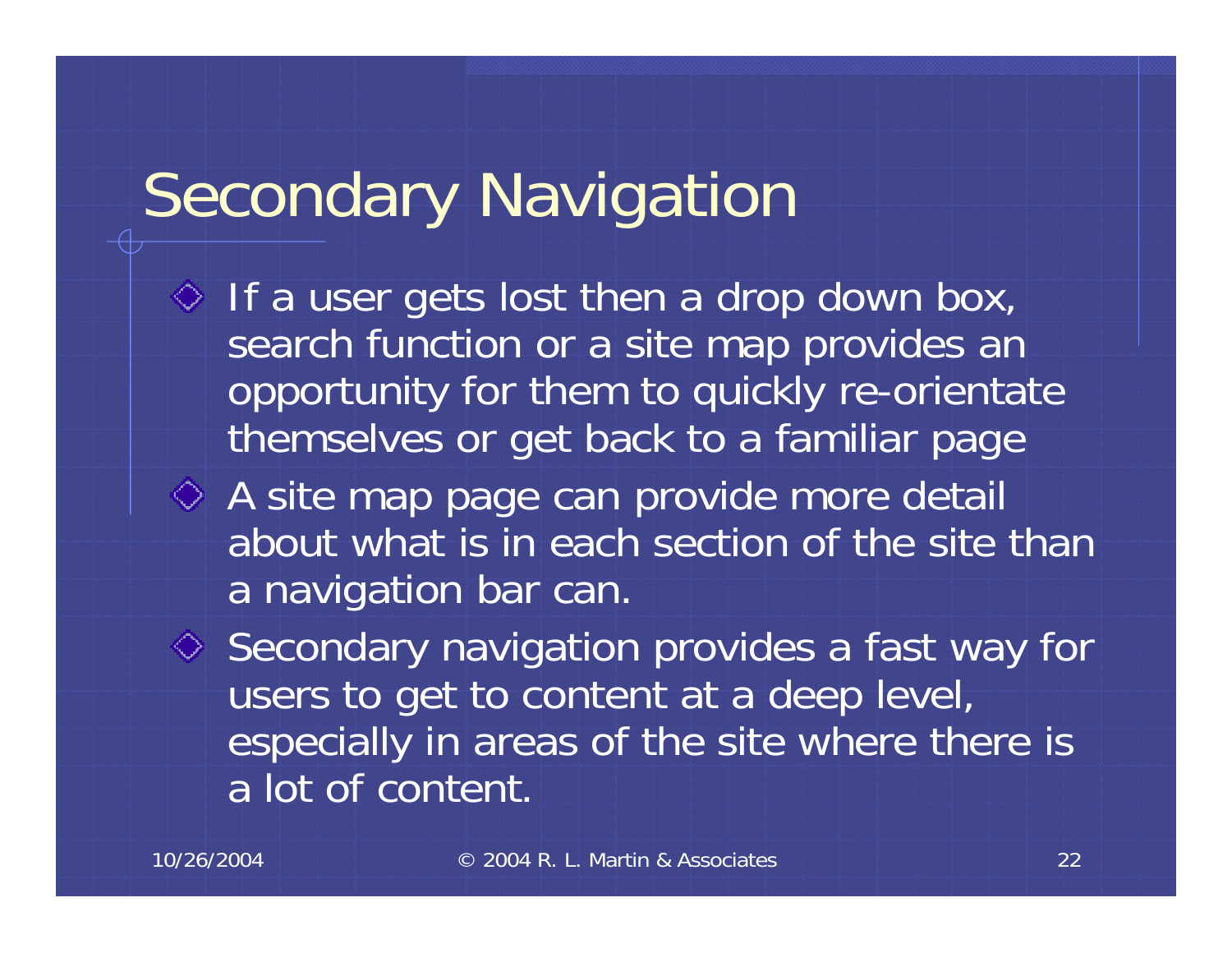# Secondary Navigation

- If a user gets lost then a drop down box, search function or a site map provides an opportunity for them to quickly re-orientate themselves or get back to a familiar page
- A site map page can provide more detail about what is in each section of the site than a navigation bar can.
- Secondary navigation provides a fast way for users to get to content at a deep level, especially in areas of the site where there is a lot of content.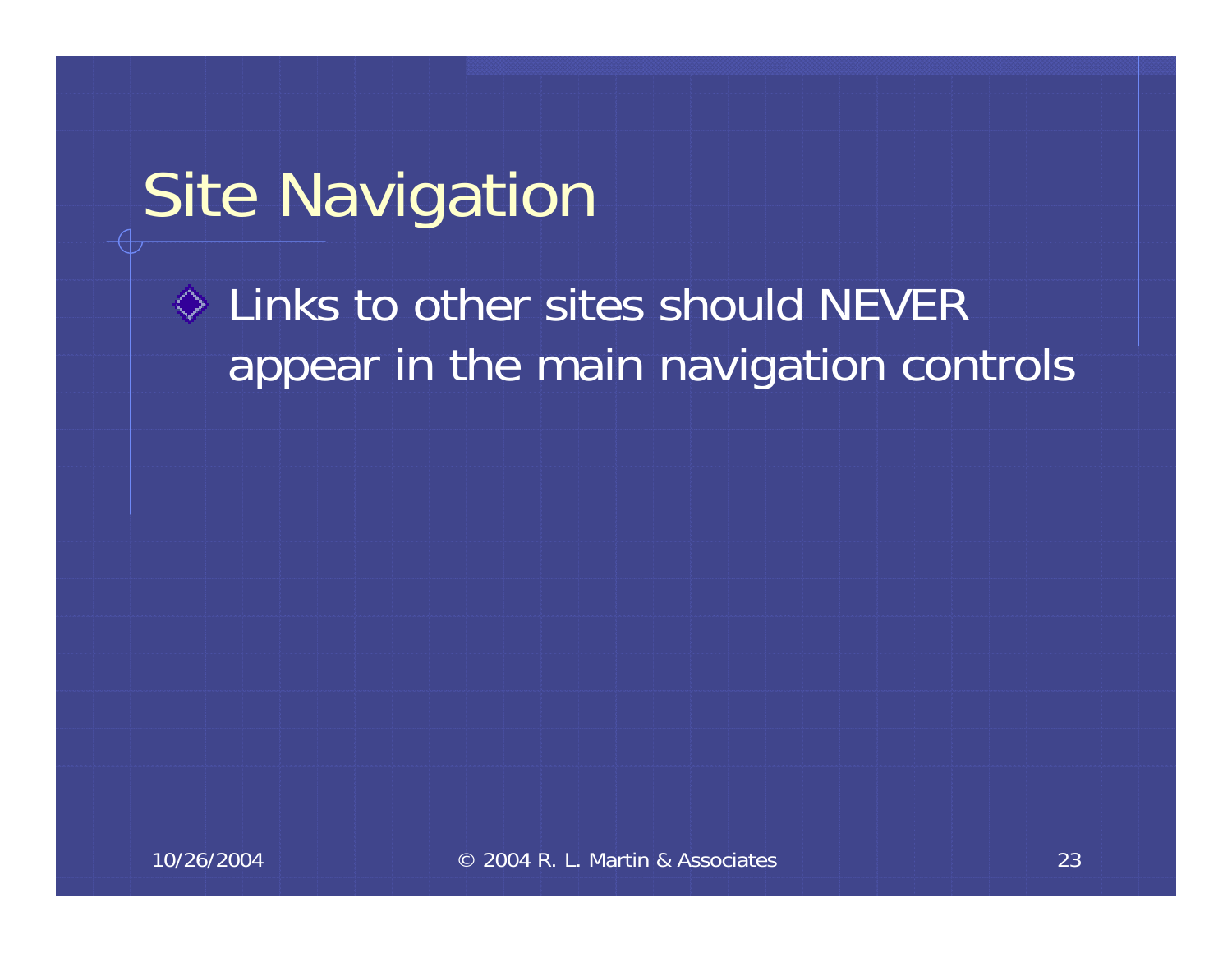# Site Navigation

- Links to other sites should NEVER appear in the main navigation controls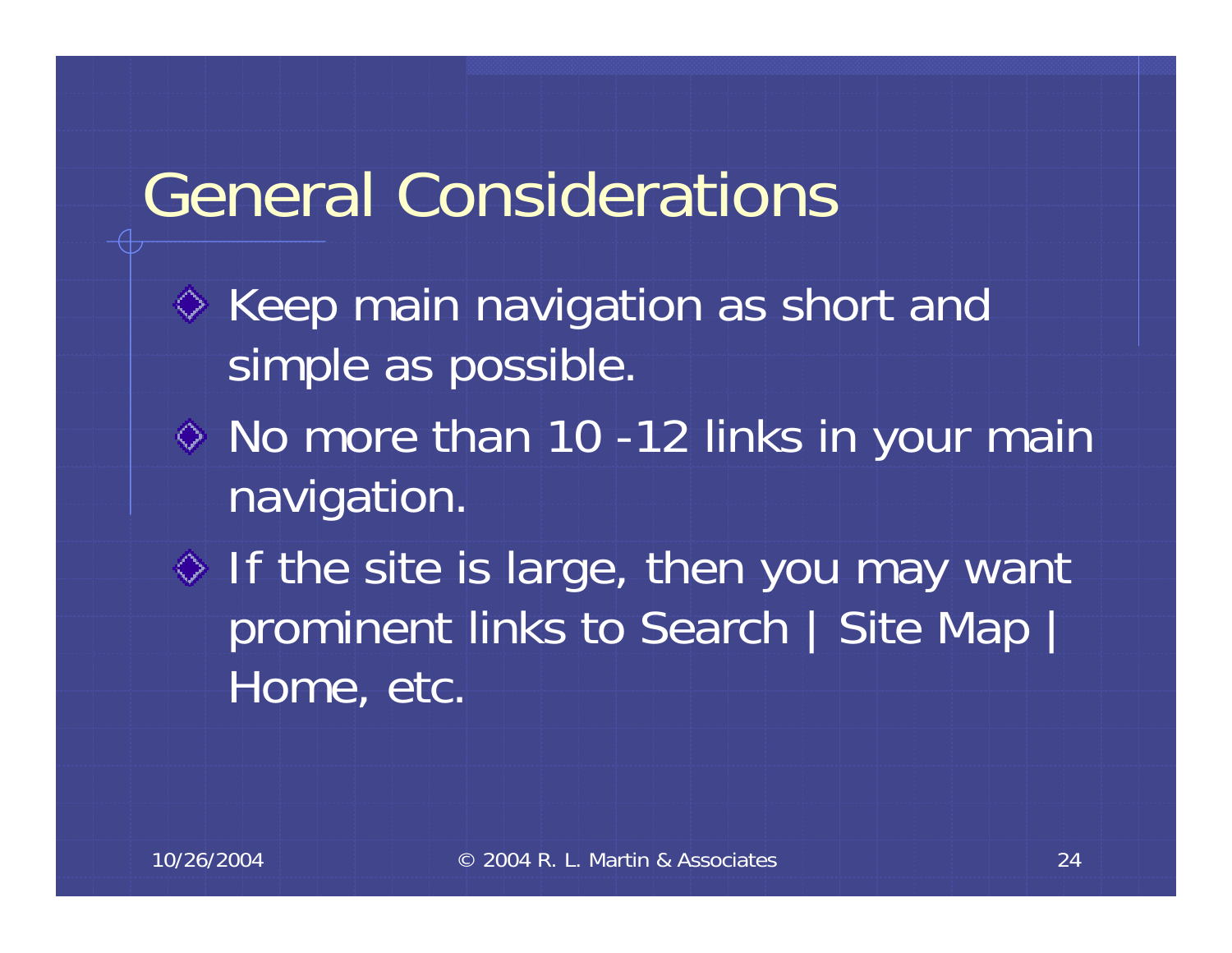# General Considerations

- Keep main navigation as short and simple as possible.
- No more than 10 -12 links in your main navigation.
- If the site is large, then you may want prominent links to Search | Site Map | Home, etc.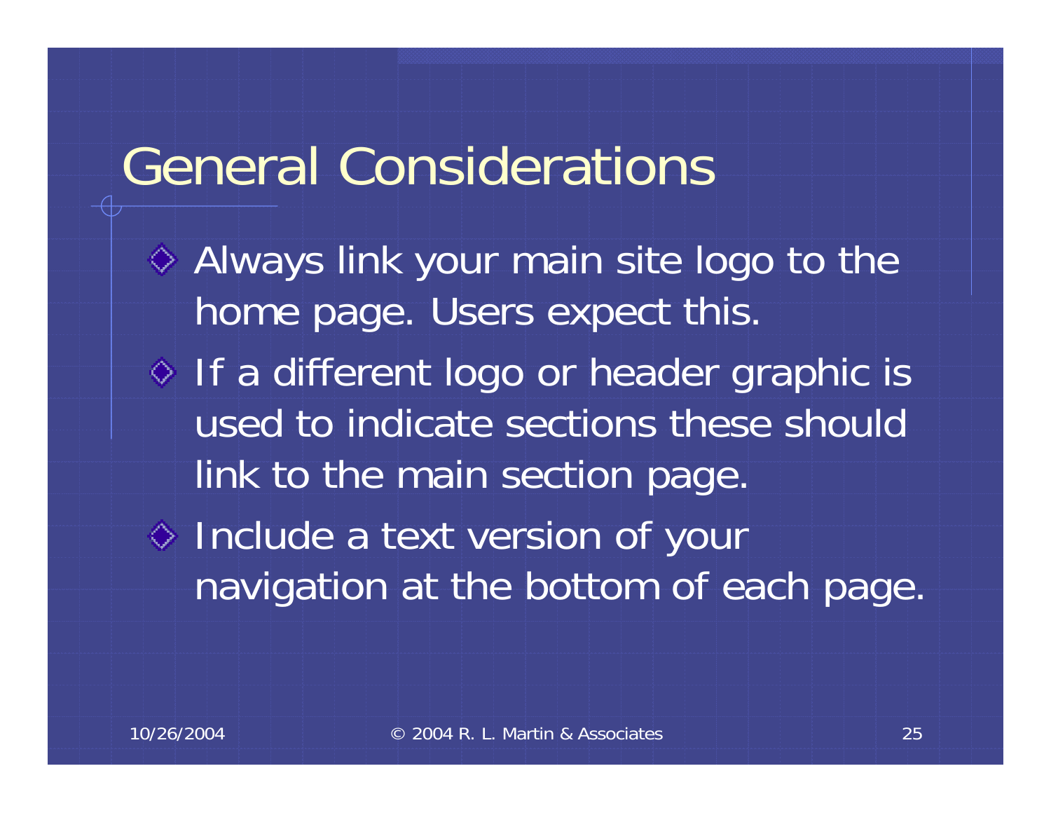# General Considerations

- Always link your main site logo to the home page. Users expect this.
- If a different logo or header graphic is used to indicate sections these should link to the main section page.
- Include a text version of your navigation at the bottom of each page.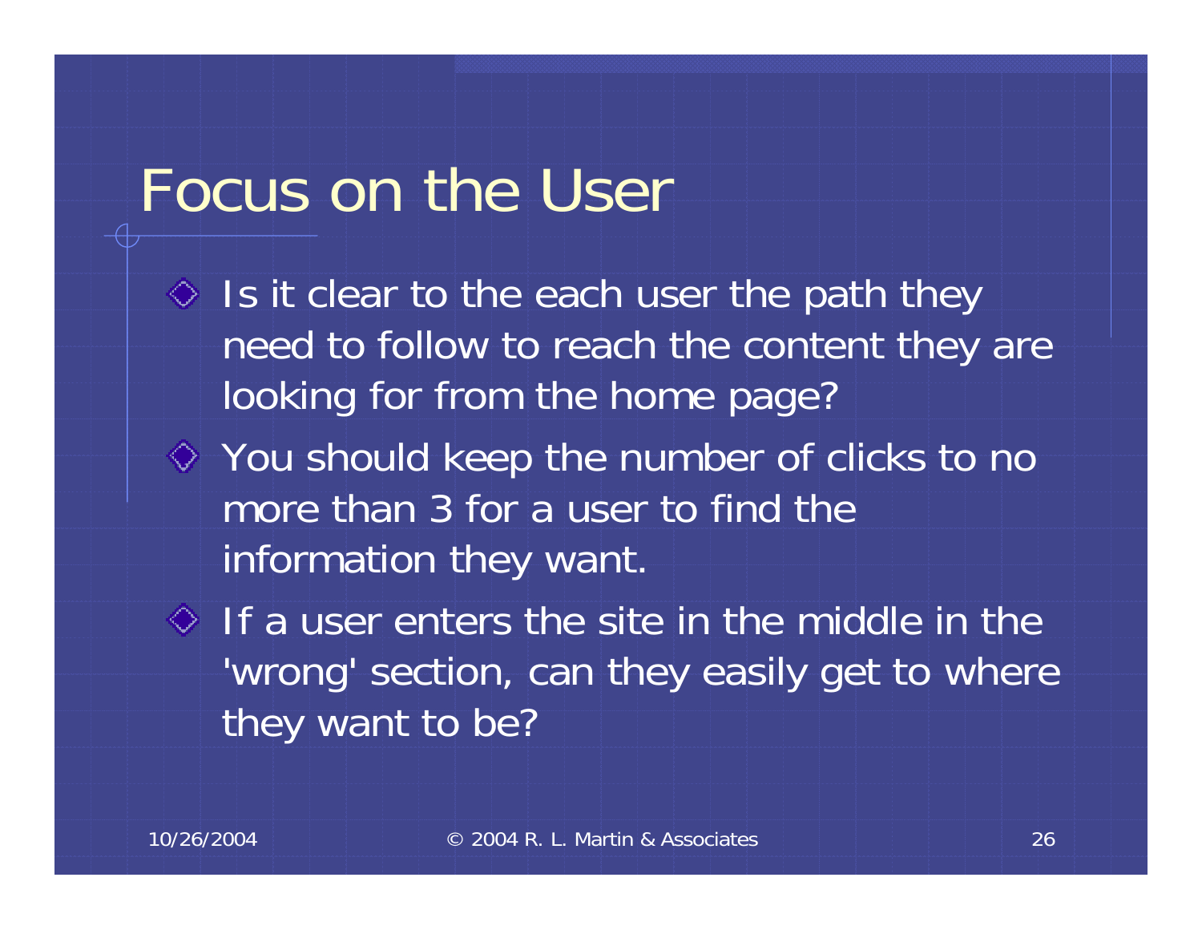# Focus on the User

- Is it clear to the each user the path they need to follow to reach the content they are looking for from the home page?
- You should keep the number of clicks to no more than 3 for a user to find the information they want.
- If a user enters the site in the middle in the 'wrong' section, can they easily get to where they want to be?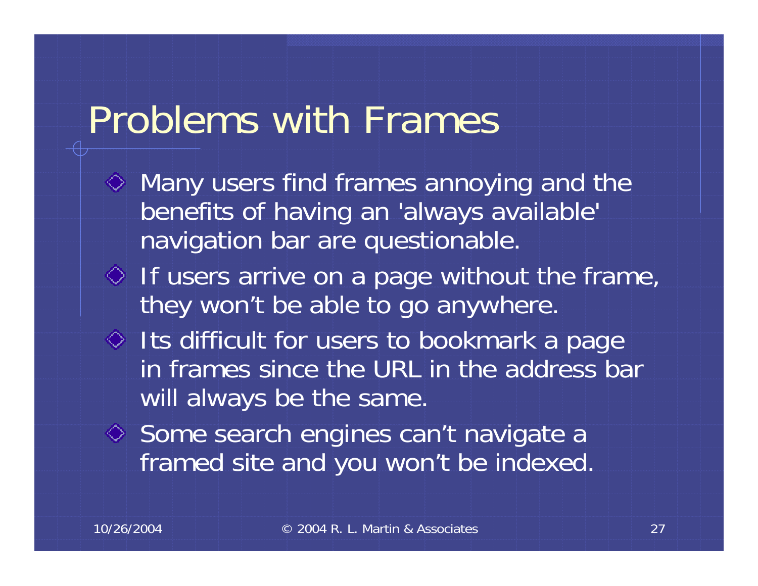# Problems with Frames

- Many users find frames annoying and the benefits of having an 'always available' navigation bar are questionable.
- If users arrive on a page without the frame, they won't be able to go anywhere.
- Its difficult for users to bookmark a page in frames since the URL in the address bar will always be the same.
- Some search engines can't navigate a framed site and you won't be indexed.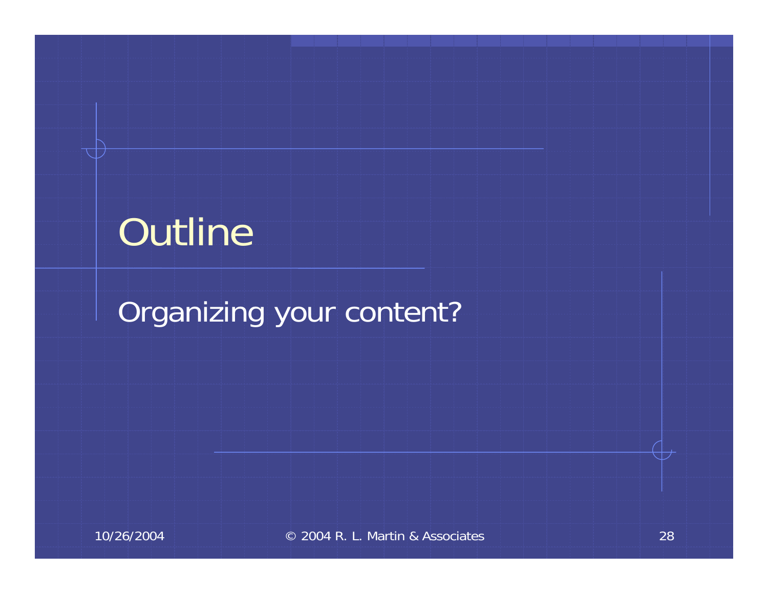# Outline

Organizing your content?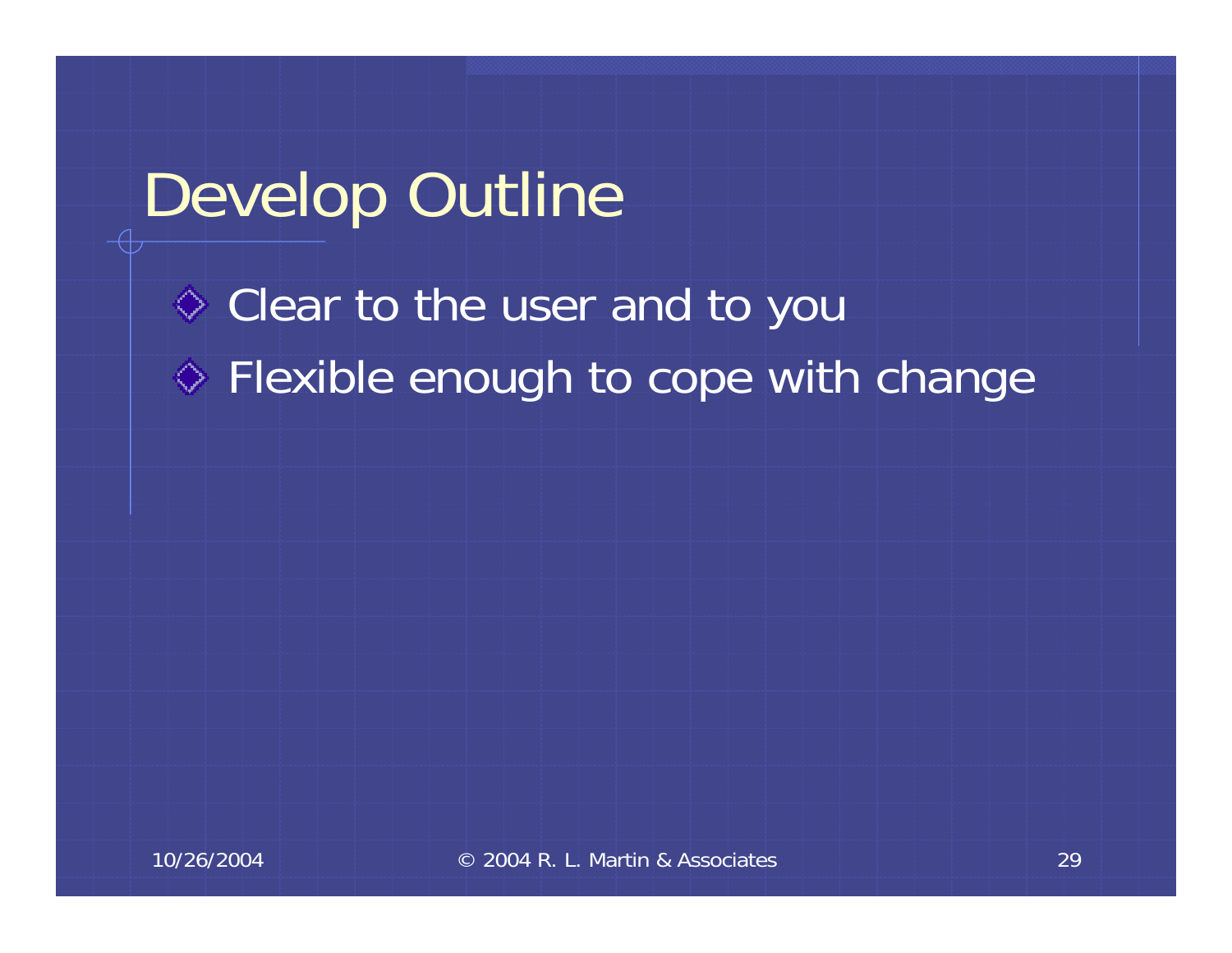# Develop Outline

- Clear to the user and to you
- Flexible enough to cope with change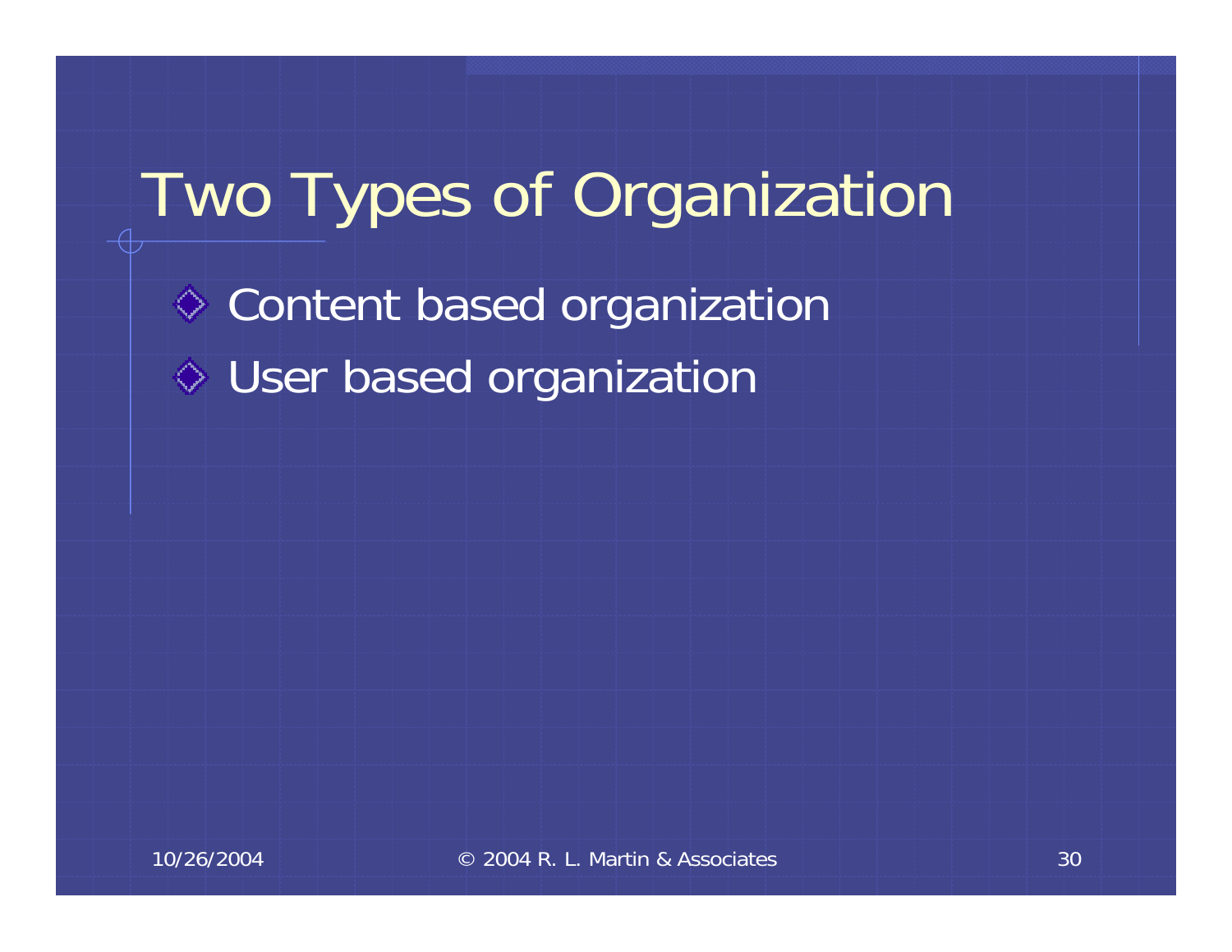# Two Types of Organization

- Content based organization
- User based organization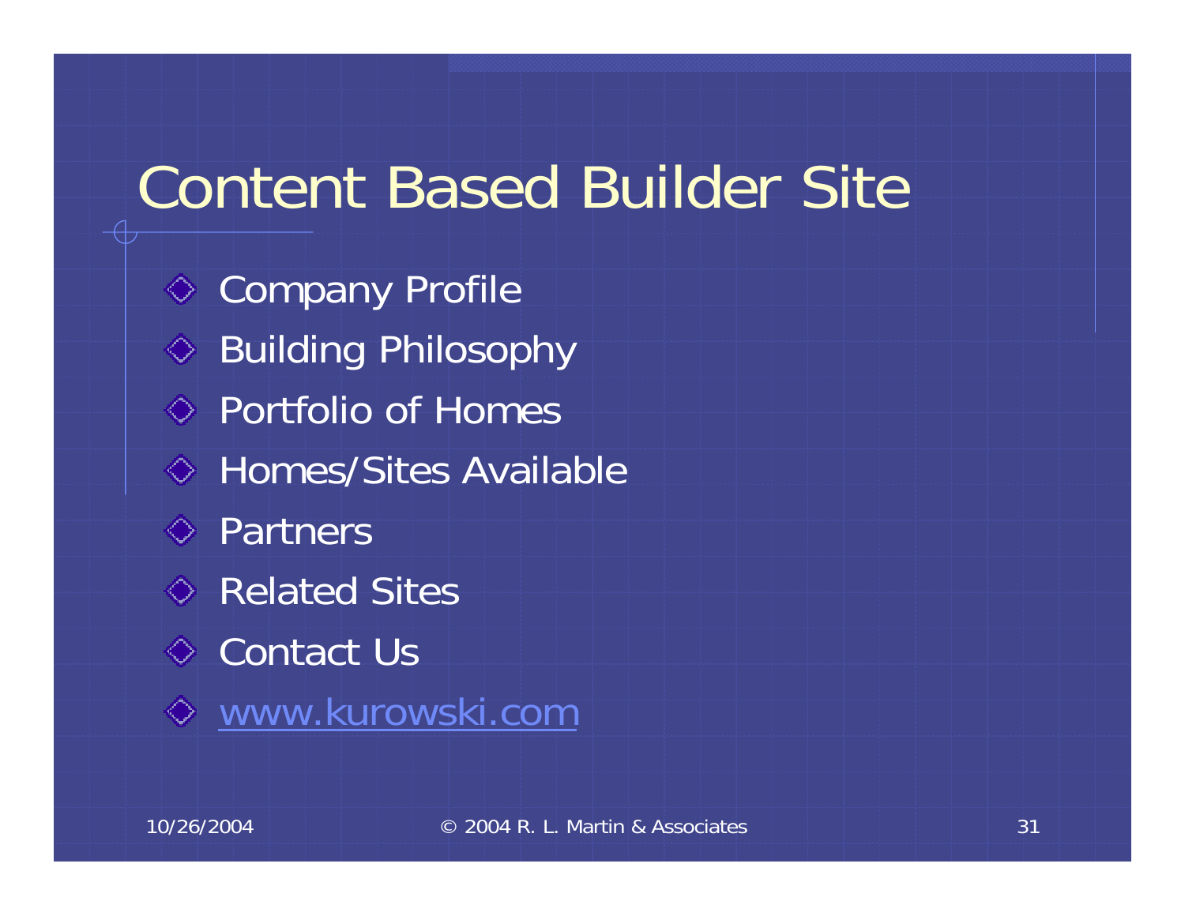# Content Based Builder Site

- Company Profile
- Building Philosophy
- Portfolio of Homes
- Homes/Sites Available
- Partners
- Related Sites
- Contact Us
- www.kurowski.com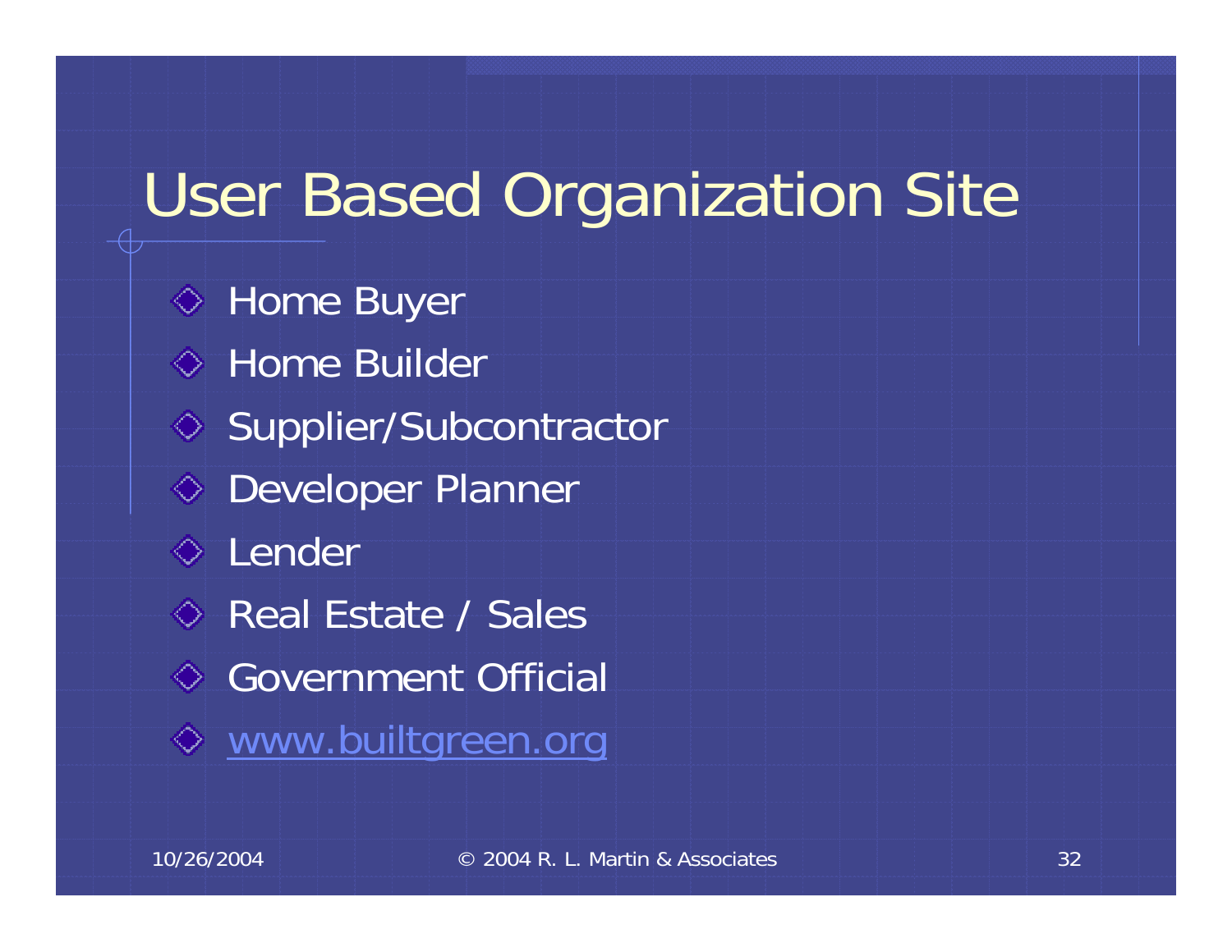# User Based Organization Site

- Home Buyer
- Home Builder
- Supplier/Subcontractor
- Developer Planner
- Lender
- Real Estate / Sales
- Government Official
- www.builtgreen.org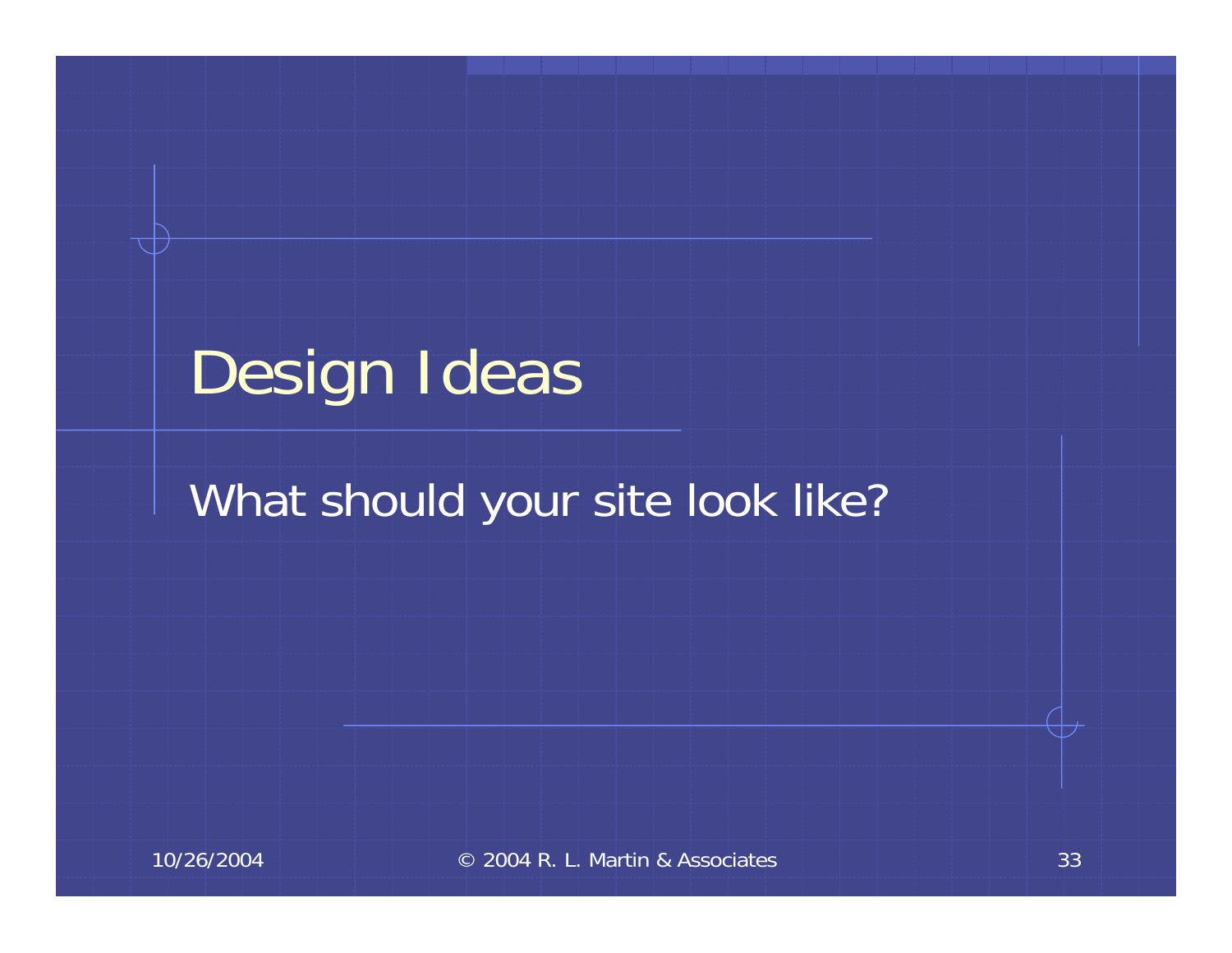# Design Ideas

What should your site look like?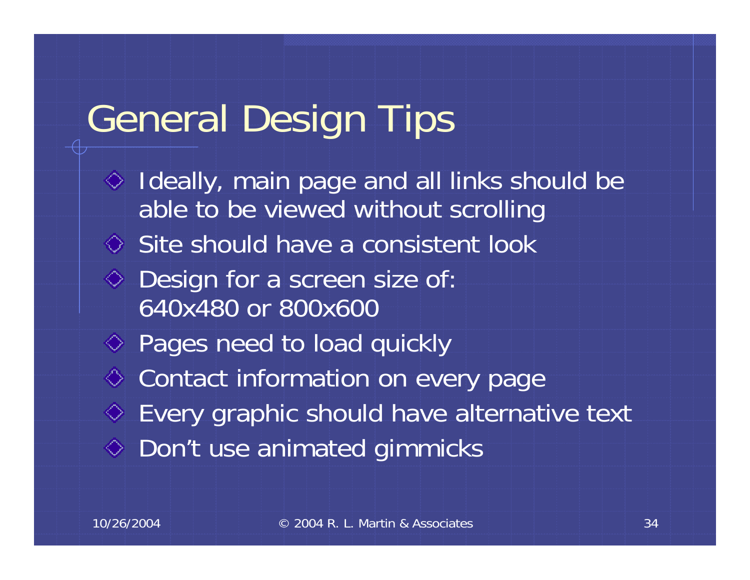# General Design Tips

- Ideally, main page and all links should be able to be viewed without scrolling
- Site should have a consistent look
- Design for a screen size of: 640x480 or 800x600
- Pages need to load quickly
- Contact information on every page
- Every graphic should have alternative text
- Don't use animated gimmicks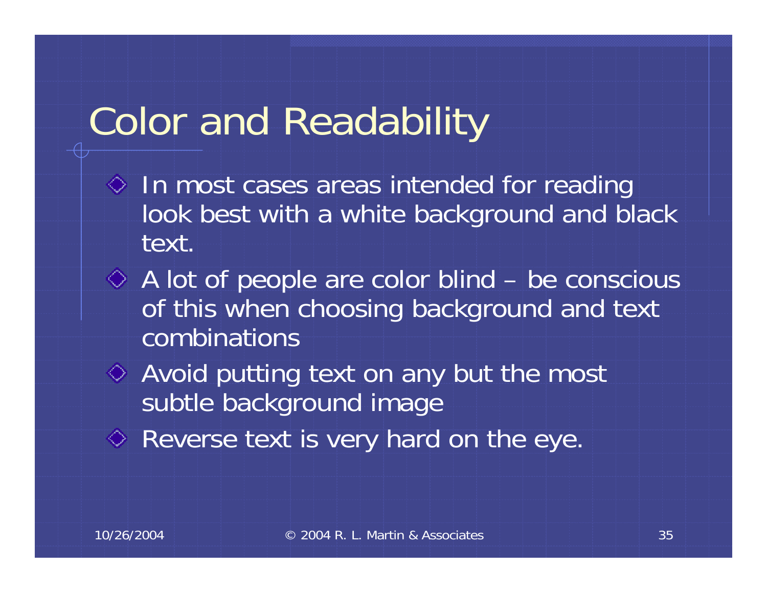# Color and Readability

- In most cases areas intended for reading look best with a white background and black text.
- A lot of people are color blind – be conscious of this when choosing background and text combinations
- Avoid putting text on any but the most subtle background image
- Reverse text is very hard on the eye.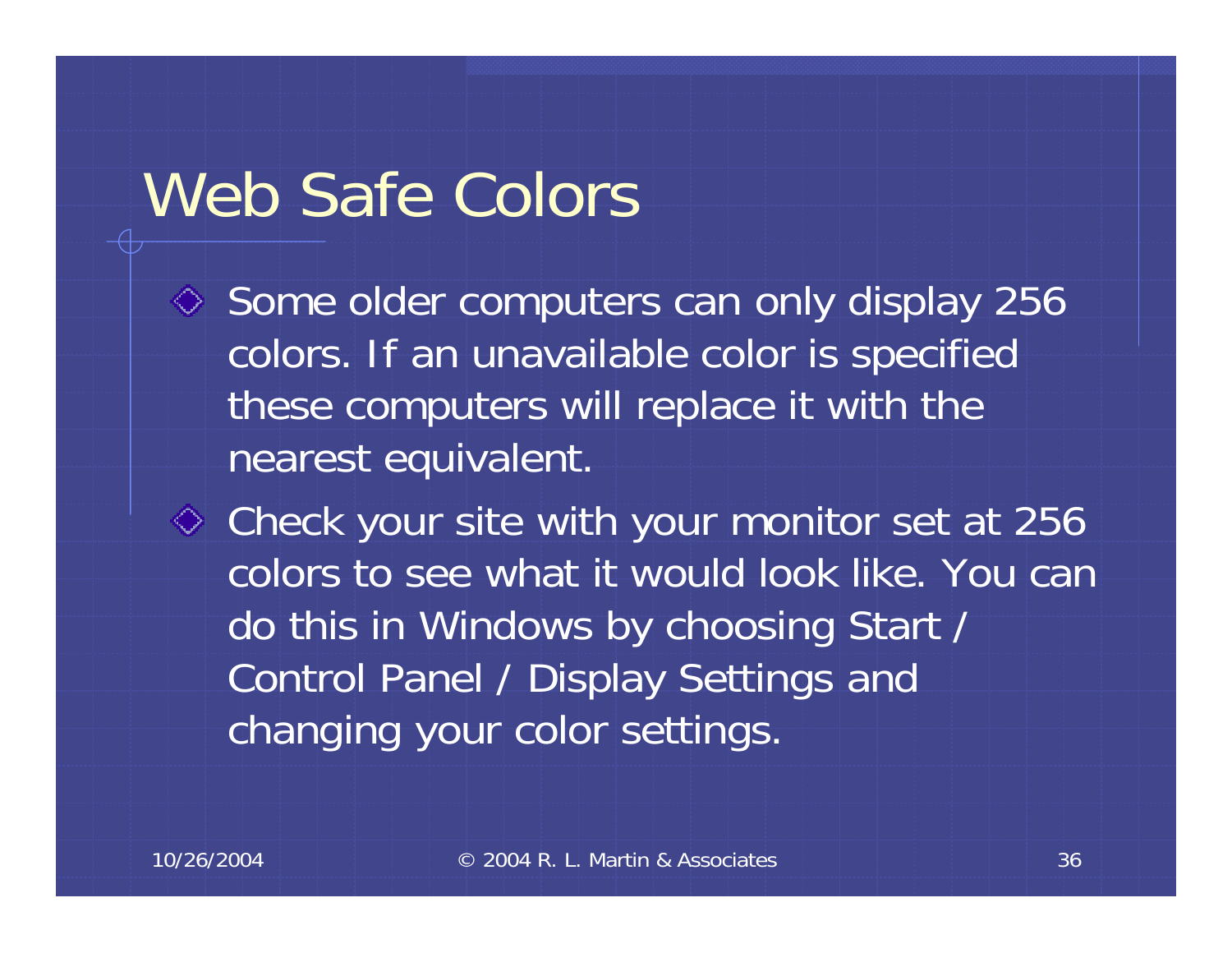# Web Safe Colors

- Some older computers can only display 256 colors. If an unavailable color is specified these computers will replace it with the nearest equivalent.
- Check your site with your monitor set at 256 colors to see what it would look like. You can do this in Windows by choosing Start / Control Panel / Display Settings and changing your color settings.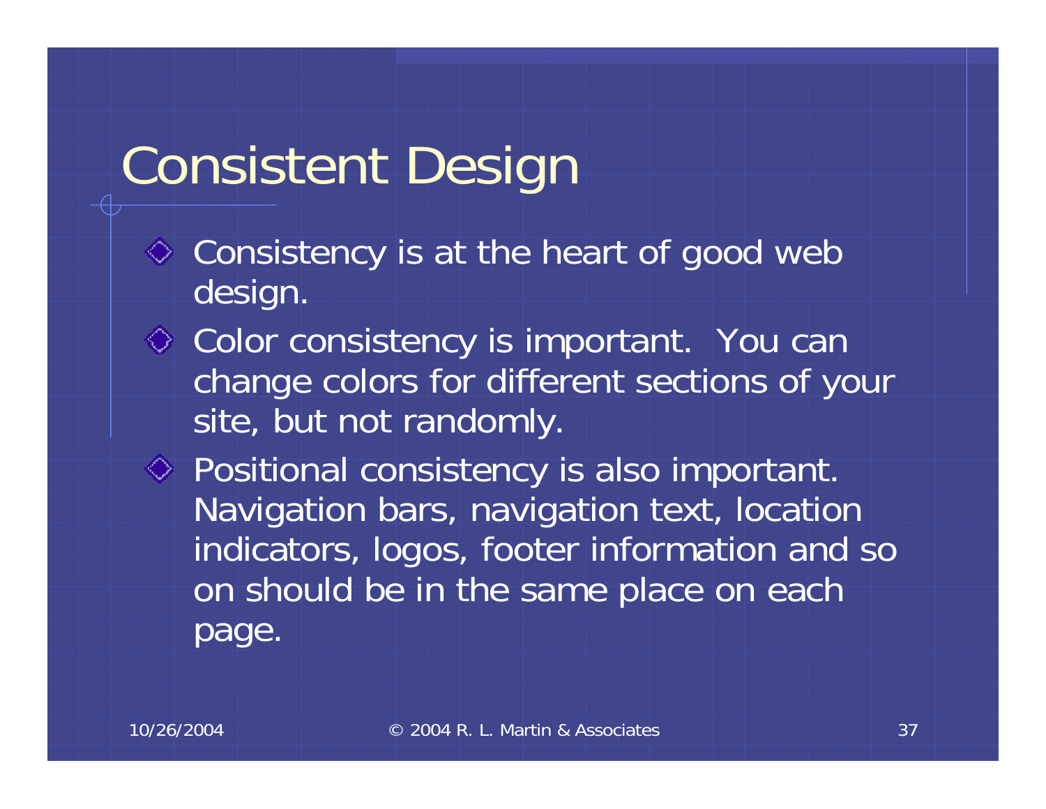# Consistent Design

- Consistency is at the heart of good web design.
- Color consistency is important. You can change colors for different sections of your site, but not randomly.
- Positional consistency is also important. Navigation bars, navigation text, location indicators, logos, footer information and so on should be in the same place on each page.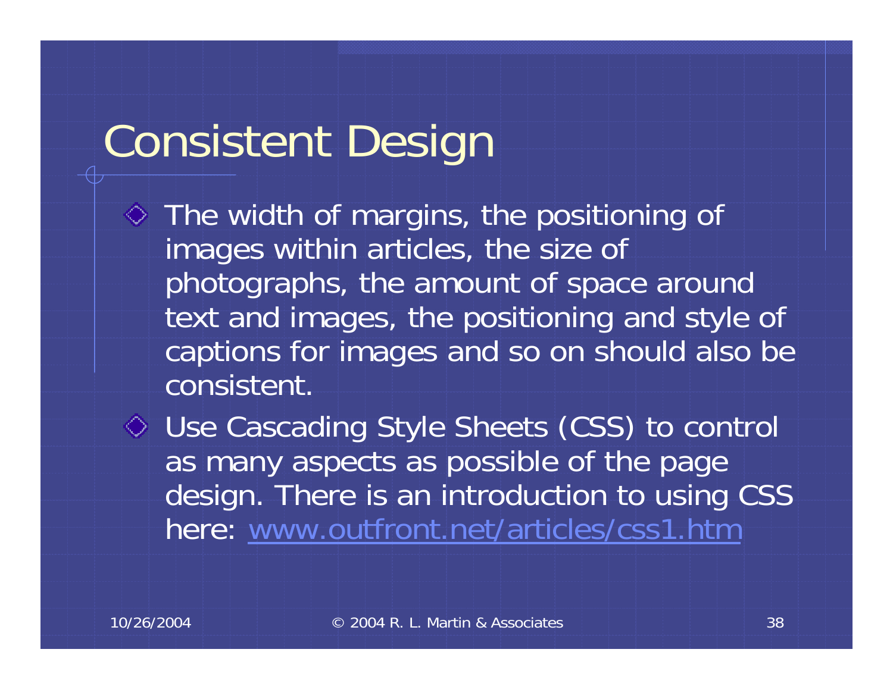# Consistent Design

- The width of margins, the positioning of images within articles, the size of photographs, the amount of space around text and images, the positioning and style of captions for images and so on should also be consistent.
- Use Cascading Style Sheets (CSS) to control as many aspects as possible of the page design. There is an introduction to using CSS here: [www.outfront.net/articles/css1.htm](http://www.outfront.net/articles/css1.htm)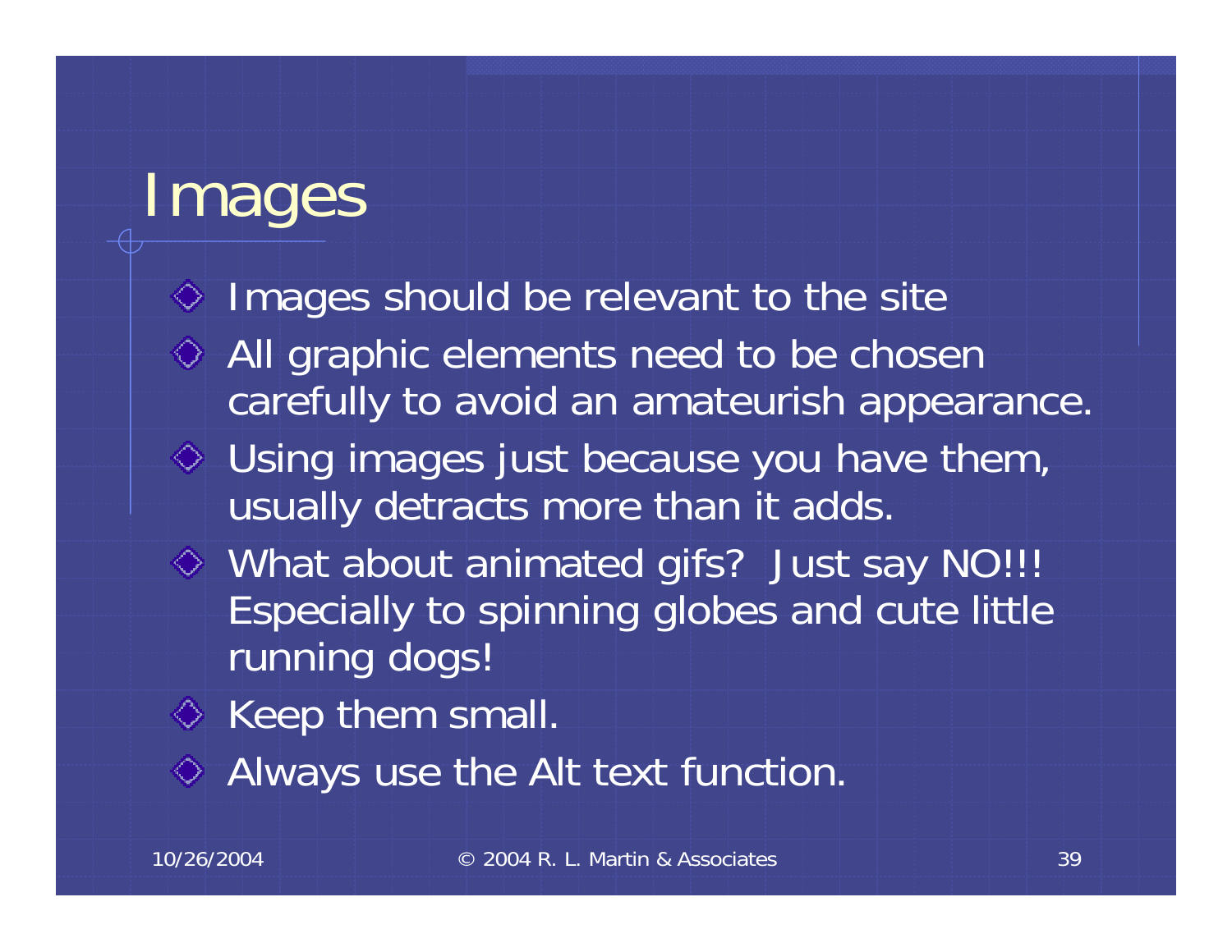# Images

- Images should be relevant to the site
- All graphic elements need to be chosen carefully to avoid an amateurish appearance.
- Using images just because you have them, usually detracts more than it adds.
- What about animated gifs? Just say NO!!! Especially to spinning globes and cute little running dogs!
- Keep them small.
- Always use the Alt text function.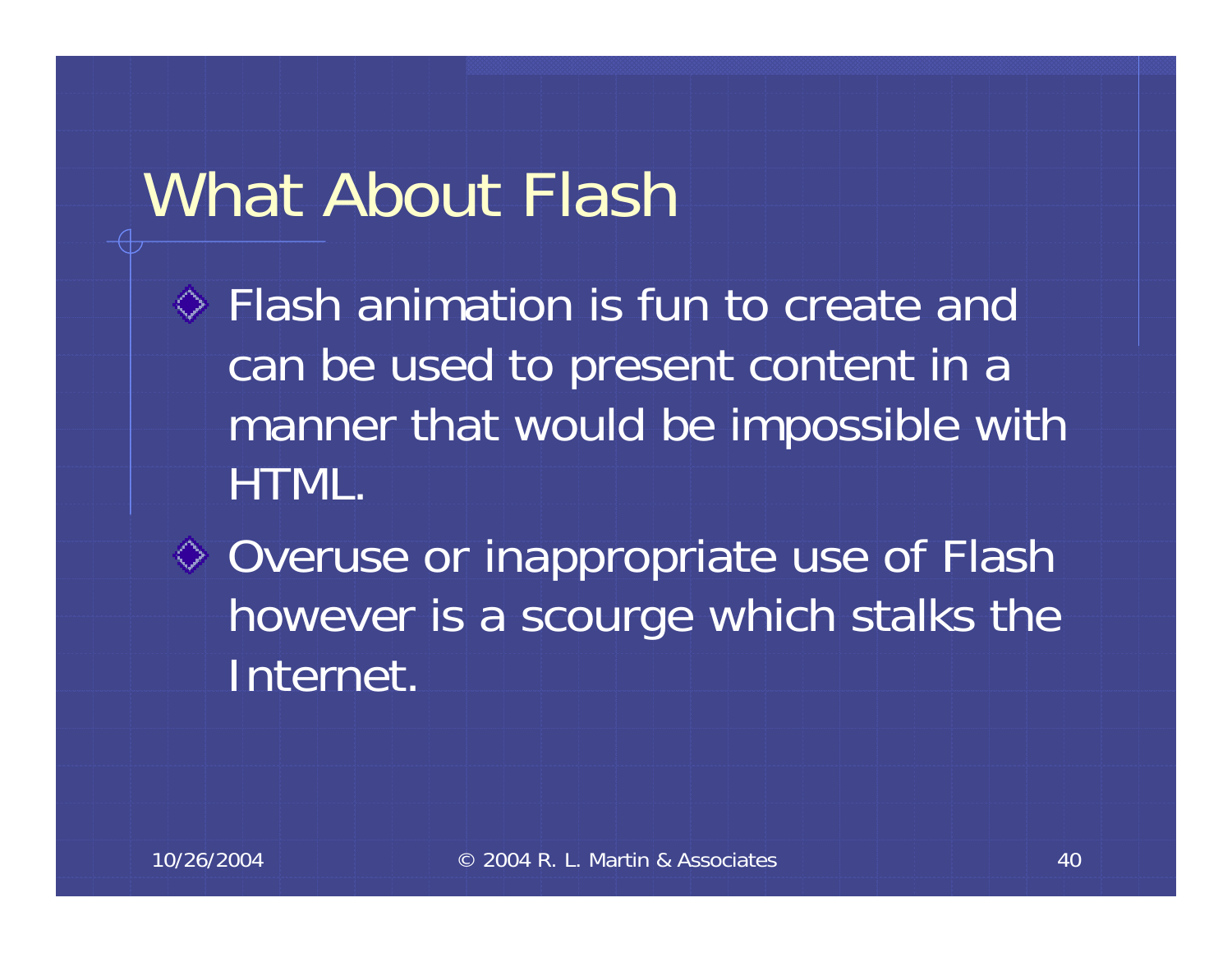# What About Flash

- Flash animation is fun to create and can be used to present content in a manner that would be impossible with HTML.
- Overuse or inappropriate use of Flash however is a scourge which stalks the Internet.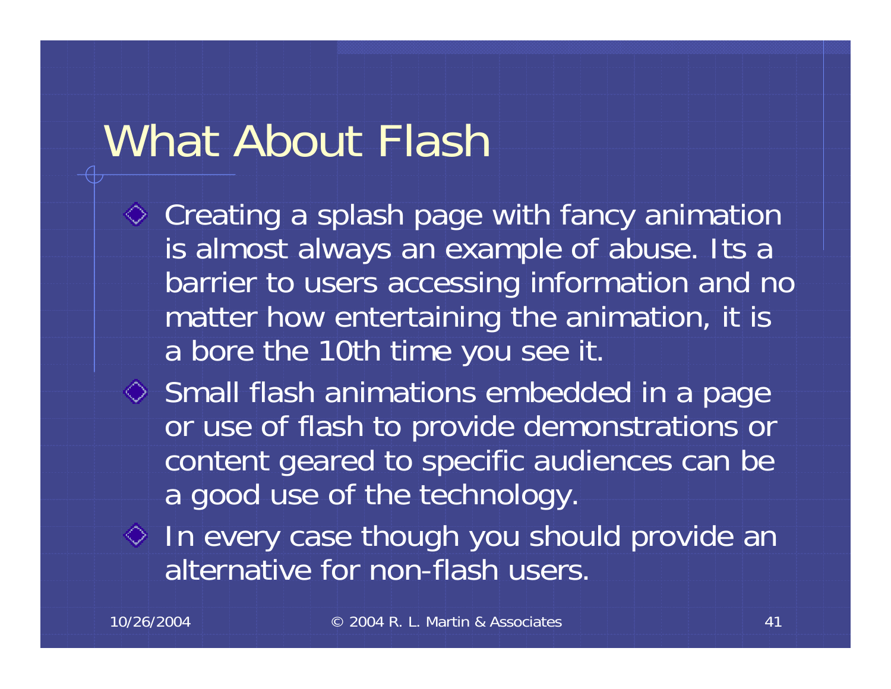# What About Flash

- Creating a splash page with fancy animation is almost always an example of abuse. Its a barrier to users accessing information and no matter how entertaining the animation, it is a bore the 10th time you see it.
- Small flash animations embedded in a page or use of flash to provide demonstrations or content geared to specific audiences can be a good use of the technology.
- In every case though you should provide an alternative for non-flash users.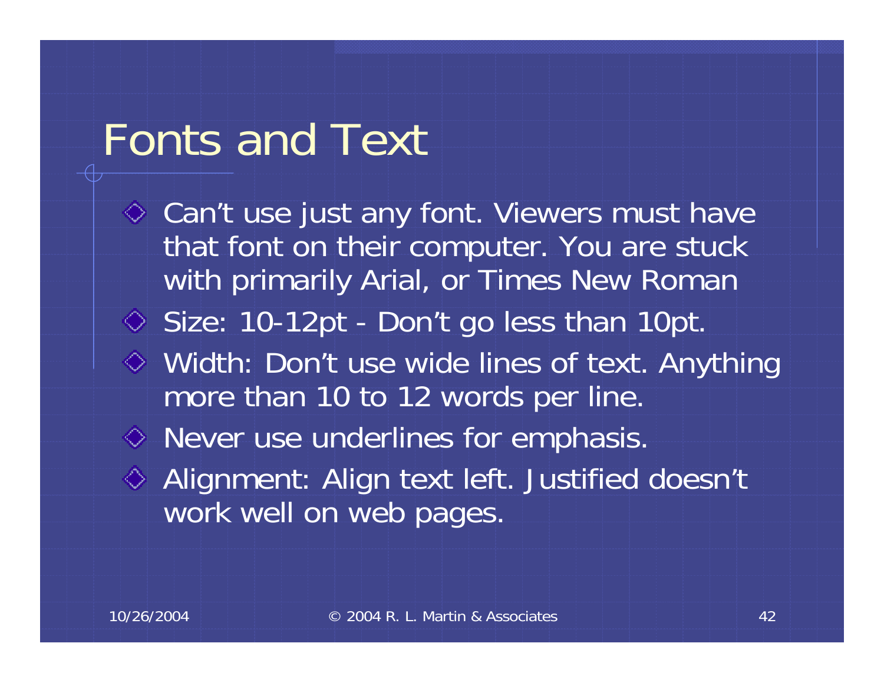# Fonts and Text

- Can't use just any font. Viewers must have that font on their computer. You are stuck with primarily Arial, or Times New Roman
- Size: 10-12pt - Don't go less than 10pt.
- Width: Don't use wide lines of text. Anything more than 10 to 12 words per line.
- Never use underlines for emphasis.
- Alignment: Align text left. Justified doesn't work well on web pages.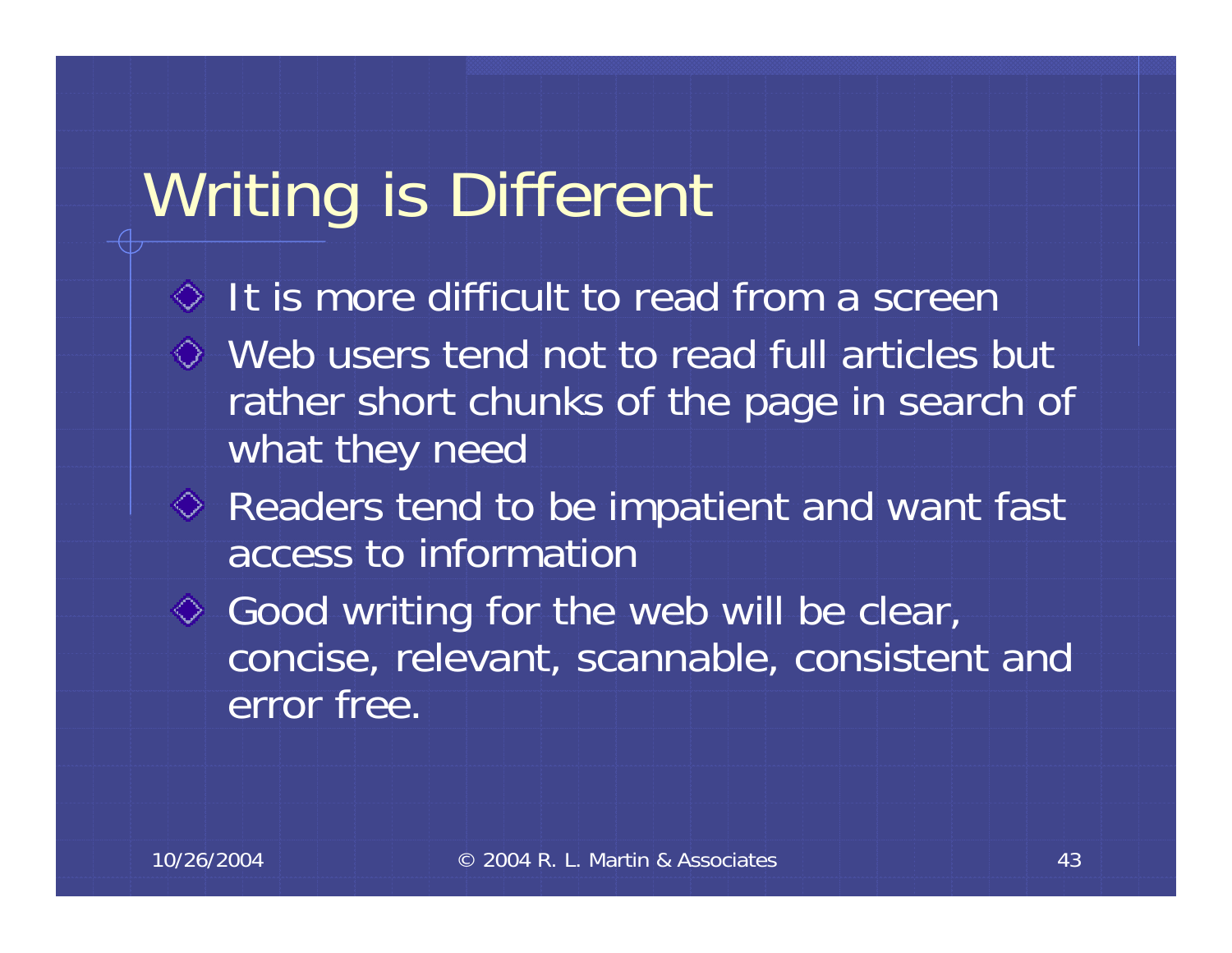# Writing is Different

- It is more difficult to read from a screen
- Web users tend not to read full articles but rather short chunks of the page in search of what they need
- Readers tend to be impatient and want fast access to information
- Good writing for the web will be clear, concise, relevant, scannable, consistent and error free.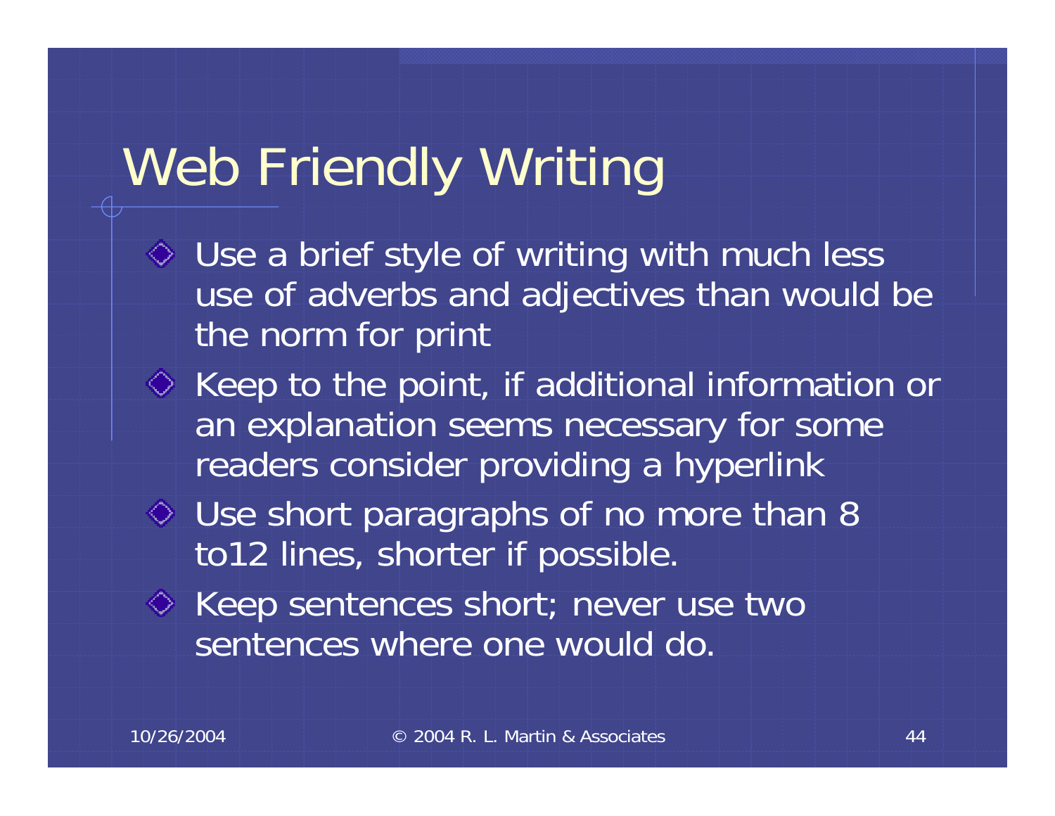# Web Friendly Writing

- Use a brief style of writing with much less use of adverbs and adjectives than would be the norm for print
- Keep to the point, if additional information or an explanation seems necessary for some readers consider providing a hyperlink
- Use short paragraphs of no more than 8 to12 lines, shorter if possible.
- Keep sentences short; never use two sentences where one would do.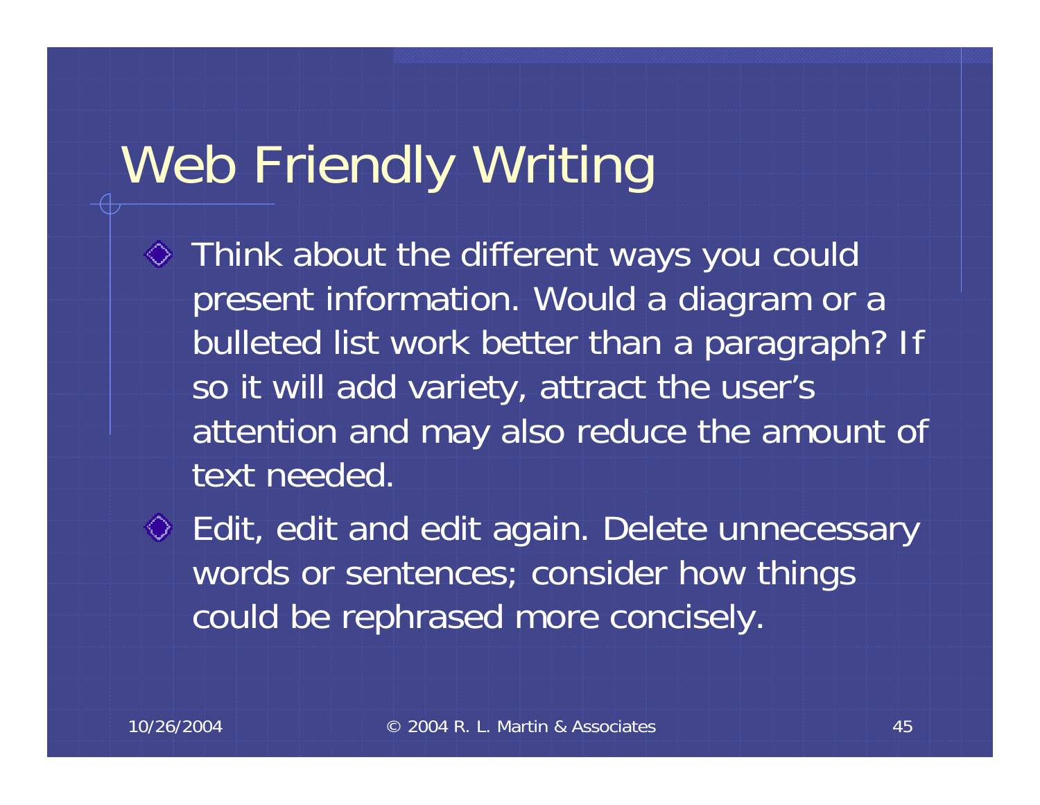# Web Friendly Writing

- Think about the different ways you could present information. Would a diagram or a bulleted list work better than a paragraph? If so it will add variety, attract the user's attention and may also reduce the amount of text needed.
- Edit, edit and edit again. Delete unnecessary words or sentences; consider how things could be rephrased more concisely.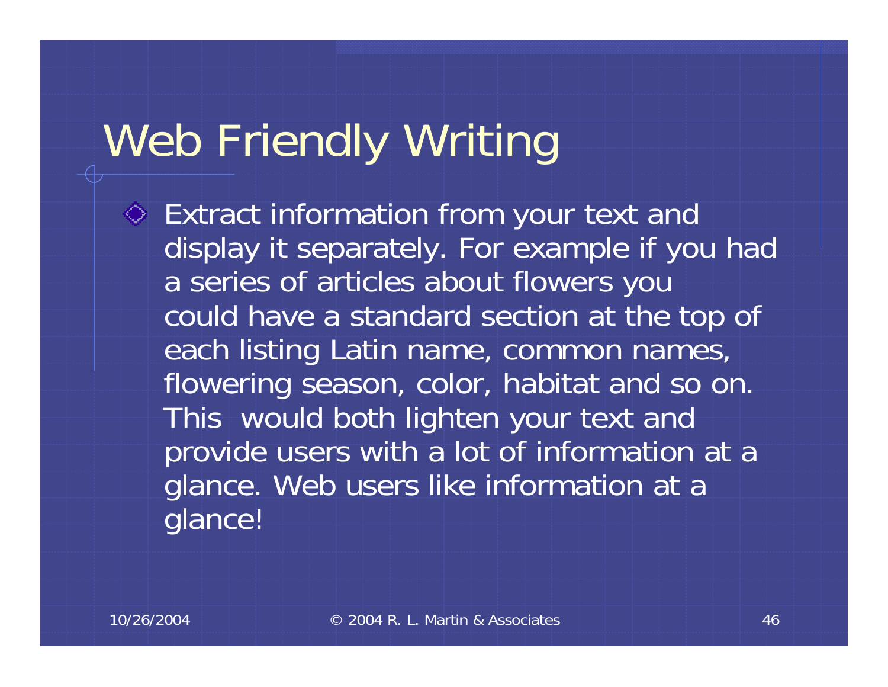# Web Friendly Writing

- Extract information from your text and display it separately. For example if you had a series of articles about flowers you could have a standard section at the top of each listing Latin name, common names, flowering season, color, habitat and so on. This would both lighten your text and provide users with a lot of information at a glance. Web users like information at a glance!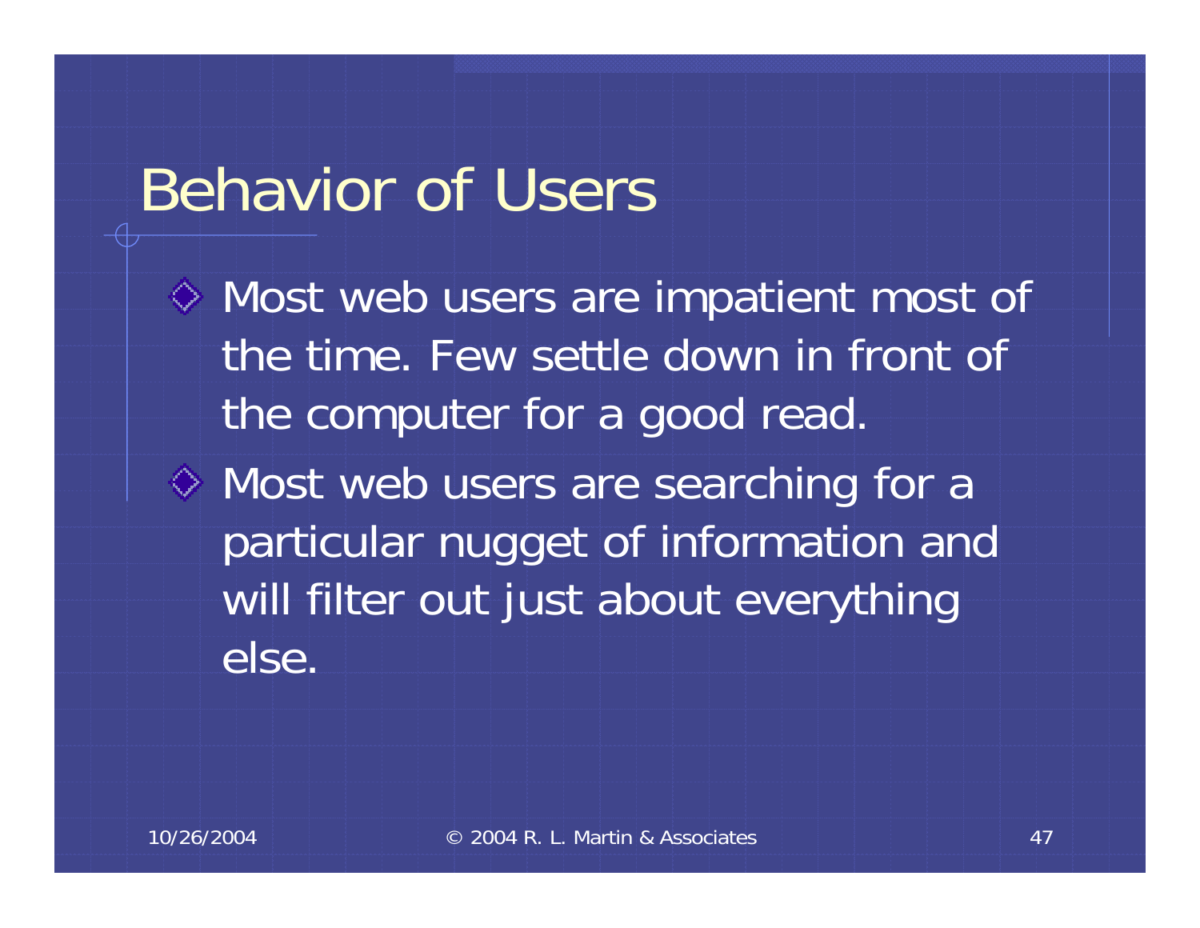# Behavior of Users

- Most web users are impatient most of the time. Few settle down in front of the computer for a good read.
- Most web users are searching for a particular nugget of information and will filter out just about everything else.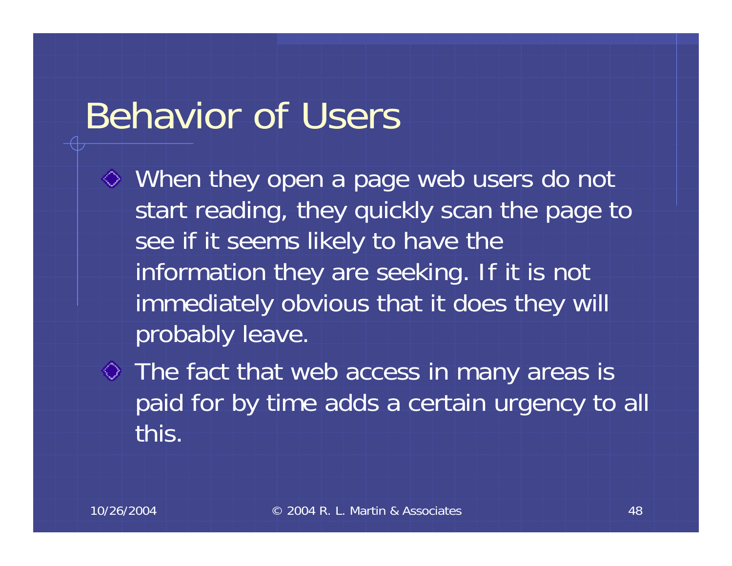# Behavior of Users

- When they open a page web users do not start reading, they quickly scan the page to see if it seems likely to have the information they are seeking. If it is not immediately obvious that it does they will probably leave.
- The fact that web access in many areas is paid for by time adds a certain urgency to all this.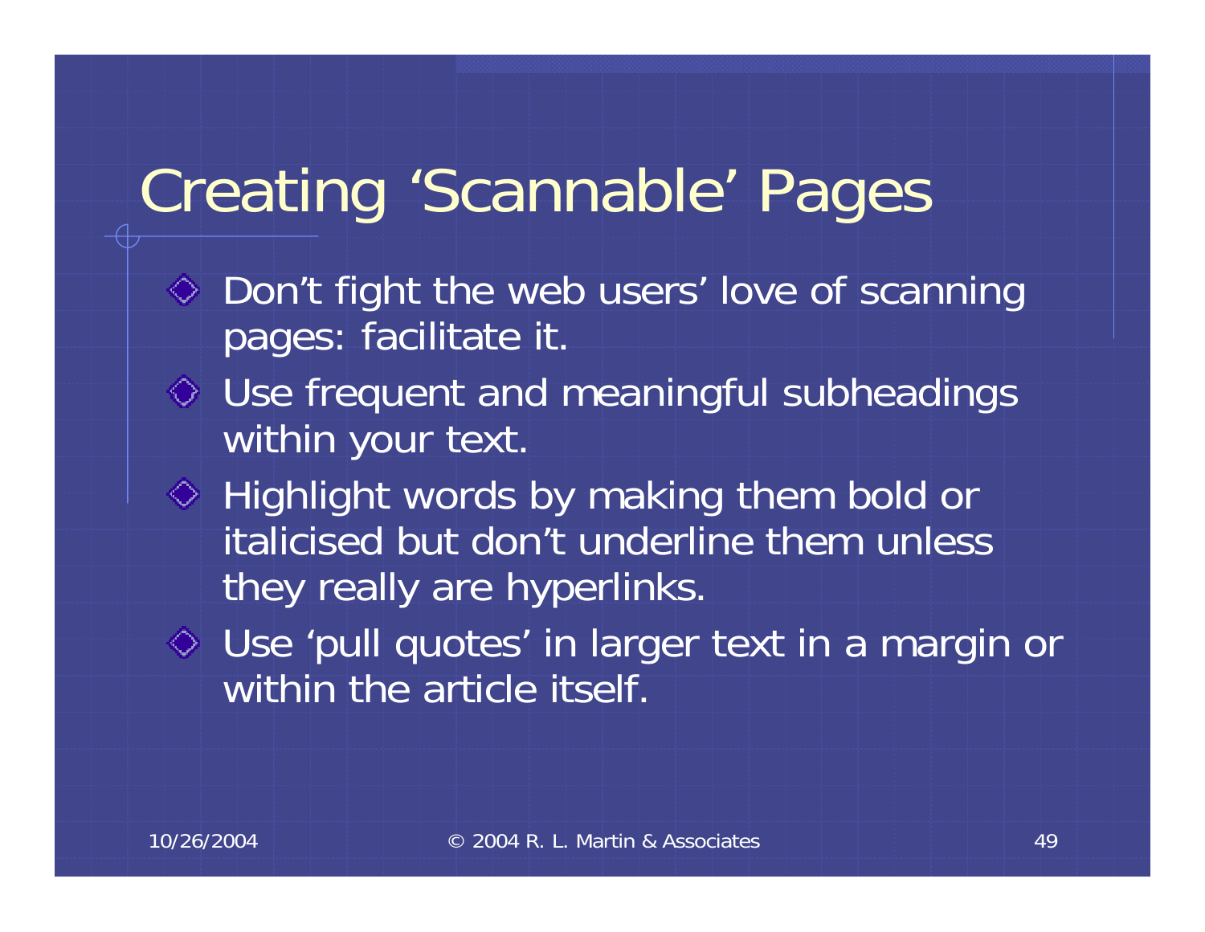# Creating 'Scannable' Pages

- Don't fight the web users' love of scanning pages: facilitate it.
- Use frequent and meaningful subheadings within your text.
- Highlight words by making them bold or italicised but don't underline them unless they really are hyperlinks.
- Use 'pull quotes' in larger text in a margin or within the article itself.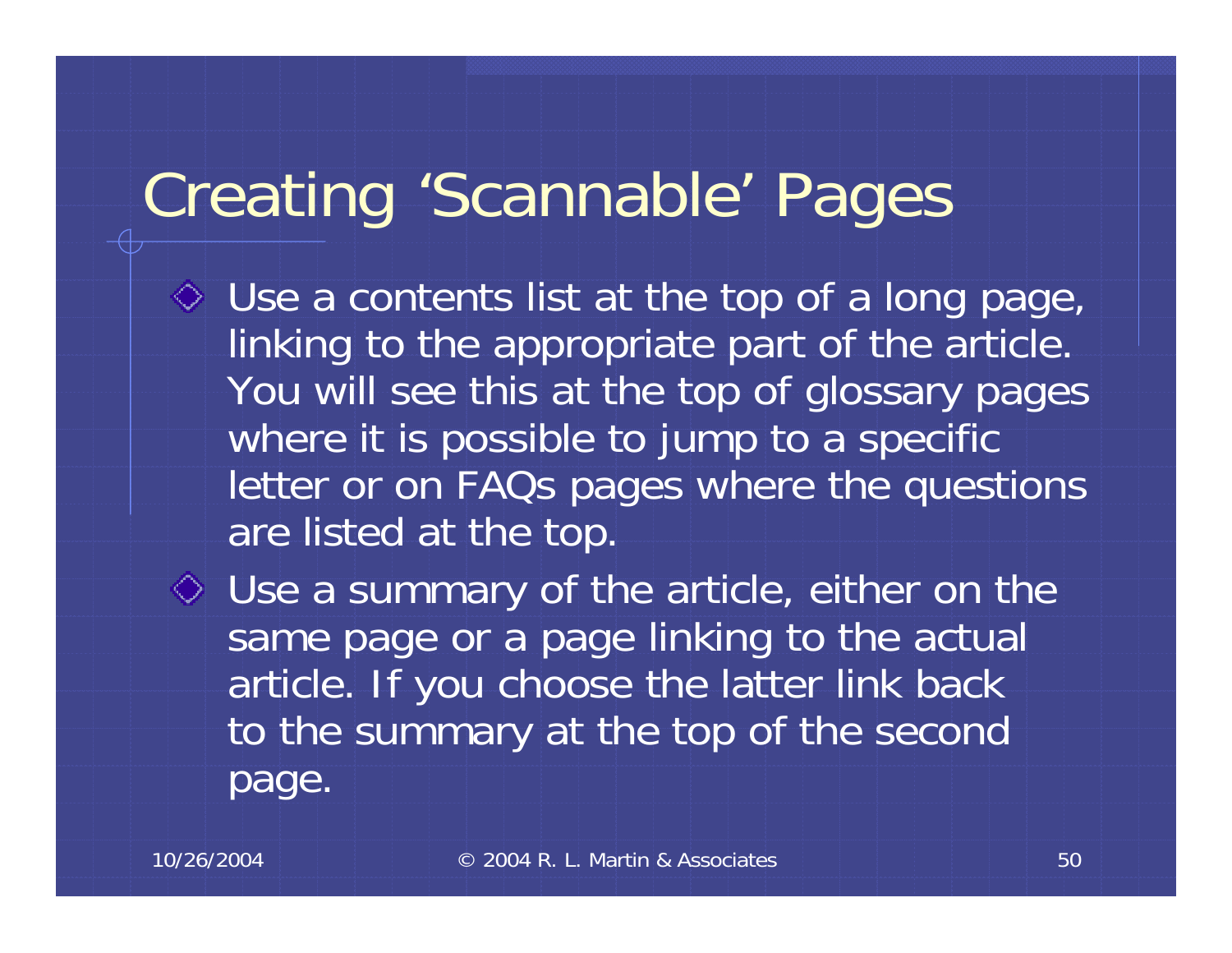# Creating 'Scannable' Pages

- Use a contents list at the top of a long page, linking to the appropriate part of the article. You will see this at the top of glossary pages where it is possible to jump to a specific letter or on FAQs pages where the questions are listed at the top.
- Use a summary of the article, either on the same page or a page linking to the actual article. If you choose the latter link back to the summary at the top of the second page.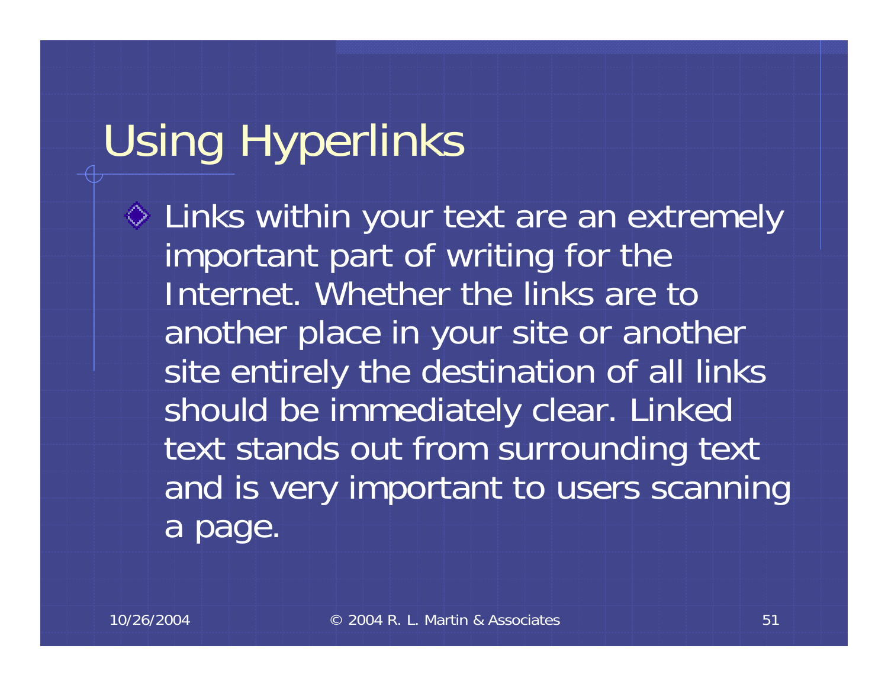# Using Hyperlinks

- Links within your text are an extremely important part of writing for the Internet. Whether the links are to another place in your site or another site entirely the destination of all links should be immediately clear. Linked text stands out from surrounding text and is very important to users scanning a page.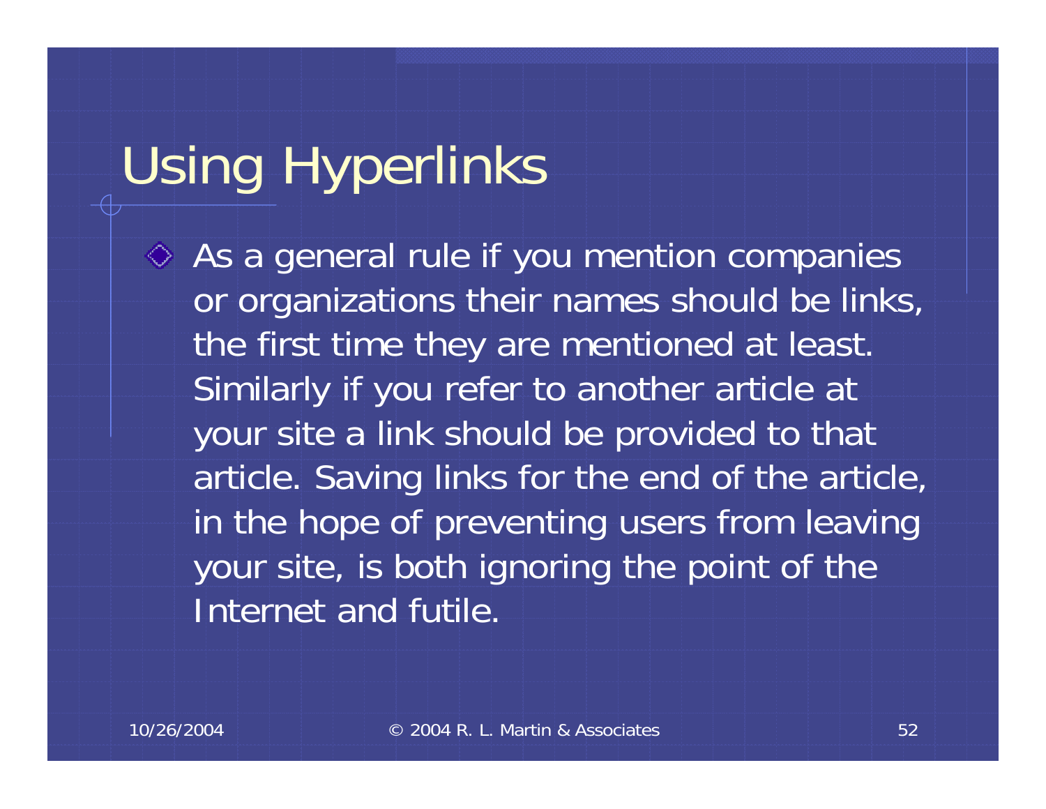# Using Hyperlinks

- As a general rule if you mention companies or organizations their names should be links, the first time they are mentioned at least. Similarly if you refer to another article at your site a link should be provided to that article. Saving links for the end of the article, in the hope of preventing users from leaving your site, is both ignoring the point of the Internet and futile.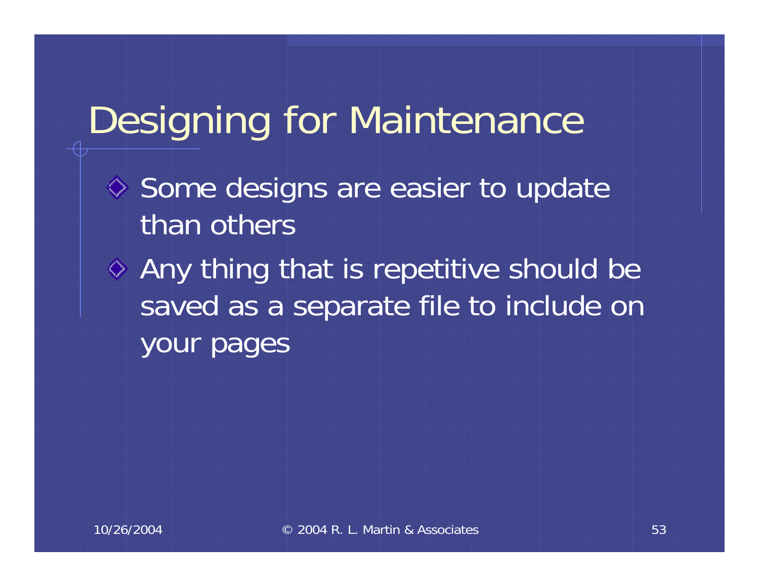# Designing for Maintenance

- Some designs are easier to update than others
- Any thing that is repetitive should be saved as a separate file to include on your pages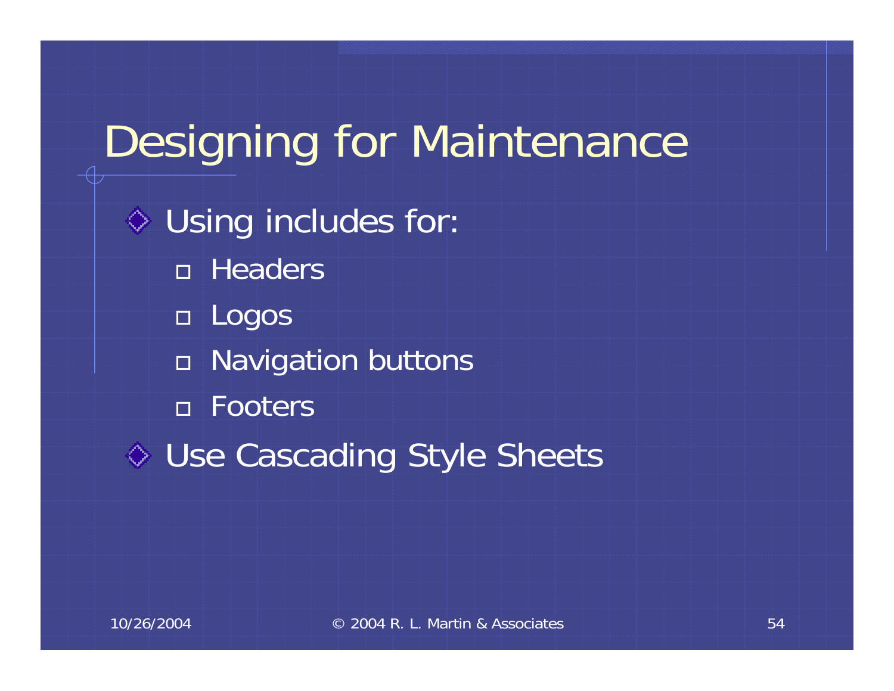# Designing for Maintenance

- Using includes for:
  - Headers
  - Logos
  - Navigation buttons
  - Footers
- Use Cascading Style Sheets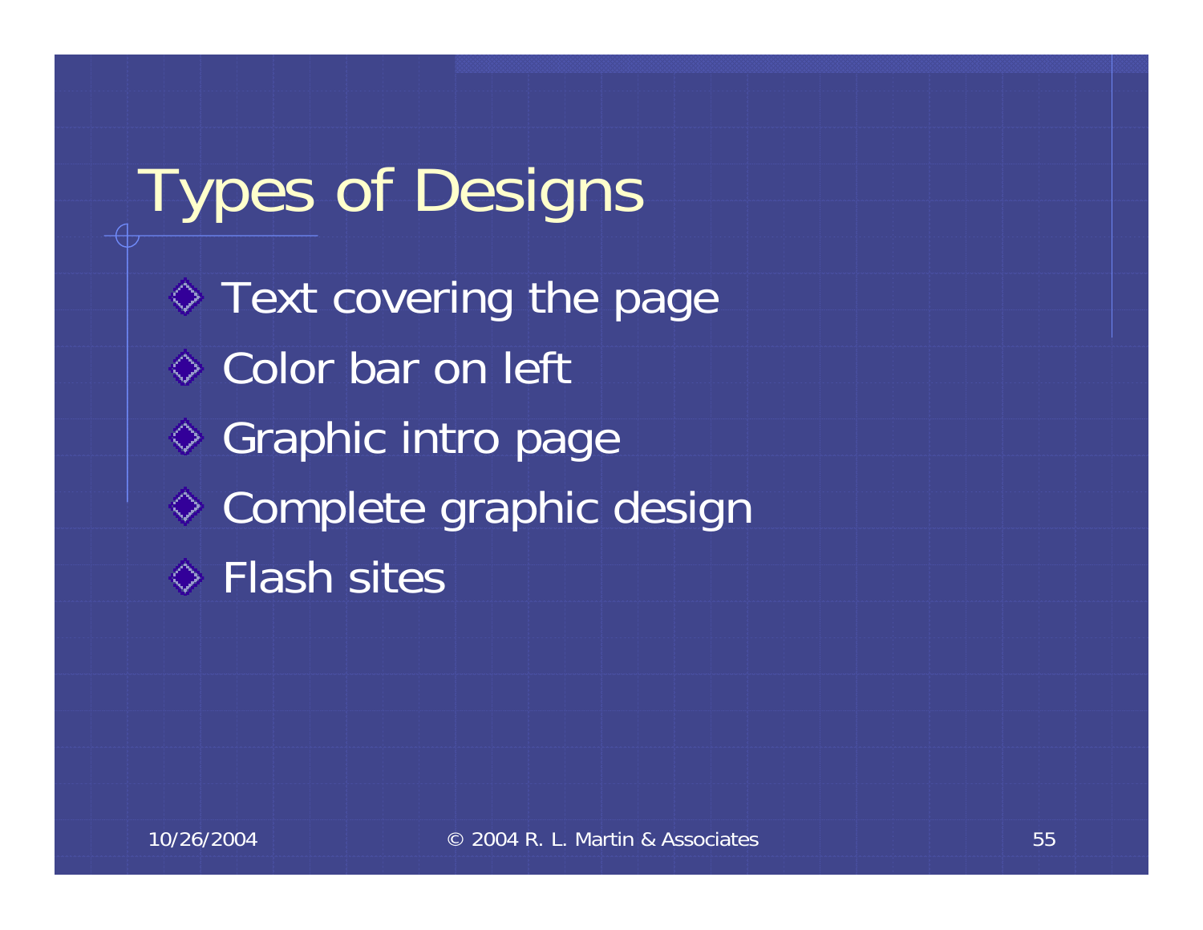# Types of Designs

- Text covering the page
- Color bar on left
- Graphic intro page
- Complete graphic design
- Flash sites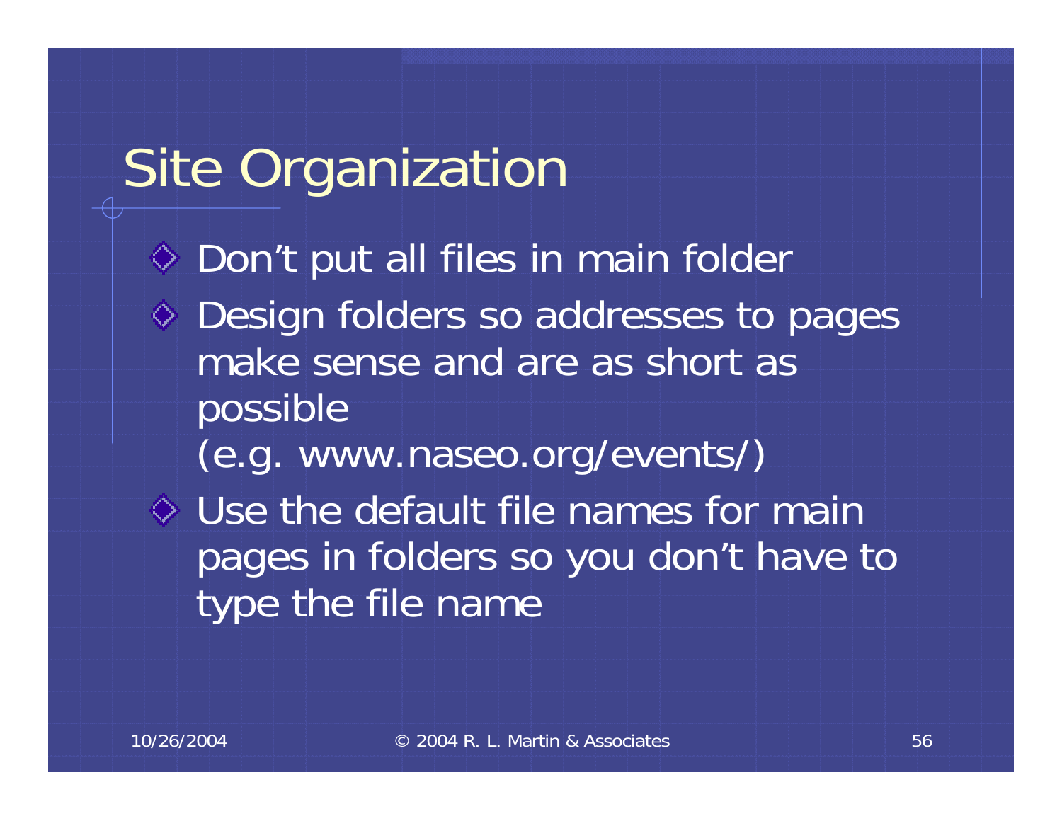# Site Organization

- Don’t put all files in main folder
- Design folders so addresses to pages make sense and are as short as possible
  (e.g. www.naseo.org/events/)
- Use the default file names for main pages in folders so you don’t have to type the file name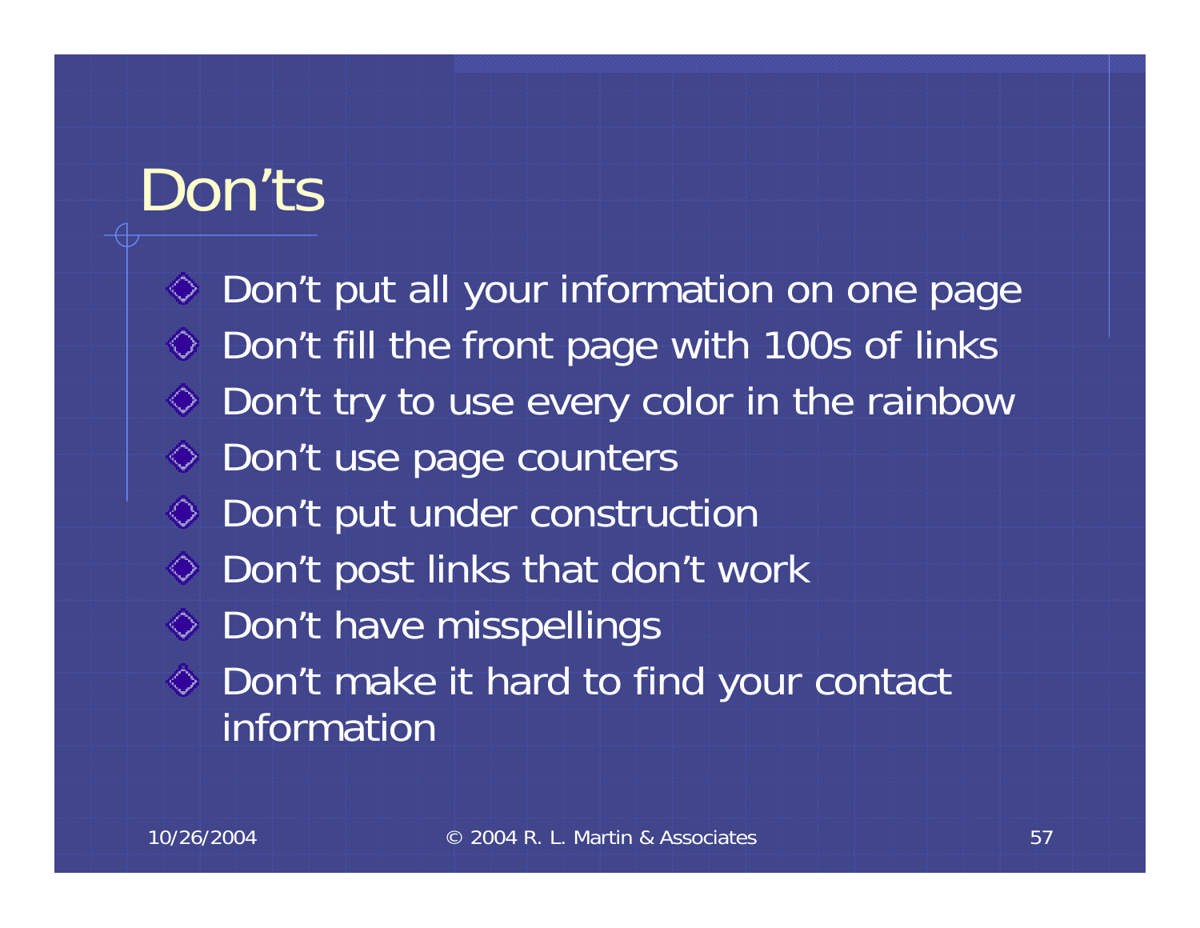# Don'ts

- Don't put all your information on one page
- Don't fill the front page with 100s of links
- Don't try to use every color in the rainbow
- Don't use page counters
- Don't put under construction
- Don't post links that don't work
- Don't have misspellings
- Don't make it hard to find your contact information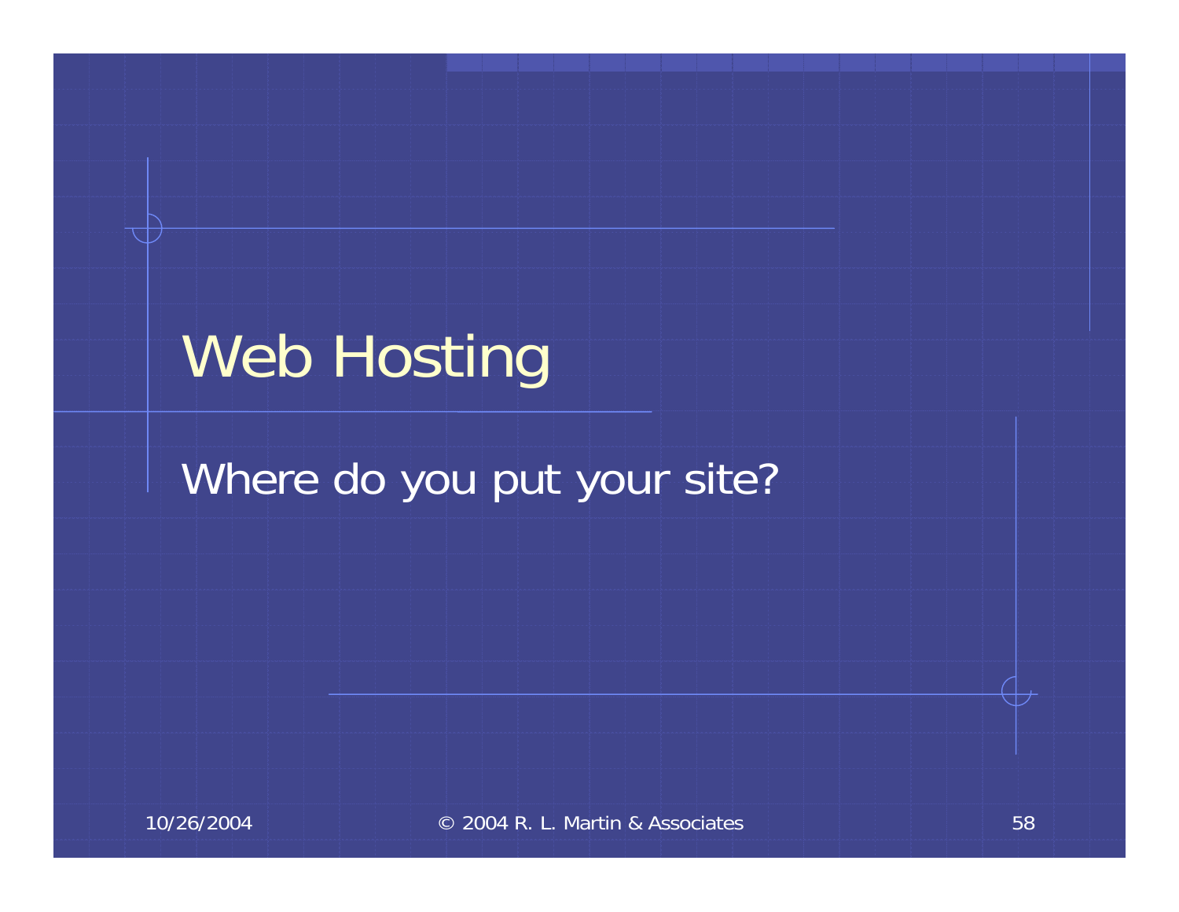# Web Hosting

Where do you put your site?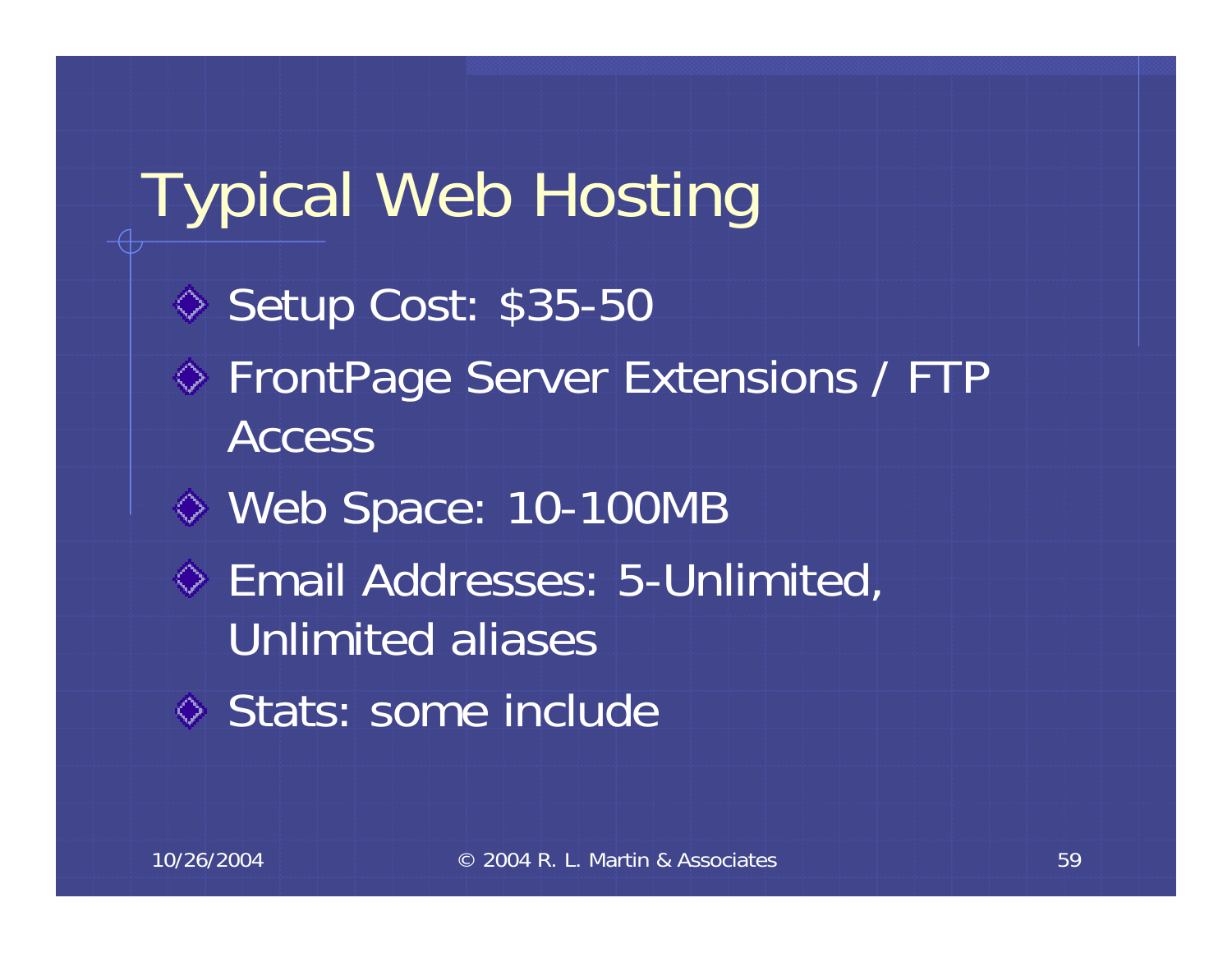# Typical Web Hosting

- Setup Cost: $35-50
- FrontPage Server Extensions / FTP Access
- Web Space: 10-100MB
- Email Addresses: 5-Unlimited, Unlimited aliases
- Stats: some include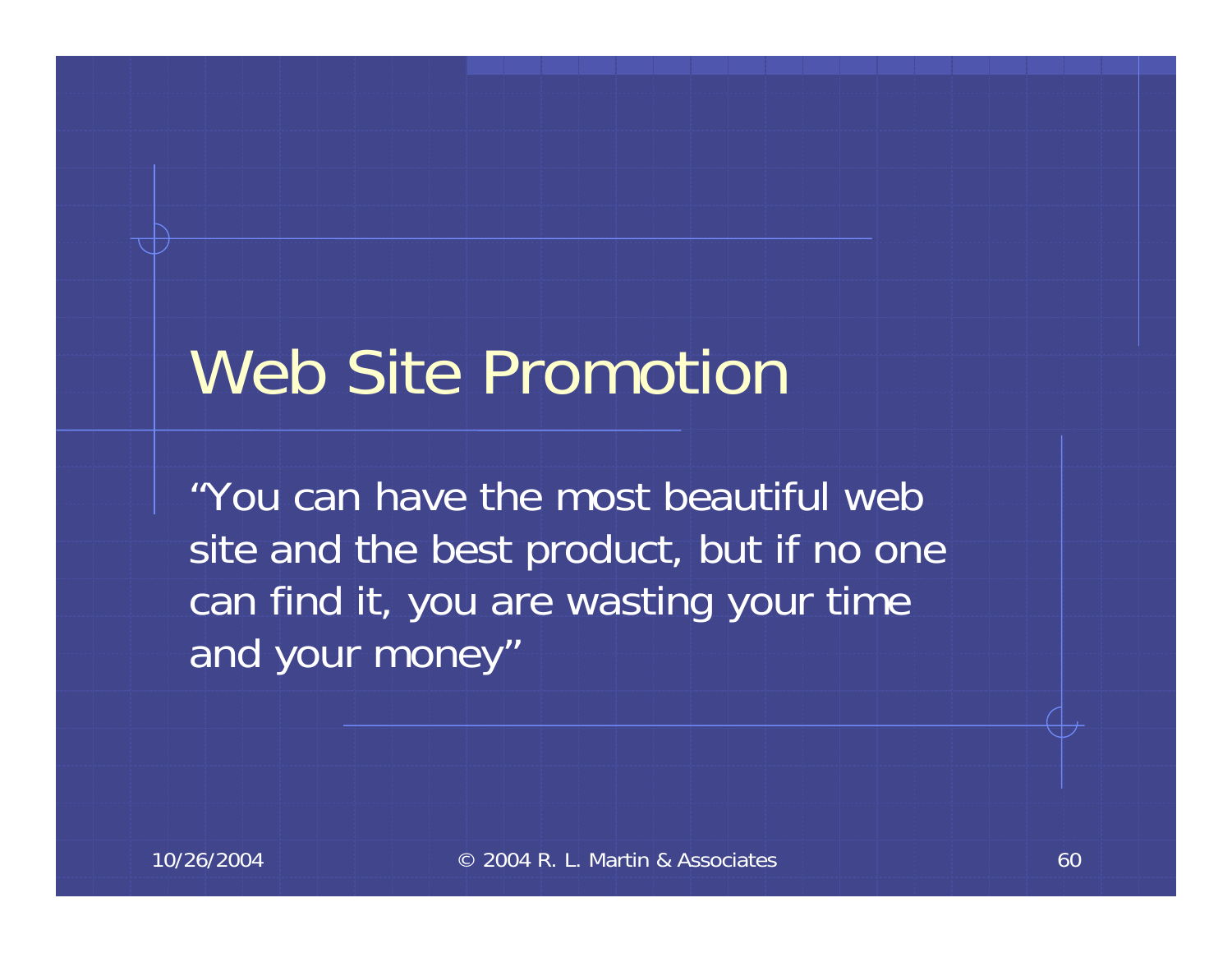# Web Site Promotion

"You can have the most beautiful web site and the best product, but if no one can find it, you are wasting your time and your money"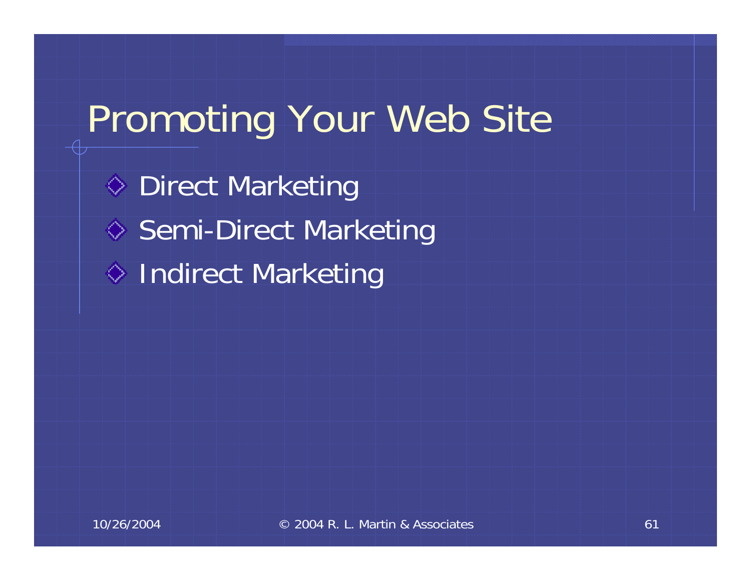# Promoting Your Web Site

- Direct Marketing
- Semi-Direct Marketing
- Indirect Marketing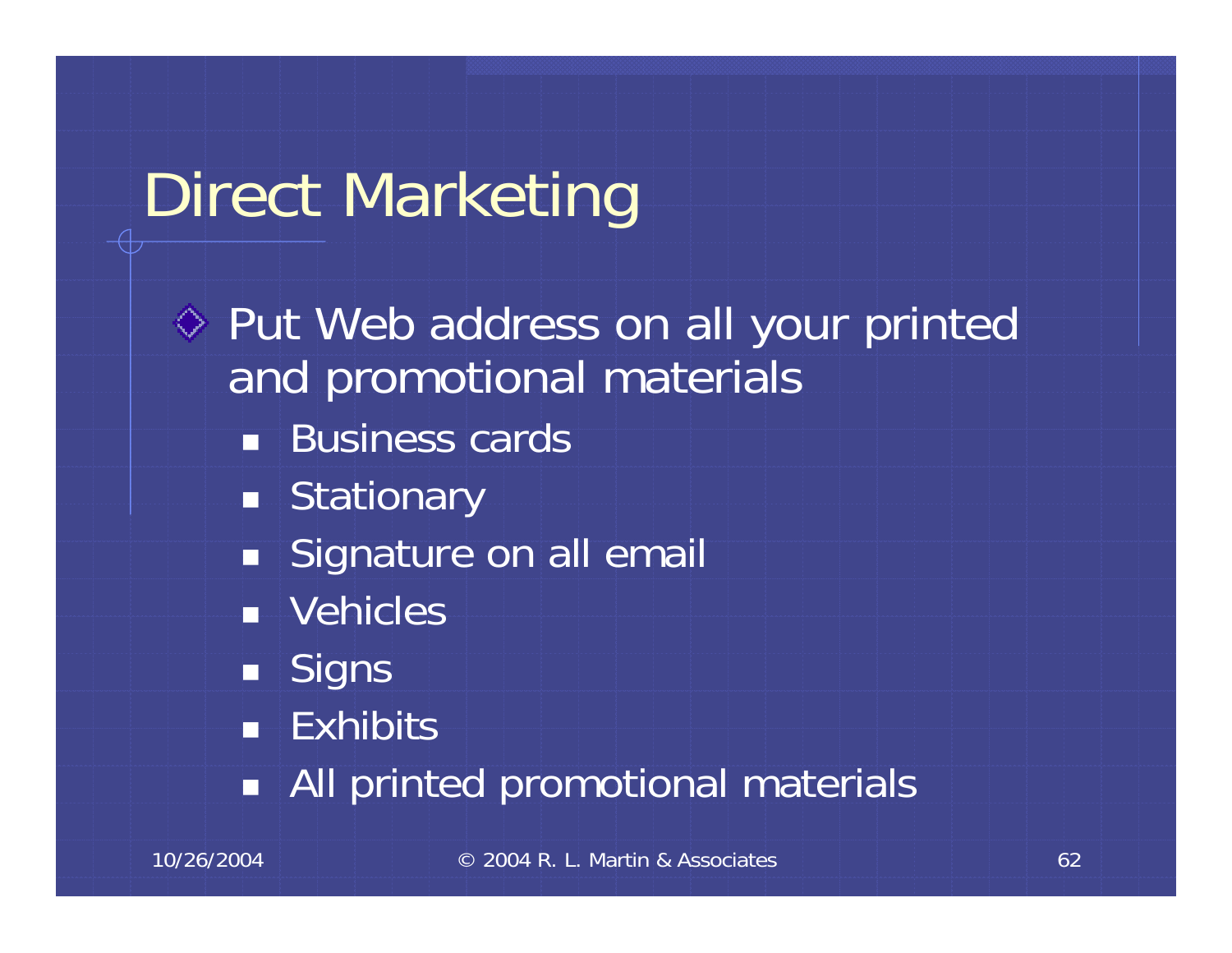# Direct Marketing

- Put Web address on all your printed and promotional materials
  - Business cards
  - Stationary
  - Signature on all email
  - Vehicles
  - Signs
  - Exhibits
  - All printed promotional materials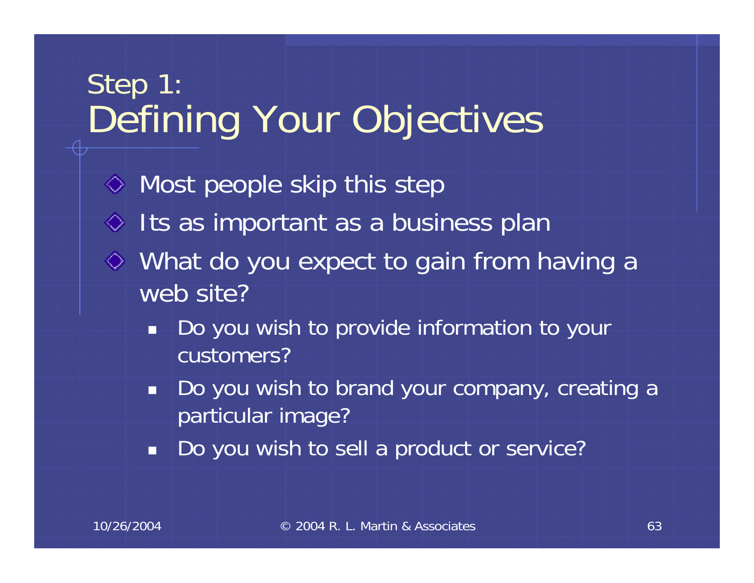# Step 1:
# Defining Your Objectives

- Most people skip this step
- Its as important as a business plan
- What do you expect to gain from having a web site?
  - Do you wish to provide information to your customers?
  - Do you wish to brand your company, creating a particular image?
  - Do you wish to sell a product or service?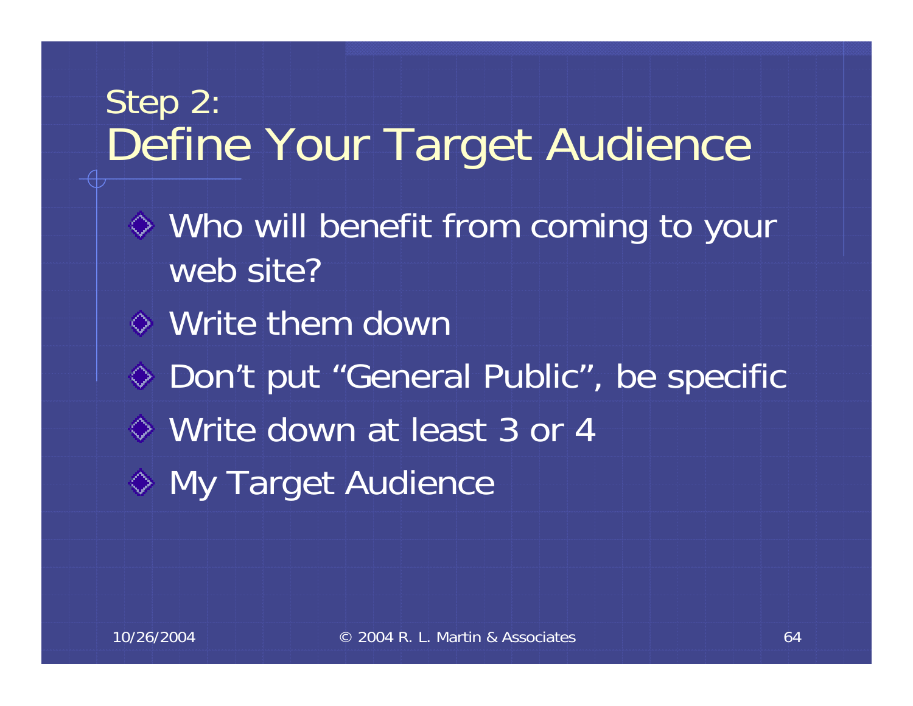## Step 2:
# Define Your Target Audience

- Who will benefit from coming to your web site?
- Write them down
- Don’t put “General Public”, be specific
- Write down at least 3 or 4
- My Target Audience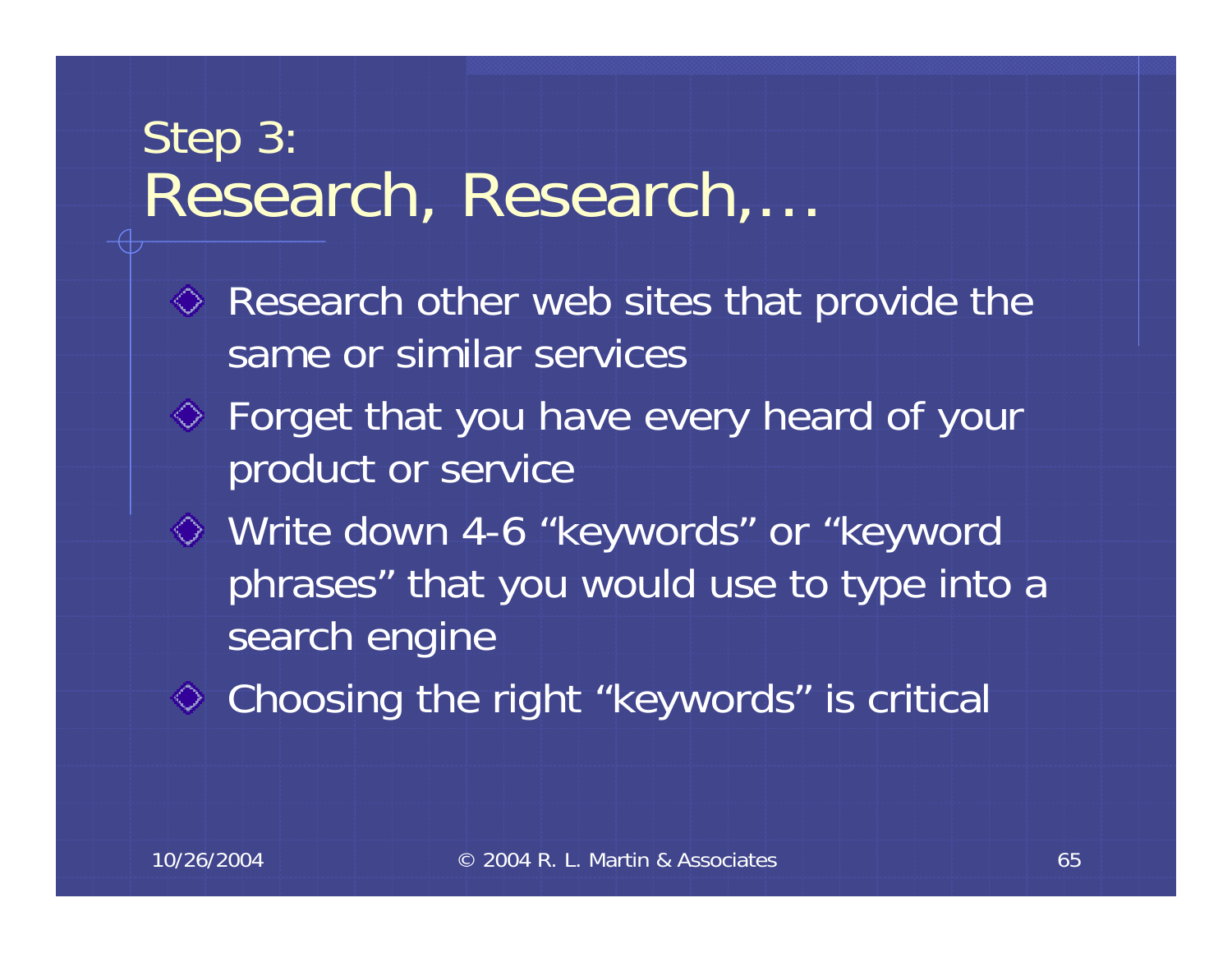# Step 3: Research, Research,…

- Research other web sites that provide the same or similar services
- Forget that you have every heard of your product or service
- Write down 4-6 “keywords” or “keyword phrases” that you would use to type into a search engine
- Choosing the right “keywords” is critical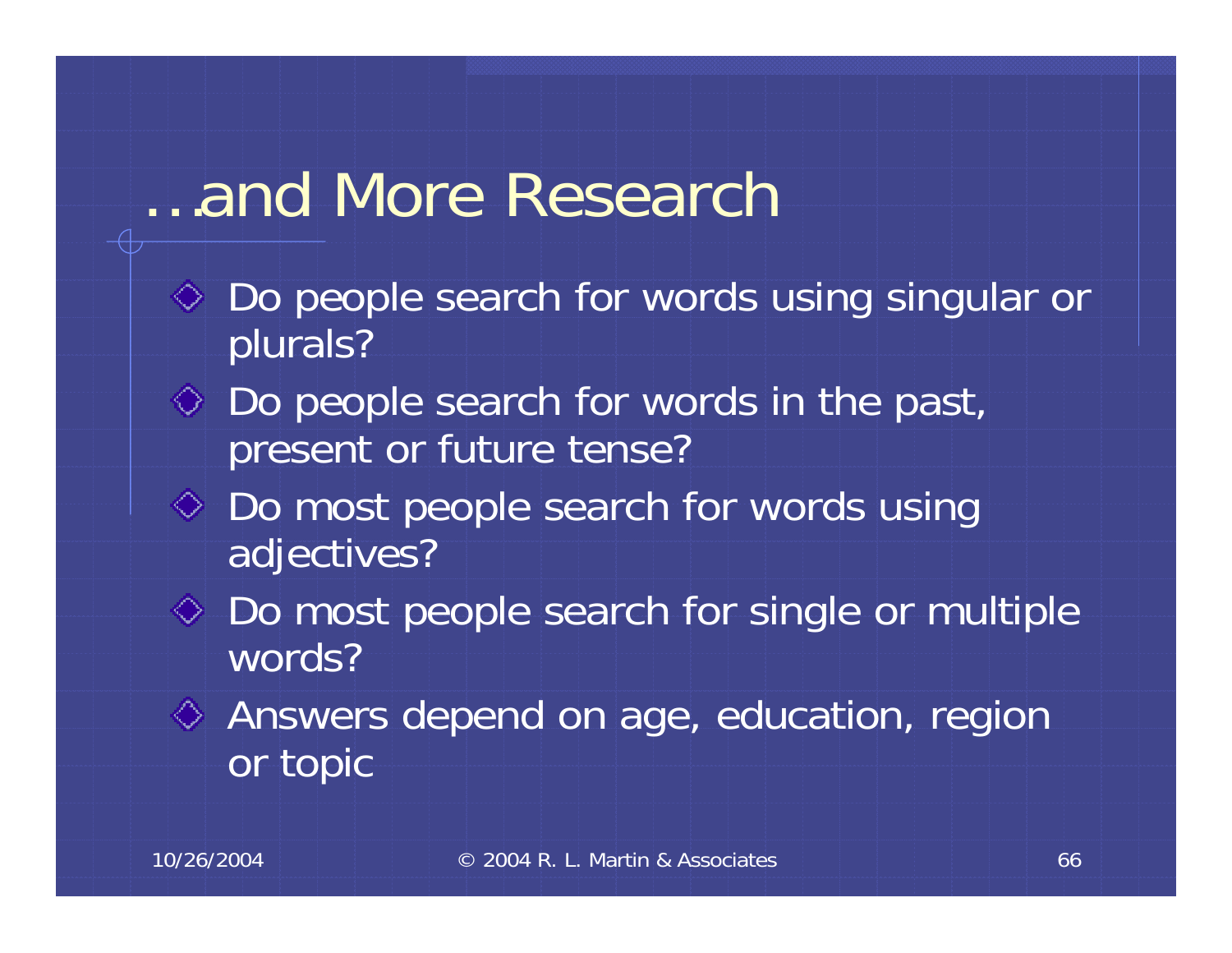# …and More Research

- Do people search for words using singular or plurals?
- Do people search for words in the past, present or future tense?
- Do most people search for words using adjectives?
- Do most people search for single or multiple words?
- Answers depend on age, education, region or topic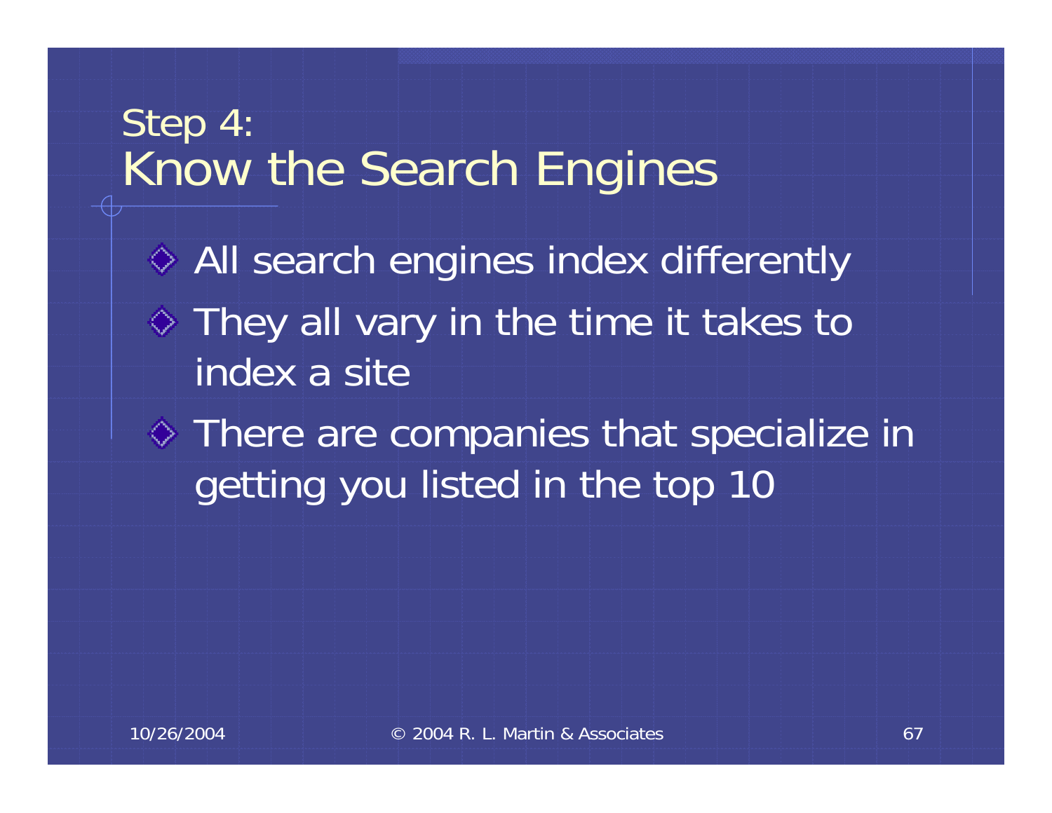# Step 4:
# Know the Search Engines

- All search engines index differently
- They all vary in the time it takes to index a site
- There are companies that specialize in getting you listed in the top 10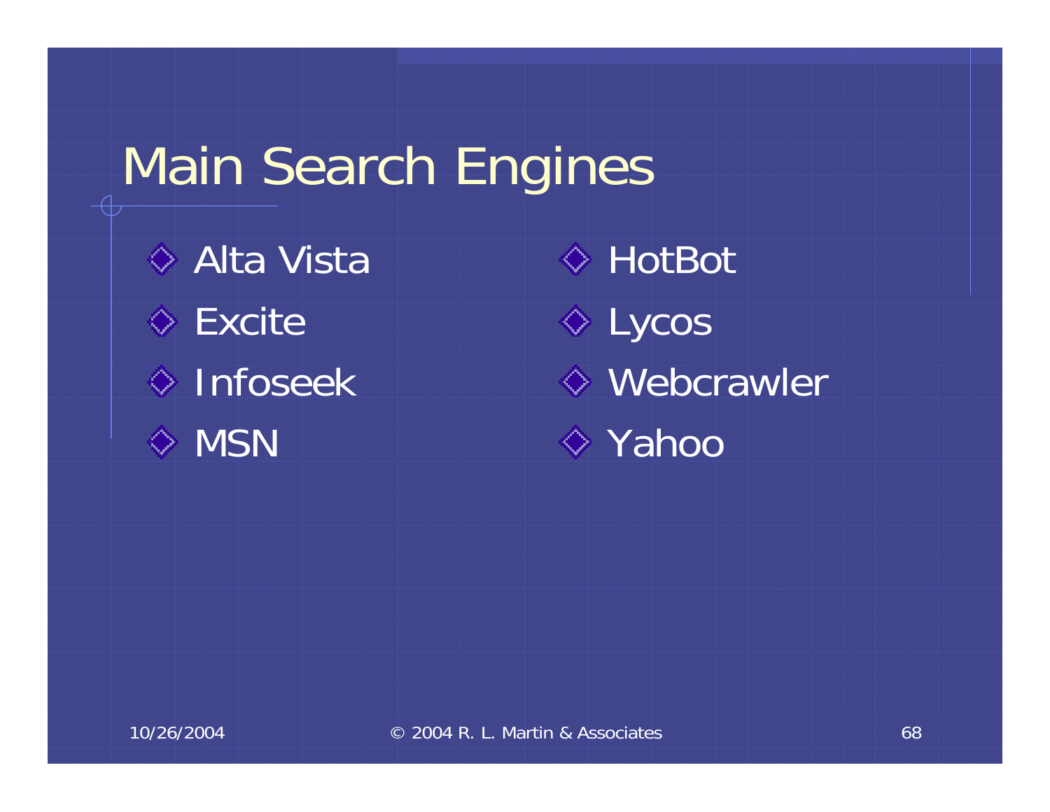# Main Search Engines

- Alta Vista
- Excite
- Infoseek
- MSN
- HotBot
- Lycos
- Webcrawler
- Yahoo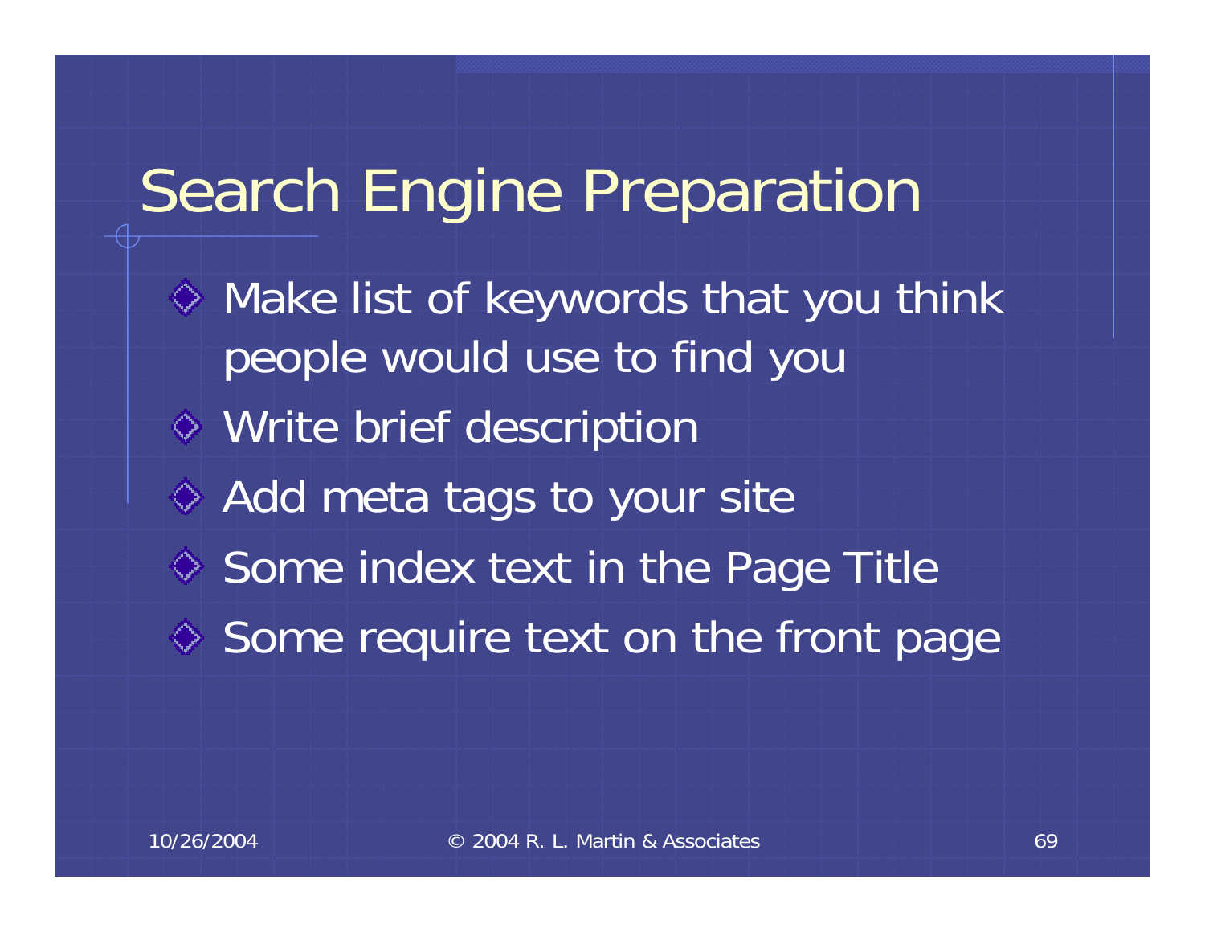# Search Engine Preparation

- Make list of keywords that you think people would use to find you
- Write brief description
- Add meta tags to your site
- Some index text in the Page Title
- Some require text on the front page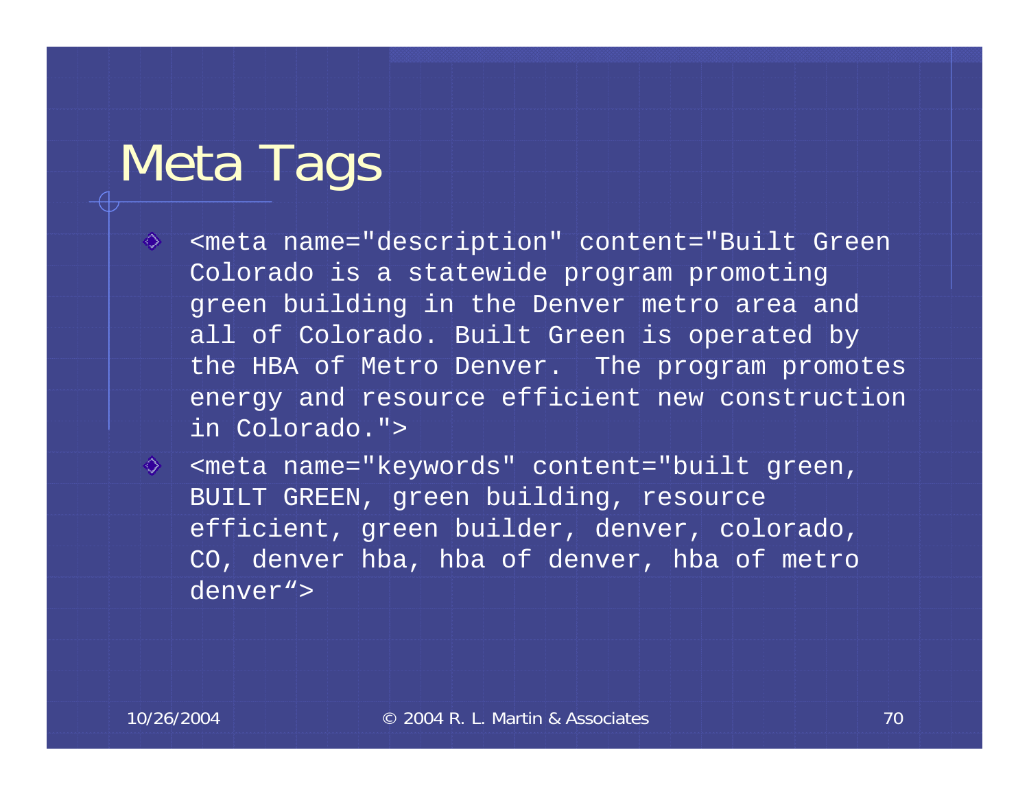# Meta Tags

- `<meta name="description" content="Built Green Colorado is a statewide program promoting green building in the Denver metro area and all of Colorado. Built Green is operated by the HBA of Metro Denver.  The program promotes energy and resource efficient new construction in Colorado.">`
- `<meta name="keywords" content="built green, BUILT GREEN, green building, resource efficient, green builder, denver, colorado, CO, denver hba, hba of denver, hba of metro denver“>`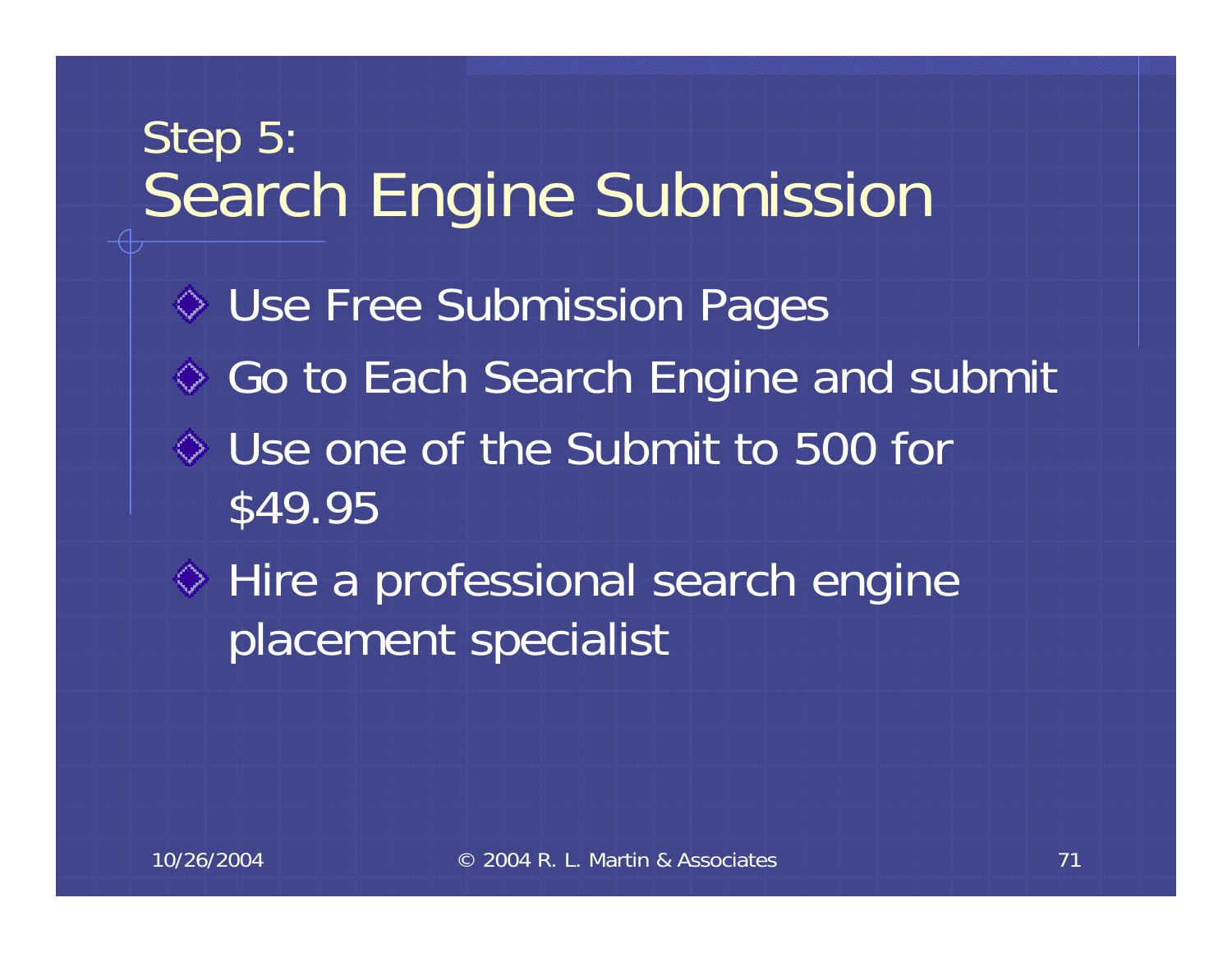# Step 5: Search Engine Submission

- Use Free Submission Pages
- Go to Each Search Engine and submit
- Use one of the Submit to 500 for $49.95
- Hire a professional search engine placement specialist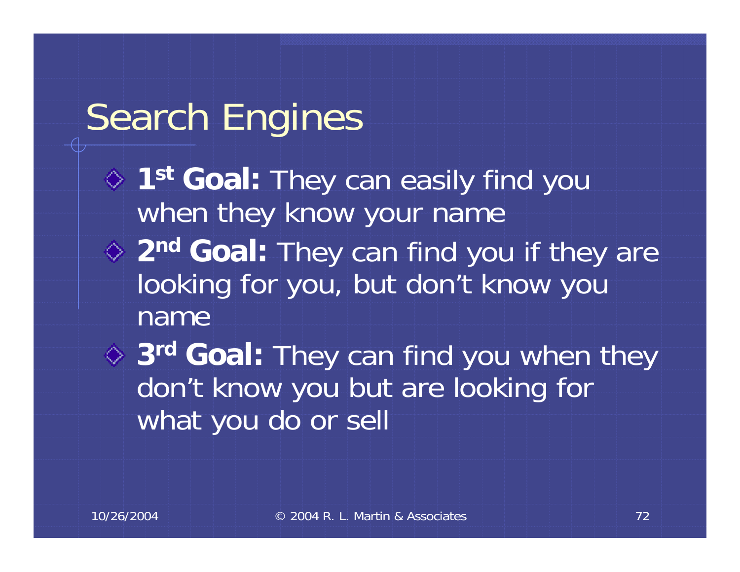# Search Engines

- **1st Goal:** They can easily find you when they know your name
- **2nd Goal:** They can find you if they are looking for you, but don't know you name
- **3rd Goal:** They can find you when they don't know you but are looking for what you do or sell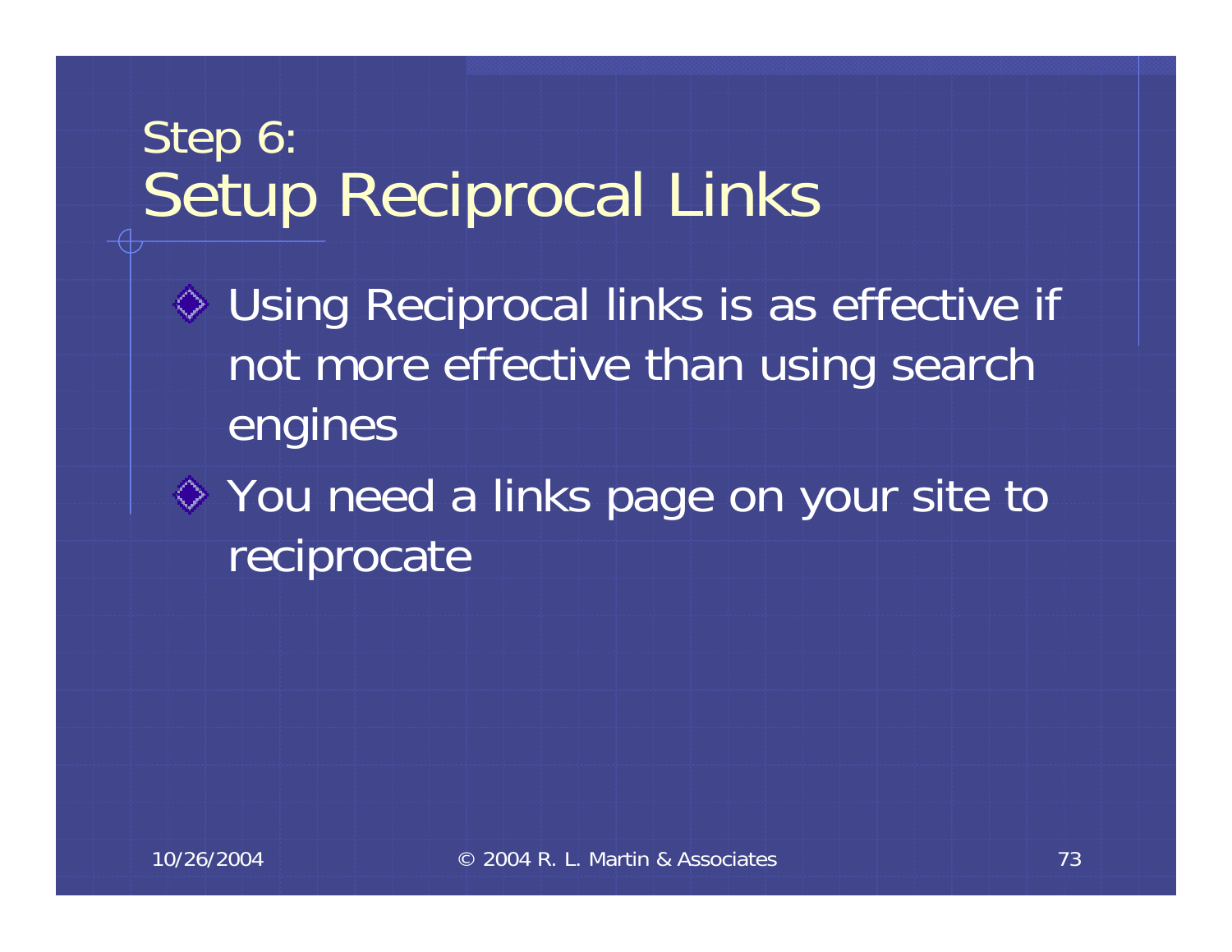# Step 6: Setup Reciprocal Links

- Using Reciprocal links is as effective if not more effective than using search engines
- You need a links page on your site to reciprocate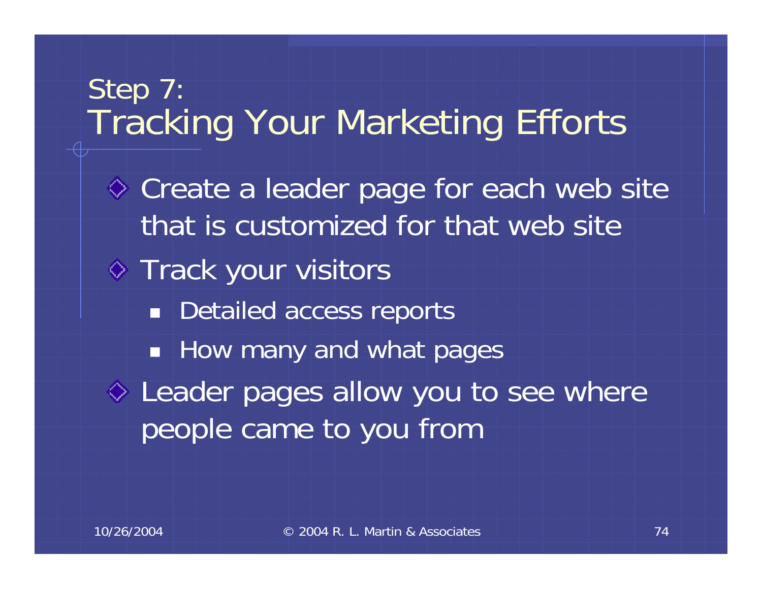# Step 7: Tracking Your Marketing Efforts

- Create a leader page for each web site that is customized for that web site
- Track your visitors
  - Detailed access reports
  - How many and what pages
- Leader pages allow you to see where people came to you from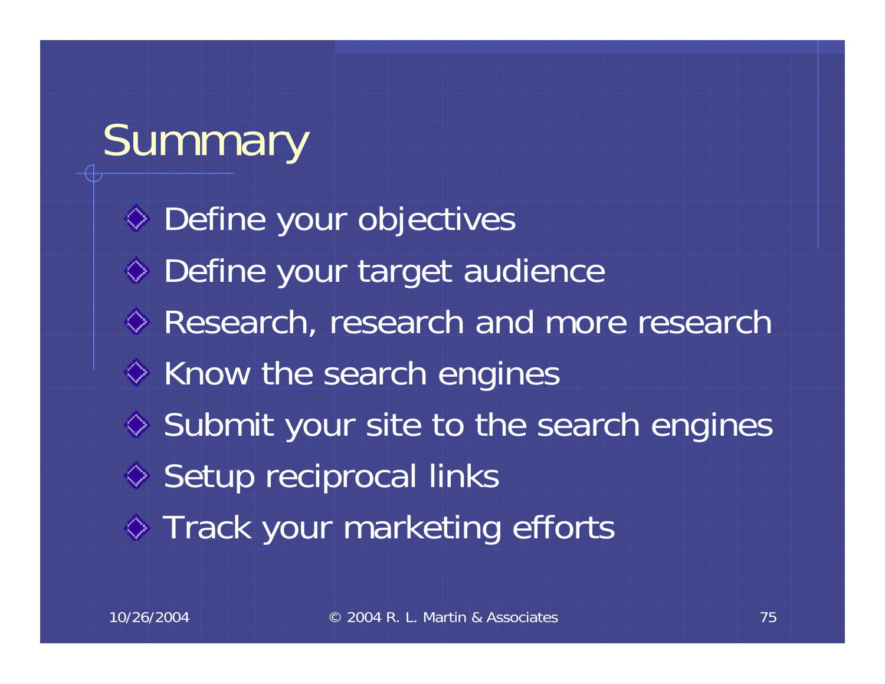# Summary

- Define your objectives
- Define your target audience
- Research, research and more research
- Know the search engines
- Submit your site to the search engines
- Setup reciprocal links
- Track your marketing efforts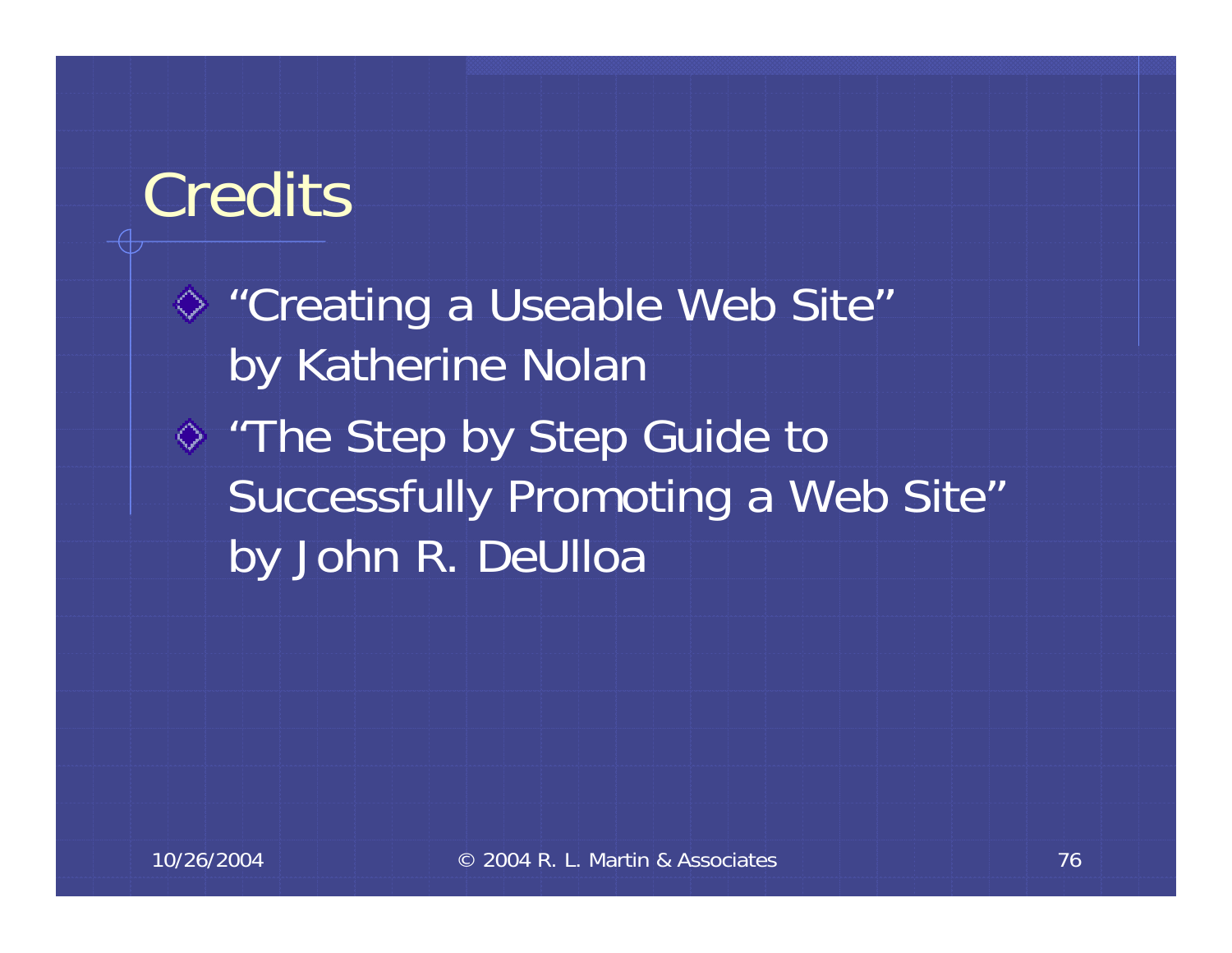# Credits

- “Creating a Useable Web Site” by Katherine Nolan
- “The Step by Step Guide to Successfully Promoting a Web Site” by John R. DeUlloa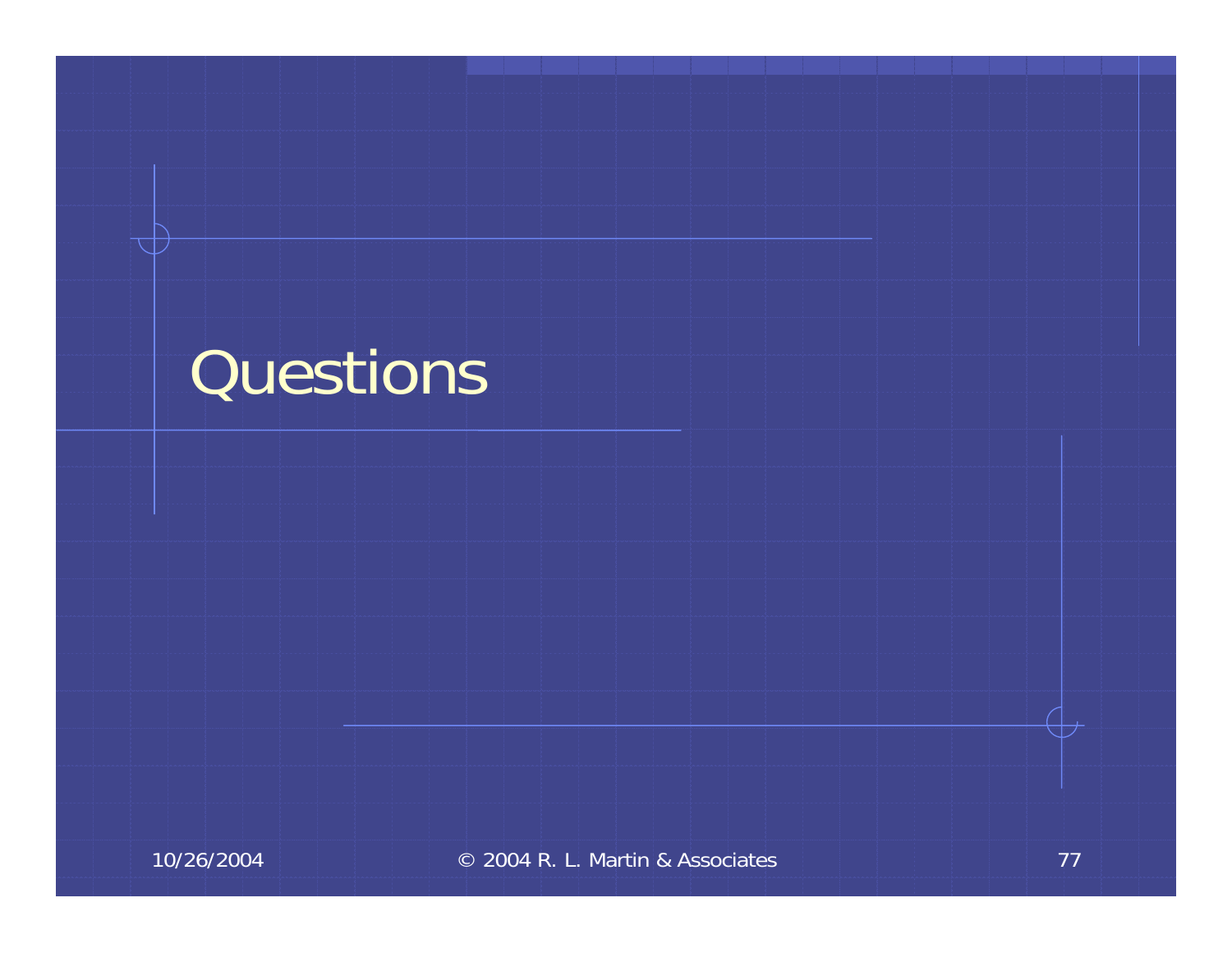# Questions